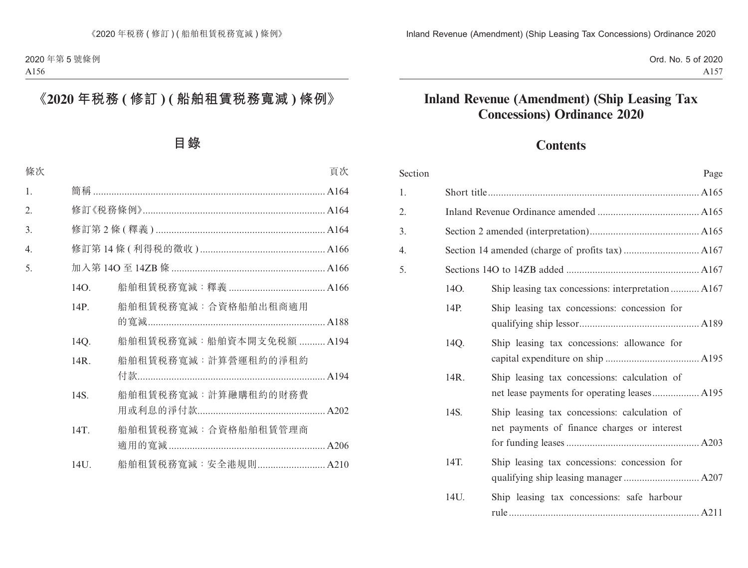# 《2020 年稅務 ( 修訂 ) ( 船舶租賃稅務寬減 ) 條例》

## 目錄

| 條次 | | | 頁次 |
|---|---|---|---|
| 1. | 簡稱 | | A164 |
| 2. | 修訂《稅務條例》 | | A164 |
| 3. | 修訂第 2 條 ( 釋義 ) | | A164 |
| 4. | 修訂第 14 條 ( 利得稅的徵收 ) | | A166 |
| 5. | 加入第 14O 至 14ZB 條 | | A166 |
| | 14O. | 船舶租賃稅務寬減：釋義 | A166 |
| | 14P. | 船舶租賃稅務寬減：合資格船舶出租商適用的寬減 | A188 |
| | 14Q. | 船舶租賃稅務寬減：船舶資本開支免稅額 | A194 |
| | 14R. | 船舶租賃稅務寬減：計算營運租約的淨租約付款 | A194 |
| | 14S. | 船舶租賃稅務寬減：計算融購租約的財務費用或利息的淨付款 | A202 |
| | 14T. | 船舶租賃稅務寬減：合資格船舶租賃管理商適用的寬減 | A206 |
| | 14U. | 船舶租賃稅務寬減：安全港規則 | A210 |

# Inland Revenue (Amendment) (Ship Leasing Tax Concessions) Ordinance 2020

## Contents

| Section | | | Page |
|---|---|---|---|
| 1. | Short title | | A165 |
| 2. | Inland Revenue Ordinance amended | | A165 |
| 3. | Section 2 amended (interpretation) | | A165 |
| 4. | Section 14 amended (charge of profits tax) | | A167 |
| 5. | Sections 14O to 14ZB added | | A167 |
| | 14O. | Ship leasing tax concessions: interpretation | A167 |
| | 14P. | Ship leasing tax concessions: concession for qualifying ship lessor | A189 |
| | 14Q. | Ship leasing tax concessions: allowance for capital expenditure on ship | A195 |
| | 14R. | Ship leasing tax concessions: calculation of net lease payments for operating leases | A195 |
| | 14S. | Ship leasing tax concessions: calculation of net payments of finance charges or interest for funding leases | A203 |
| | 14T. | Ship leasing tax concessions: concession for qualifying ship leasing manager | A207 |
| | 14U. | Ship leasing tax concessions: safe harbour rule | A211 |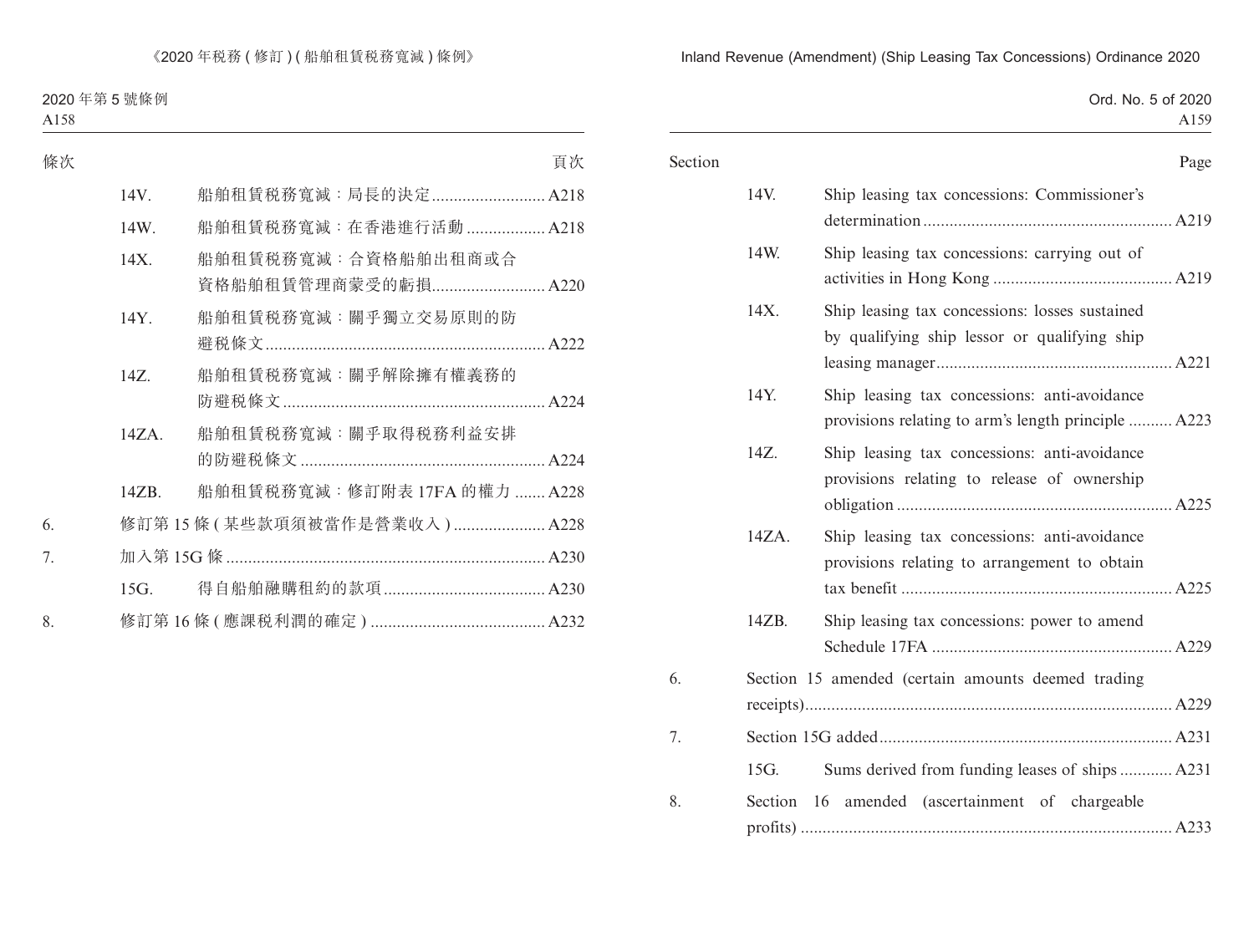| 條次 | | | 頁次 |
|---|---|---|---|
| | 14V. | 船舶租賃稅務寬減：局長的決定 | A218 |
| | 14W. | 船舶租賃稅務寬減：在香港進行活動 | A218 |
| | 14X. | 船舶租賃稅務寬減：合資格船舶出租商或合資格船舶租賃管理商蒙受的虧損 | A220 |
| | 14Y. | 船舶租賃稅務寬減：關乎獨立交易原則的防避稅條文 | A222 |
| | 14Z. | 船舶租賃稅務寬減：關乎解除擁有權義務的防避稅條文 | A224 |
| | 14ZA. | 船舶租賃稅務寬減：關乎取得稅務利益安排的防避稅條文 | A224 |
| | 14ZB. | 船舶租賃稅務寬減：修訂附表 17FA 的權力 | A228 |
| 6. | 修訂第 15 條 (某些款項須被當作是營業收入) | | A228 |
| 7. | 加入第 15G 條 | | A230 |
| | 15G. | 得自船舶融購租約的款項 | A230 |
| 8. | 修訂第 16 條 (應課稅利潤的確定) | | A232 |

| Section | | | Page |
|---|---|---|---|
| | 14V. | Ship leasing tax concessions: Commissioner's determination | A219 |
| | 14W. | Ship leasing tax concessions: carrying out of activities in Hong Kong | A219 |
| | 14X. | Ship leasing tax concessions: losses sustained by qualifying ship lessor or qualifying ship leasing manager | A221 |
| | 14Y. | Ship leasing tax concessions: anti-avoidance provisions relating to arm's length principle | A223 |
| | 14Z. | Ship leasing tax concessions: anti-avoidance provisions relating to release of ownership obligation | A225 |
| | 14ZA. | Ship leasing tax concessions: anti-avoidance provisions relating to arrangement to obtain tax benefit | A225 |
| | 14ZB. | Ship leasing tax concessions: power to amend Schedule 17FA | A229 |
| 6. | Section 15 amended (certain amounts deemed trading receipts) | | A229 |
| 7. | Section 15G added | | A231 |
| | 15G. | Sums derived from funding leases of ships | A231 |
| 8. | Section 16 amended (ascertainment of chargeable profits) | | A233 |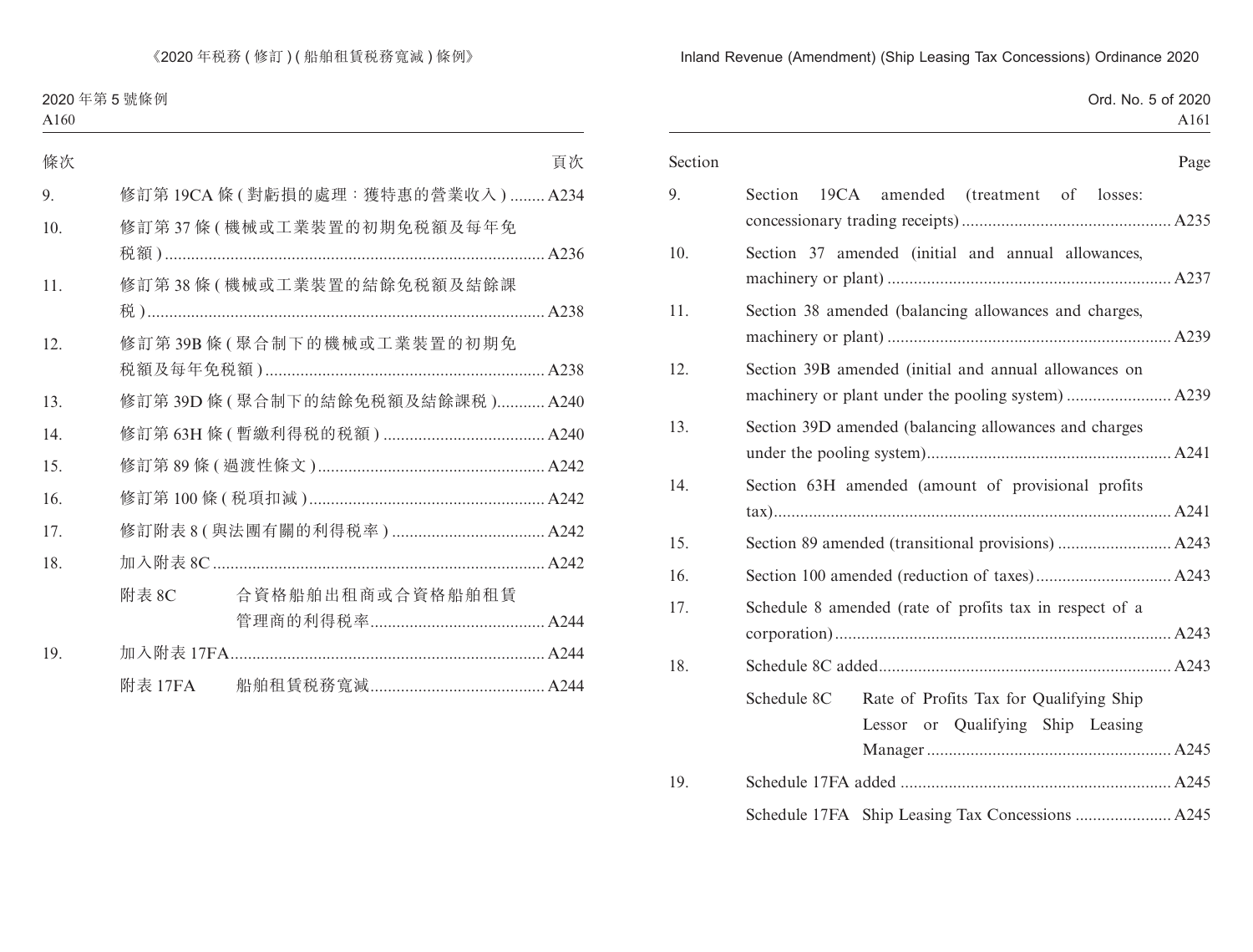| 條次 | | 頁次 |
|---|---|---|
| 9. | 修訂第 19CA 條 (對虧損的處理：獲特惠的營業收入) | A234 |
| 10. | 修訂第 37 條 (機械或工業裝置的初期免稅額及每年免稅額) | A236 |
| 11. | 修訂第 38 條 (機械或工業裝置的結餘免稅額及結餘課稅) | A238 |
| 12. | 修訂第 39B 條 (聚合制下的機械或工業裝置的初期免稅額及每年免稅額) | A238 |
| 13. | 修訂第 39D 條 (聚合制下的結餘免稅額及結餘課稅) | A240 |
| 14. | 修訂第 63H 條 (暫繳利得稅的稅額) | A240 |
| 15. | 修訂第 89 條 (過渡性條文) | A242 |
| 16. | 修訂第 100 條 (稅項扣減) | A242 |
| 17. | 修訂附表 8 (與法團有關的利得稅率) | A242 |
| 18. | 加入附表 8C | A242 |
| | 附表 8C　合資格船舶出租商或合資格船舶租賃管理商的利得稅率 | A244 |
| 19. | 加入附表 17FA | A244 |
| | 附表 17FA　船舶租賃稅務寬減 | A244 |

| Section | | Page |
|---|---|---|
| 9. | Section 19CA amended (treatment of losses: concessionary trading receipts) | A235 |
| 10. | Section 37 amended (initial and annual allowances, machinery or plant) | A237 |
| 11. | Section 38 amended (balancing allowances and charges, machinery or plant) | A239 |
| 12. | Section 39B amended (initial and annual allowances on machinery or plant under the pooling system) | A239 |
| 13. | Section 39D amended (balancing allowances and charges under the pooling system) | A241 |
| 14. | Section 63H amended (amount of provisional profits tax) | A241 |
| 15. | Section 89 amended (transitional provisions) | A243 |
| 16. | Section 100 amended (reduction of taxes) | A243 |
| 17. | Schedule 8 amended (rate of profits tax in respect of a corporation) | A243 |
| 18. | Schedule 8C added | A243 |
| | Schedule 8C　Rate of Profits Tax for Qualifying Ship Lessor or Qualifying Ship Leasing Manager | A245 |
| 19. | Schedule 17FA added | A245 |
| | Schedule 17FA　Ship Leasing Tax Concessions | A245 |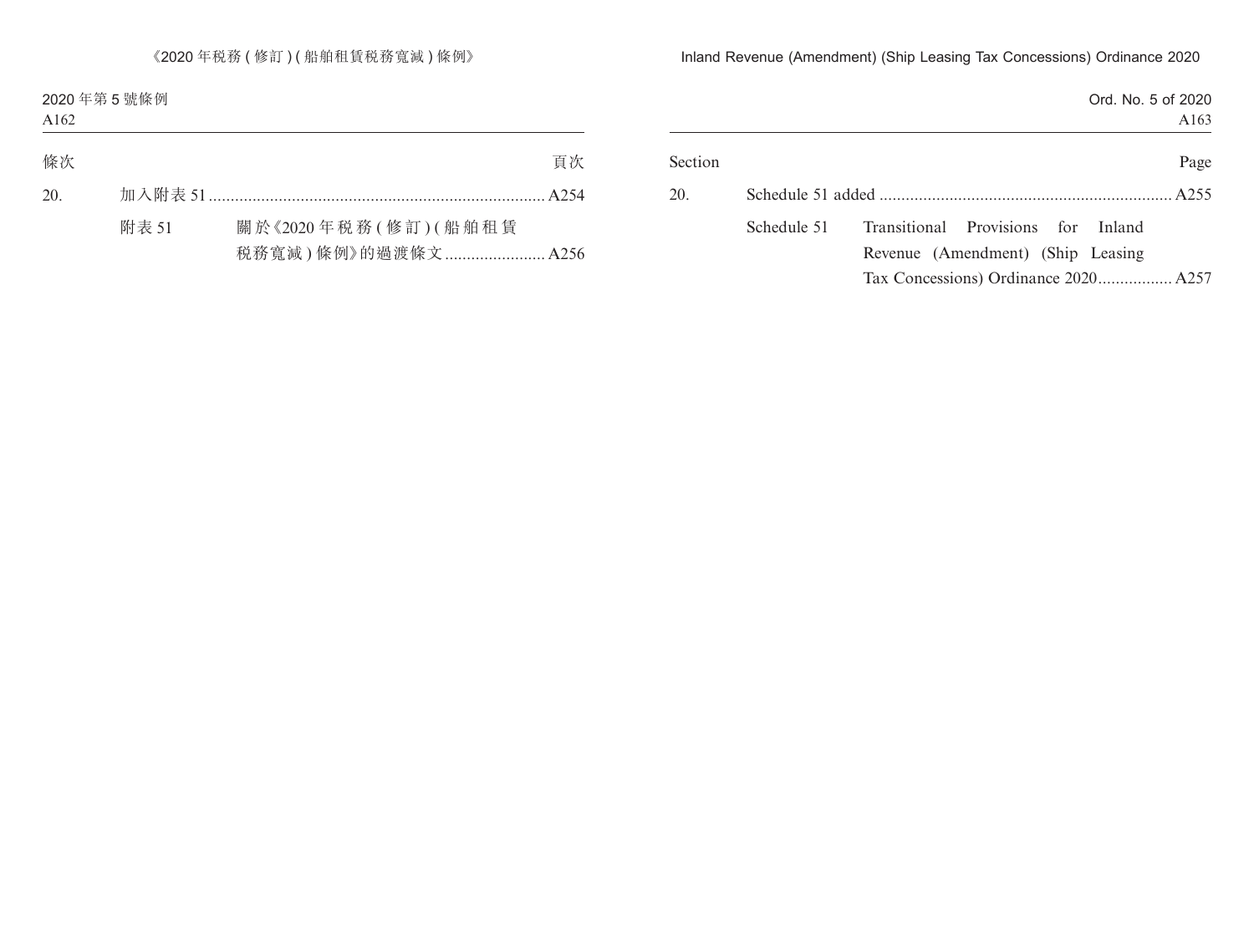| 條次 | | | 頁次 |
|---|---|---|---|
| 20. | 加入附表 51 | | A254 |
| | 附表 51 | 關於《2020 年稅務 ( 修訂 ) ( 船舶租賃稅務寬減 ) 條例》的過渡條文 | A256 |

| Section | | | Page |
|---|---|---|---|
| 20. | Schedule 51 added | | A255 |
| | Schedule 51 | Transitional Provisions for Inland Revenue (Amendment) (Ship Leasing Tax Concessions) Ordinance 2020 | A257 |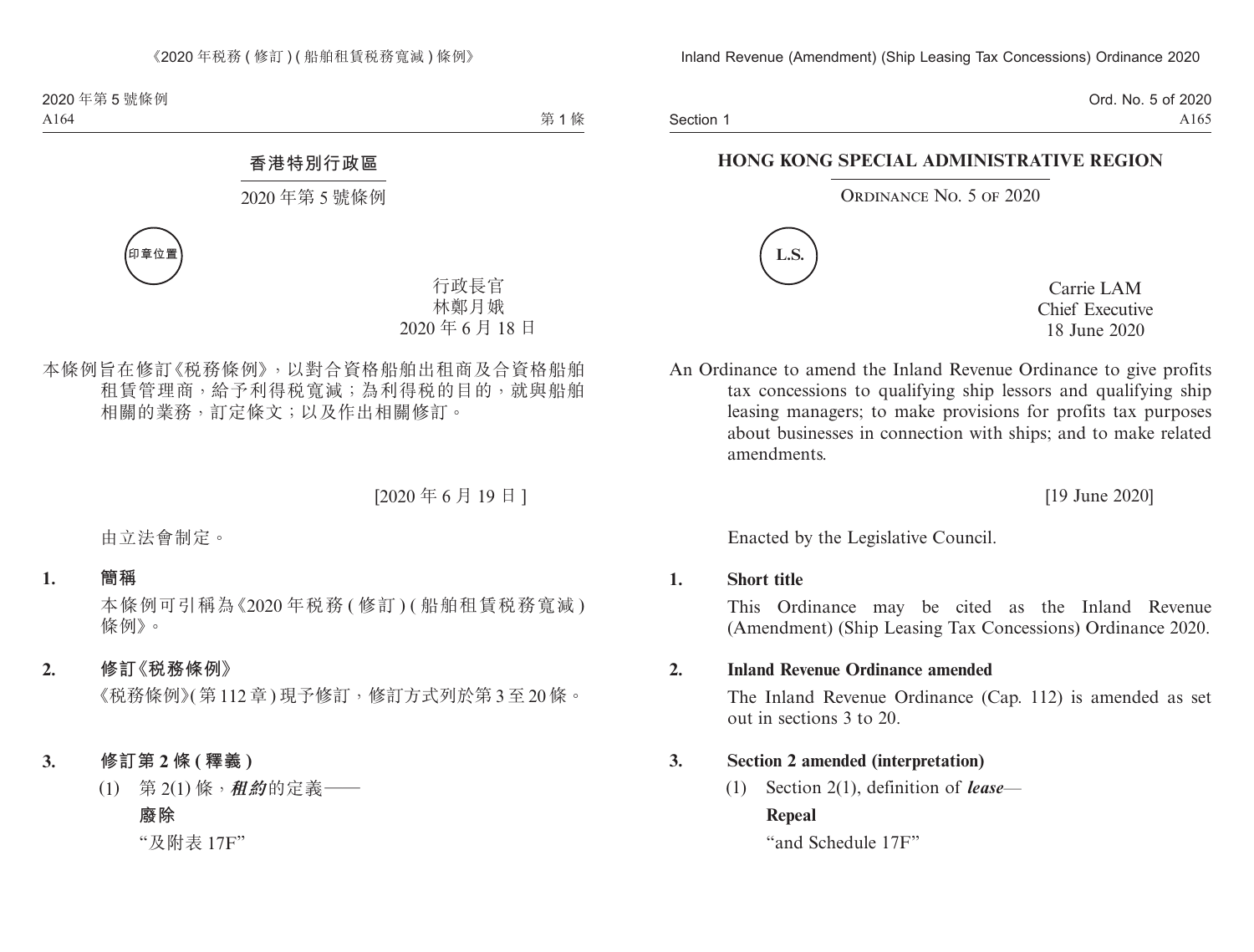# 香港特別行政區

## 2020 年第 5 號條例

印章位置

行政長官
林鄭月娥
2020 年 6 月 18 日

本條例旨在修訂《税務條例》，以對合資格船舶出租商及合資格船舶租賃管理商，給予利得税寬減；為利得税的目的，就與船舶相關的業務，訂定條文；以及作出相關修訂。

[2020 年 6 月 19 日]

由立法會制定。

**1. 簡稱**

本條例可引稱為《2020 年税務 (修訂) (船舶租賃税務寬減) 條例》。

**2. 修訂《税務條例》**

《税務條例》(第 112 章) 現予修訂，修訂方式列於第 3 至 20 條。

**3. 修訂第 2 條 (釋義)**

(1) 第 2(1) 條，***租約***的定義——

**廢除**

"及附表 17F"

# HONG KONG SPECIAL ADMINISTRATIVE REGION

## Ordinance No. 5 of 2020

L.S.

Carrie LAM
Chief Executive
18 June 2020

An Ordinance to amend the Inland Revenue Ordinance to give profits tax concessions to qualifying ship lessors and qualifying ship leasing managers; to make provisions for profits tax purposes about businesses in connection with ships; and to make related amendments.

[19 June 2020]

Enacted by the Legislative Council.

**1. Short title**

This Ordinance may be cited as the Inland Revenue (Amendment) (Ship Leasing Tax Concessions) Ordinance 2020.

**2. Inland Revenue Ordinance amended**

The Inland Revenue Ordinance (Cap. 112) is amended as set out in sections 3 to 20.

**3. Section 2 amended (interpretation)**

(1) Section 2(1), definition of ***lease***—

**Repeal**

"and Schedule 17F"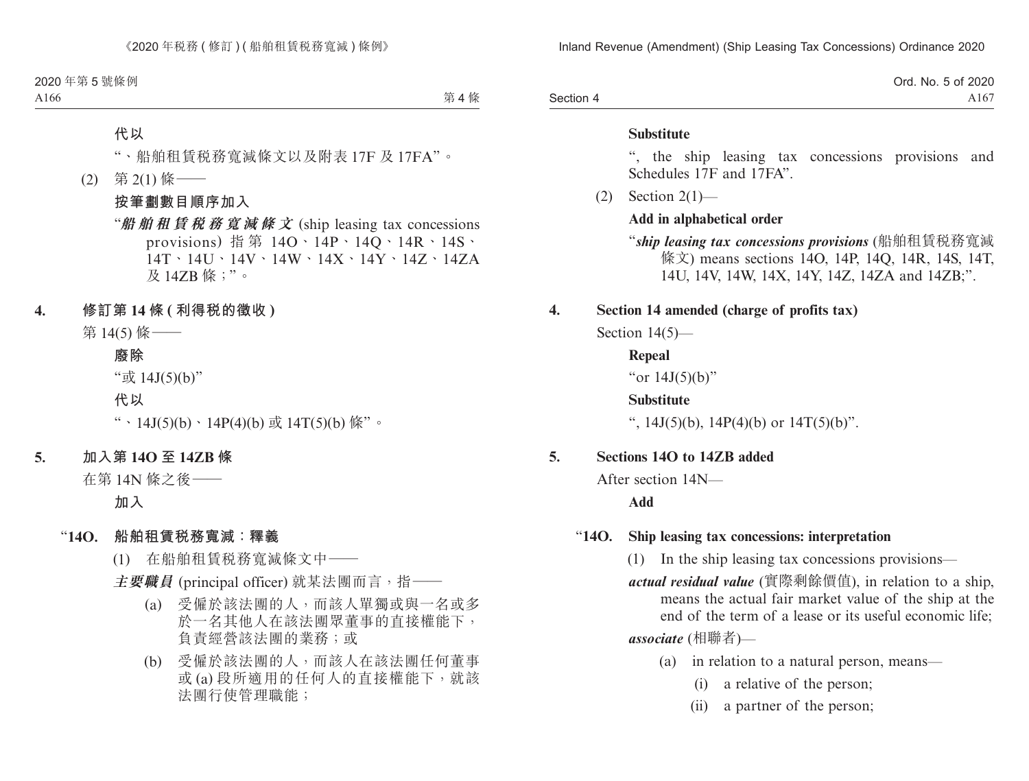**代以**

“、船舶租賃稅務寬減條文以及附表 17F 及 17FA”。

(2) 第 2(1) 條——

**按筆劃數目順序加入**

“***船舶租賃稅務寬減條文*** (ship leasing tax concessions provisions) 指第 14O、14P、14Q、14R、14S、14T、14U、14V、14W、14X、14Y、14Z、14ZA 及 14ZB 條;”。

**4. 修訂第 14 條 (利得稅的徵收)**

第 14(5) 條——

**廢除**

“或 14J(5)(b)”

**代以**

“、14J(5)(b)、14P(4)(b) 或 14T(5)(b) 條”。

**5. 加入第 14O 至 14ZB 條**

在第 14N 條之後——

**加入**

“**14O. 船舶租賃稅務寬減:釋義**

(1) 在船舶租賃稅務寬減條文中——

***主要職員*** (principal officer) 就某法團而言,指——

(a) 受僱於該法團的人,而該人單獨或與一名或多於一名其他人在該法團眾董事的直接權能下,負責經營該法團的業務;或

(b) 受僱於該法團的人,而該人在該法團任何董事或 (a) 段所適用的任何人的直接權能下,就該法團行使管理職能;

**Substitute**

“, the ship leasing tax concessions provisions and Schedules 17F and 17FA”.

(2) Section 2(1)—

**Add in alphabetical order**

“***ship leasing tax concessions provisions*** (船舶租賃稅務寬減條文) means sections 14O, 14P, 14Q, 14R, 14S, 14T, 14U, 14V, 14W, 14X, 14Y, 14Z, 14ZA and 14ZB;”.

**4. Section 14 amended (charge of profits tax)**

Section 14(5)—

**Repeal**

“or 14J(5)(b)”

**Substitute**

“, 14J(5)(b), 14P(4)(b) or 14T(5)(b)”.

**5. Sections 14O to 14ZB added**

After section 14N—

**Add**

“**14O. Ship leasing tax concessions: interpretation**

(1) In the ship leasing tax concessions provisions—

***actual residual value*** (實際剩餘價值), in relation to a ship, means the actual fair market value of the ship at the end of the term of a lease or its useful economic life;

***associate*** (相聯者)—

(a) in relation to a natural person, means—

(i) a relative of the person;

(ii) a partner of the person;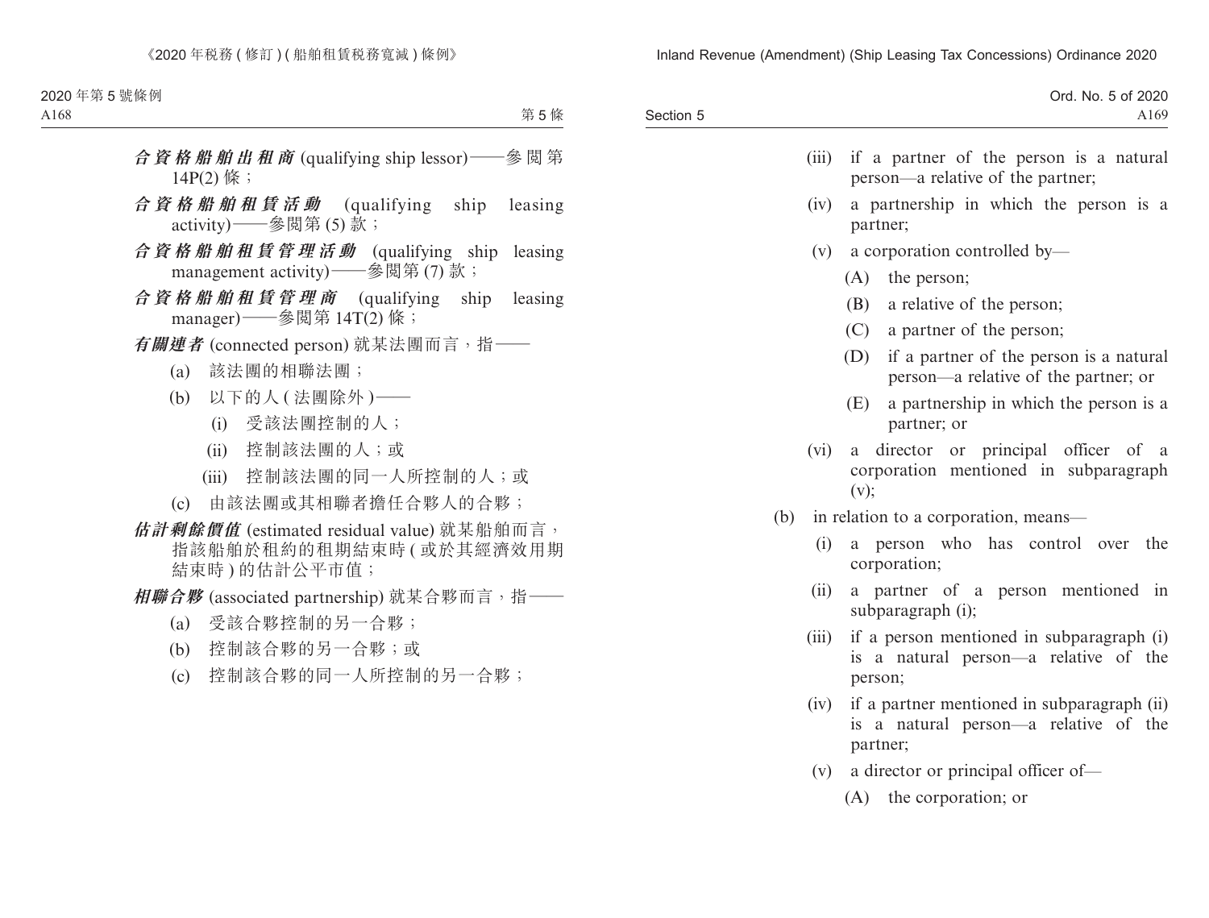***合資格船舶出租商*** (qualifying ship lessor)——參閱第 14P(2) 條；

***合資格船舶租賃活動*** (qualifying ship leasing activity)——參閱第 (5) 款；

***合資格船舶租賃管理活動*** (qualifying ship leasing management activity)——參閱第 (7) 款；

***合資格船舶租賃管理商*** (qualifying ship leasing manager)——參閱第 14T(2) 條；

***有關連者*** (connected person) 就某法團而言，指——

- (a) 該法團的相聯法團；
- (b) 以下的人 (法團除外)——
  - (i) 受該法團控制的人；
  - (ii) 控制該法團的人；或
  - (iii) 控制該法團的同一人所控制的人；或
- (c) 由該法團或其相聯者擔任合夥人的合夥；

***估計剩餘價值*** (estimated residual value) 就某船舶而言，指該船舶於租約的租期結束時 (或於其經濟效用期結束時) 的估計公平市值；

***相聯合夥*** (associated partnership) 就某合夥而言，指——

- (a) 受該合夥控制的另一合夥；
- (b) 控制該合夥的另一合夥；或
- (c) 控制該合夥的同一人所控制的另一合夥；

---

- (iii) if a partner of the person is a natural person—a relative of the partner;
- (iv) a partnership in which the person is a partner;
- (v) a corporation controlled by—
  - (A) the person;
  - (B) a relative of the person;
  - (C) a partner of the person;
  - (D) if a partner of the person is a natural person—a relative of the partner; or
  - (E) a partnership in which the person is a partner; or
- (vi) a director or principal officer of a corporation mentioned in subparagraph (v);

(b) in relation to a corporation, means—

- (i) a person who has control over the corporation;
- (ii) a partner of a person mentioned in subparagraph (i);
- (iii) if a person mentioned in subparagraph (i) is a natural person—a relative of the person;
- (iv) if a partner mentioned in subparagraph (ii) is a natural person—a relative of the partner;
- (v) a director or principal officer of—
  - (A) the corporation; or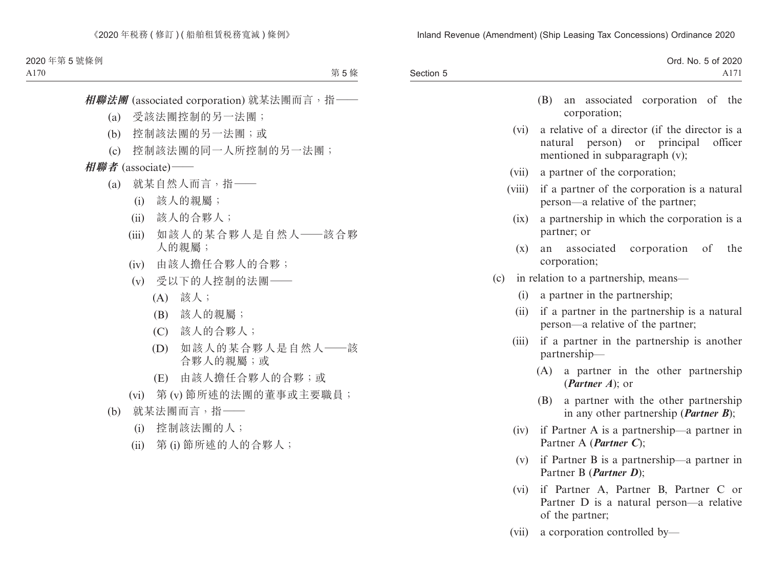***相聯法團*** (associated corporation) 就某法團而言，指——

(a) 受該法團控制的另一法團；

(b) 控制該法團的另一法團；或

(c) 控制該法團的同一人所控制的另一法團；

***相聯者*** (associate)——

(a) 就某自然人而言，指——

(i) 該人的親屬；

(ii) 該人的合夥人；

(iii) 如該人的某合夥人是自然人——該合夥人的親屬；

(iv) 由該人擔任合夥人的合夥；

(v) 受以下的人控制的法團——

(A) 該人；

(B) 該人的親屬；

(C) 該人的合夥人；

(D) 如該人的某合夥人是自然人——該合夥人的親屬；或

(E) 由該人擔任合夥人的合夥；或

(vi) 第 (v) 節所述的法團的董事或主要職員；

(b) 就某法團而言，指——

(i) 控制該法團的人；

(ii) 第 (i) 節所述的人的合夥人；

(B) an associated corporation of the corporation;

(vi) a relative of a director (if the director is a natural person) or principal officer mentioned in subparagraph (v);

(vii) a partner of the corporation;

(viii) if a partner of the corporation is a natural person—a relative of the partner;

(ix) a partnership in which the corporation is a partner; or

(x) an associated corporation of the corporation;

(c) in relation to a partnership, means—

(i) a partner in the partnership;

(ii) if a partner in the partnership is a natural person—a relative of the partner;

(iii) if a partner in the partnership is another partnership—

(A) a partner in the other partnership (***Partner A***); or

(B) a partner with the other partnership in any other partnership (***Partner B***);

(iv) if Partner A is a partnership—a partner in Partner A (***Partner C***);

(v) if Partner B is a partnership—a partner in Partner B (***Partner D***);

(vi) if Partner A, Partner B, Partner C or Partner D is a natural person—a relative of the partner;

(vii) a corporation controlled by—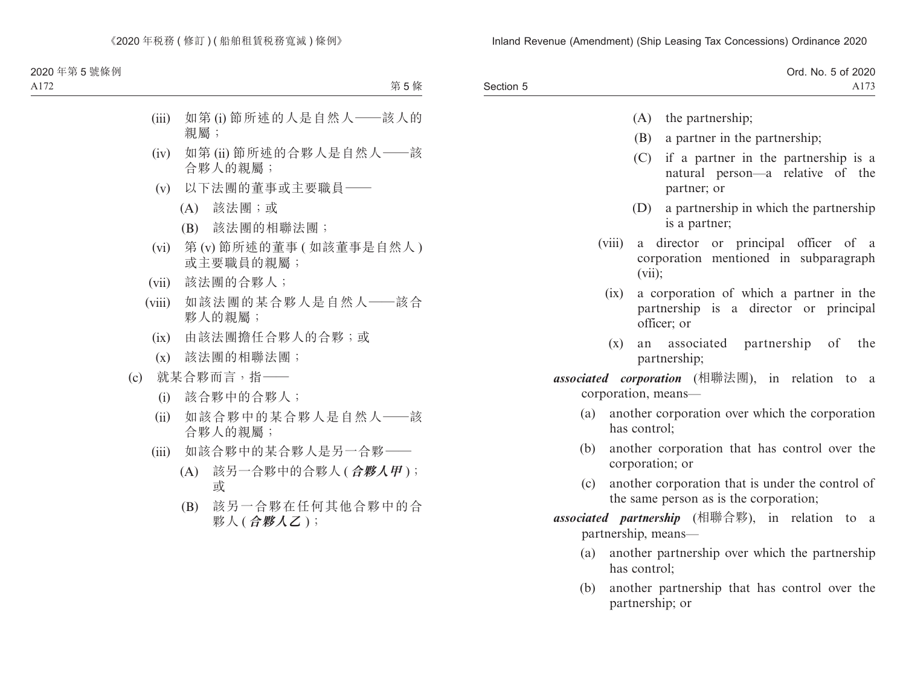(iii) 如第 (i) 節所述的人是自然人——該人的親屬；

(iv) 如第 (ii) 節所述的合夥人是自然人——該合夥人的親屬；

(v) 以下法團的董事或主要職員——

(A) 該法團；或

(B) 該法團的相聯法團；

(vi) 第 (v) 節所述的董事 ( 如該董事是自然人 ) 或主要職員的親屬；

(vii) 該法團的合夥人；

(viii) 如該法團的某合夥人是自然人——該合夥人的親屬；

(ix) 由該法團擔任合夥人的合夥；或

(x) 該法團的相聯法團；

(c) 就某合夥而言，指——

(i) 該合夥中的合夥人；

(ii) 如該合夥中的某合夥人是自然人——該合夥人的親屬；

(iii) 如該合夥中的某合夥人是另一合夥——

(A) 該另一合夥中的合夥人 ( ***合夥人甲*** )；或

(B) 該另一合夥在任何其他合夥中的合夥人 ( ***合夥人乙*** )；

(A) the partnership;

(B) a partner in the partnership;

(C) if a partner in the partnership is a natural person—a relative of the partner; or

(D) a partnership in which the partnership is a partner;

(viii) a director or principal officer of a corporation mentioned in subparagraph (vii);

(ix) a corporation of which a partner in the partnership is a director or principal officer; or

(x) an associated partnership of the partnership;

***associated corporation*** (相聯法團), in relation to a corporation, means—

(a) another corporation over which the corporation has control;

(b) another corporation that has control over the corporation; or

(c) another corporation that is under the control of the same person as is the corporation;

***associated partnership*** (相聯合夥), in relation to a partnership, means—

(a) another partnership over which the partnership has control;

(b) another partnership that has control over the partnership; or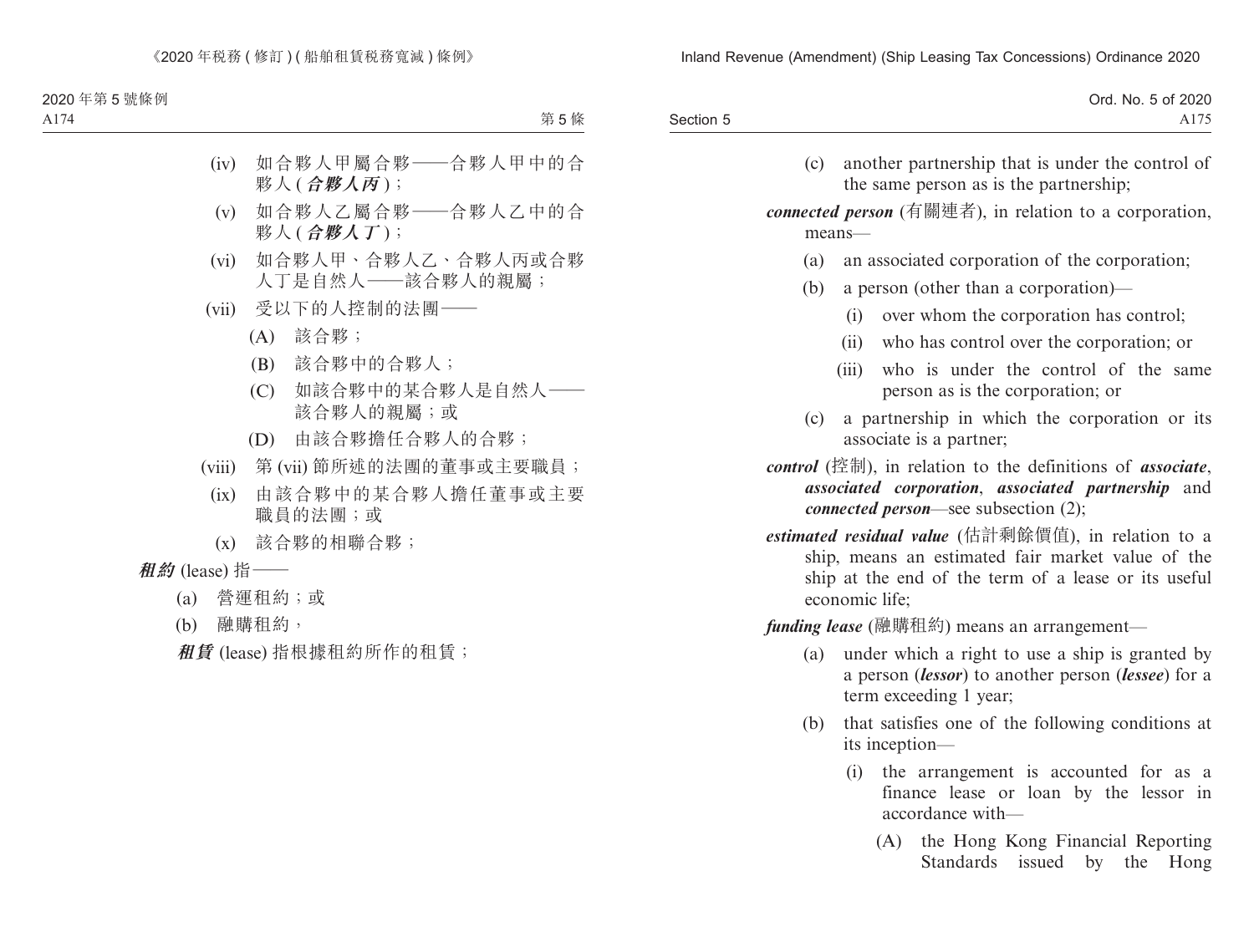(iv) 如合夥人甲屬合夥——合夥人甲中的合夥人 (***合夥人丙***)；

(v) 如合夥人乙屬合夥——合夥人乙中的合夥人 (***合夥人丁***)；

(vi) 如合夥人甲、合夥人乙、合夥人丙或合夥人丁是自然人——該合夥人的親屬；

(vii) 受以下的人控制的法團——

(A) 該合夥；

(B) 該合夥中的合夥人；

(C) 如該合夥中的某合夥人是自然人——該合夥人的親屬；或

(D) 由該合夥擔任合夥人的合夥；

(viii) 第 (vii) 節所述的法團的董事或主要職員；

(ix) 由該合夥中的某合夥人擔任董事或主要職員的法團；或

(x) 該合夥的相聯合夥；

***租約*** (lease) 指——

(a) 營運租約；或

(b) 融購租約，

***租賃*** (lease) 指根據租約所作的租賃；

(c) another partnership that is under the control of the same person as is the partnership;

***connected person*** (有關連者), in relation to a corporation, means—

(a) an associated corporation of the corporation;

(b) a person (other than a corporation)—

(i) over whom the corporation has control;

(ii) who has control over the corporation; or

(iii) who is under the control of the same person as is the corporation; or

(c) a partnership in which the corporation or its associate is a partner;

***control*** (控制), in relation to the definitions of ***associate***, ***associated corporation***, ***associated partnership*** and ***connected person***—see subsection (2);

***estimated residual value*** (估計剩餘價值), in relation to a ship, means an estimated fair market value of the ship at the end of the term of a lease or its useful economic life;

***funding lease*** (融購租約) means an arrangement—

(a) under which a right to use a ship is granted by a person (***lessor***) to another person (***lessee***) for a term exceeding 1 year;

(b) that satisfies one of the following conditions at its inception—

(i) the arrangement is accounted for as a finance lease or loan by the lessor in accordance with—

(A) the Hong Kong Financial Reporting Standards issued by the Hong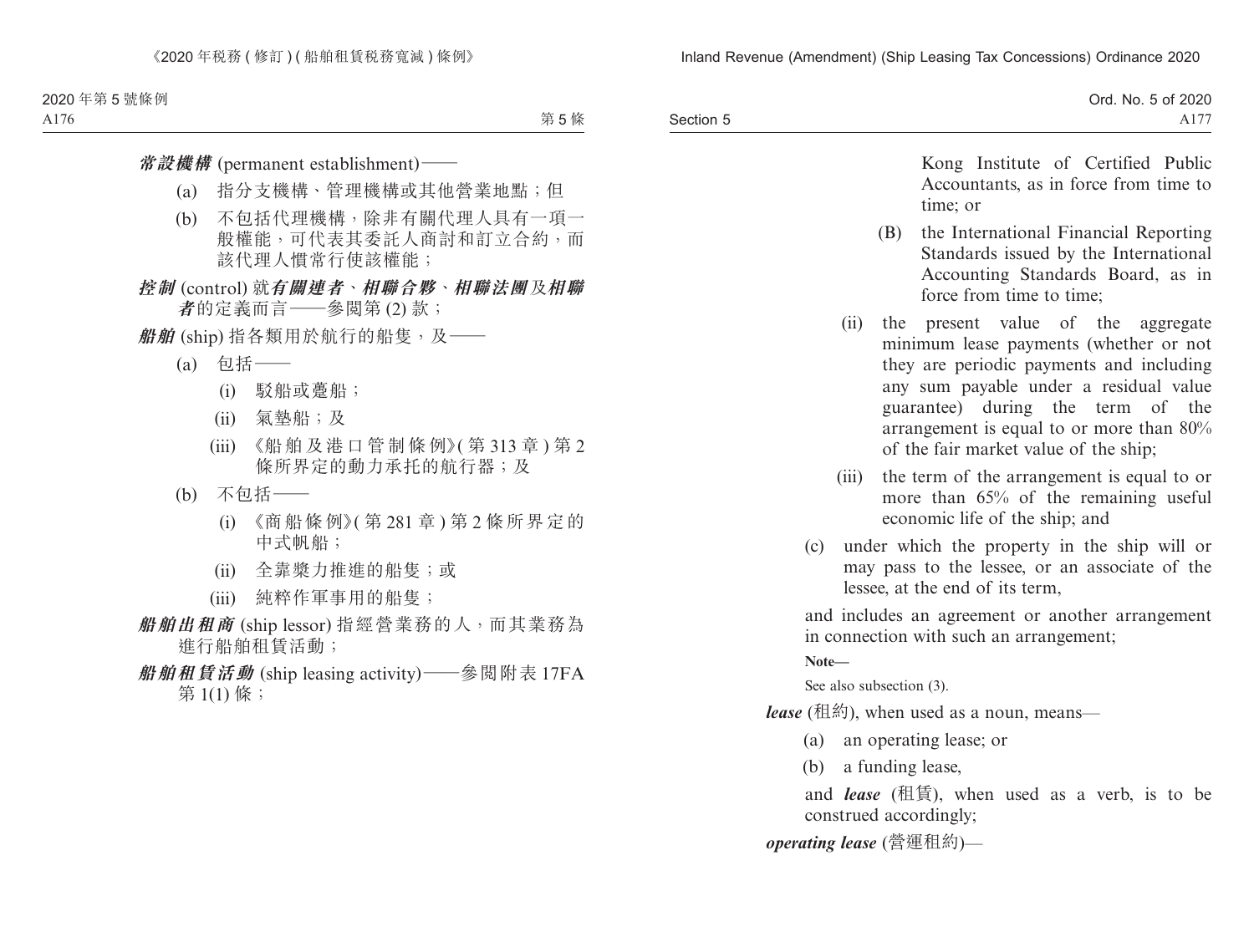***常設機構*** (permanent establishment)——

(a) 指分支機構、管理機構或其他營業地點；但

(b) 不包括代理機構，除非有關代理人具有一項一般權能，可代表其委託人商討和訂立合約，而該代理人慣常行使該權能；

***控制*** (control) 就***有關連者***、***相聯合夥***、***相聯法團***及***相聯者***的定義而言——參閱第 (2) 款；

***船舶*** (ship) 指各類用於航行的船隻，及——

(a) 包括——

(i) 駁船或躉船；

(ii) 氣墊船；及

(iii) 《船舶及港口管制條例》(第 313 章) 第 2 條所界定的動力承托的航行器；及

(b) 不包括——

(i) 《商船條例》(第 281 章) 第 2 條所界定的中式帆船；

(ii) 全靠槳力推進的船隻；或

(iii) 純粹作軍事用的船隻；

***船舶出租商*** (ship lessor) 指經營業務的人，而其業務為進行船舶租賃活動；

***船舶租賃活動*** (ship leasing activity)——參閱附表 17FA 第 1(1) 條；

Kong Institute of Certified Public Accountants, as in force from time to time; or

(B) the International Financial Reporting Standards issued by the International Accounting Standards Board, as in force from time to time;

(ii) the present value of the aggregate minimum lease payments (whether or not they are periodic payments and including any sum payable under a residual value guarantee) during the term of the arrangement is equal to or more than 80% of the fair market value of the ship;

(iii) the term of the arrangement is equal to or more than 65% of the remaining useful economic life of the ship; and

(c) under which the property in the ship will or may pass to the lessee, or an associate of the lessee, at the end of its term,

and includes an agreement or another arrangement in connection with such an arrangement;

**Note—**

See also subsection (3).

***lease*** (租約), when used as a noun, means—

(a) an operating lease; or

(b) a funding lease,

and ***lease*** (租賃), when used as a verb, is to be construed accordingly;

***operating lease*** (營運租約)—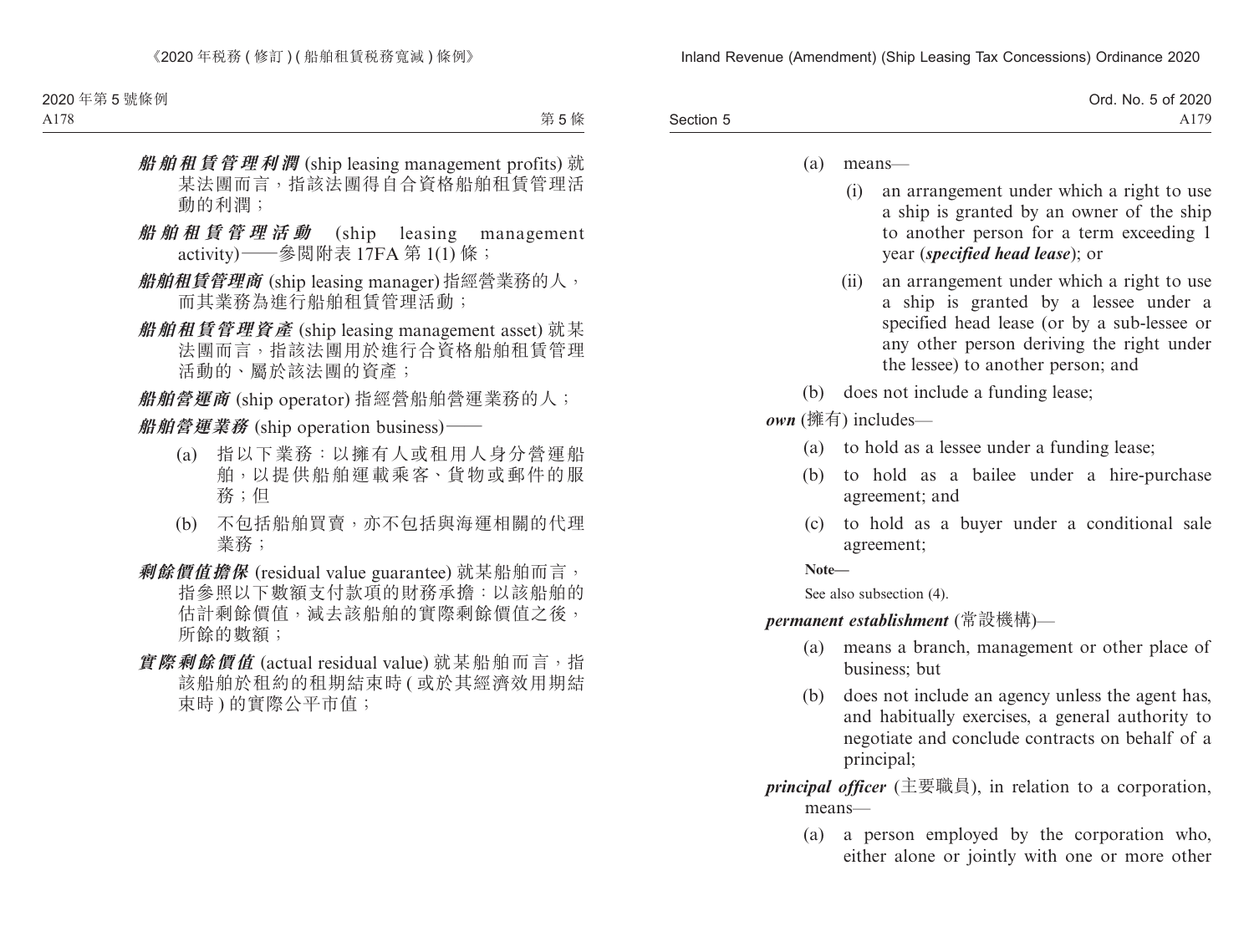***船舶租賃管理利潤*** (ship leasing management profits) 就某法團而言，指該法團得自合資格船舶租賃管理活動的利潤；

***船舶租賃管理活動*** (ship leasing management activity)——參閱附表 17FA 第 1(1) 條；

***船舶租賃管理商*** (ship leasing manager) 指經營業務的人，而其業務為進行船舶租賃管理活動；

***船舶租賃管理資產*** (ship leasing management asset) 就某法團而言，指該法團用於進行合資格船舶租賃管理活動的、屬於該法團的資產；

***船舶營運商*** (ship operator) 指經營船舶營運業務的人；

***船舶營運業務*** (ship operation business)——

(a) 指以下業務：以擁有人或租用人身分營運船舶，以提供船舶運載乘客、貨物或郵件的服務；但

(b) 不包括船舶買賣，亦不包括與海運相關的代理業務；

***剩餘價值擔保*** (residual value guarantee) 就某船舶而言，指參照以下數額支付款項的財務承擔：以該船舶的估計剩餘價值，減去該船舶的實際剩餘價值之後，所餘的數額；

***實際剩餘價值*** (actual residual value) 就某船舶而言，指該船舶於租約的租期結束時 (或於其經濟效用期結束時) 的實際公平市值；

(a) means—

(i) an arrangement under which a right to use a ship is granted by an owner of the ship to another person for a term exceeding 1 year (***specified head lease***); or

(ii) an arrangement under which a right to use a ship is granted by a lessee under a specified head lease (or by a sub-lessee or any other person deriving the right under the lessee) to another person; and

(b) does not include a funding lease;

***own*** (擁有) includes—

(a) to hold as a lessee under a funding lease;

(b) to hold as a bailee under a hire-purchase agreement; and

(c) to hold as a buyer under a conditional sale agreement;

**Note—**

See also subsection (4).

***permanent establishment*** (常設機構)—

(a) means a branch, management or other place of business; but

(b) does not include an agency unless the agent has, and habitually exercises, a general authority to negotiate and conclude contracts on behalf of a principal;

***principal officer*** (主要職員), in relation to a corporation, means—

(a) a person employed by the corporation who, either alone or jointly with one or more other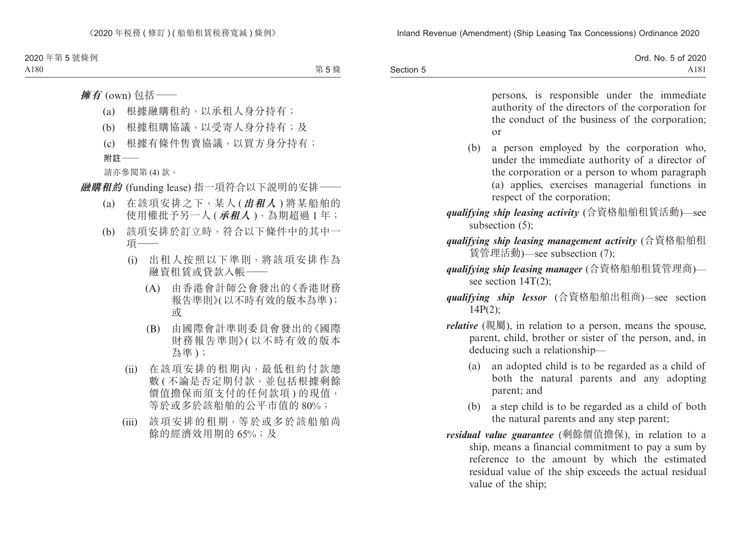***擁有*** (own) 包括——

(a) 根據融購租約，以承租人身分持有；

(b) 根據租購協議，以受寄人身分持有；及

(c) 根據有條件售賣協議，以買方身分持有；

**附註**——

請亦參閱第 (4) 款。

***融購租約*** (funding lease) 指一項符合以下說明的安排——

(a) 在該項安排之下，某人 (***出租人***) 將某船舶的使用權批予另一人 (***承租人***)，為期超過 1 年；

(b) 該項安排於訂立時，符合以下條件中的其中一項——

(i) 出租人按照以下準則，將該項安排作為融資租賃或貸款入帳——

(A) 由香港會計師公會發出的《香港財務報告準則》(以不時有效的版本為準)；或

(B) 由國際會計準則委員會發出的《國際財務報告準則》(以不時有效的版本為準)；

(ii) 在該項安排的租期內，最低租約付款總數 (不論是否定期付款，並包括根據剩餘價值擔保而須支付的任何款項) 的現值，等於或多於該船舶的公平市值的 80%；

(iii) 該項安排的租期，等於或多於該船舶尚餘的經濟效用期的 65%；及

persons, is responsible under the immediate authority of the directors of the corporation for the conduct of the business of the corporation; or

(b) a person employed by the corporation who, under the immediate authority of a director of the corporation or a person to whom paragraph (a) applies, exercises managerial functions in respect of the corporation;

***qualifying ship leasing activity*** (合資格船舶租賃活動)—see subsection (5);

***qualifying ship leasing management activity*** (合資格船舶租賃管理活動)—see subsection (7);

***qualifying ship leasing manager*** (合資格船舶租賃管理商)—see section 14T(2);

***qualifying ship lessor*** (合資格船舶出租商)—see section 14P(2);

***relative*** (親屬), in relation to a person, means the spouse, parent, child, brother or sister of the person, and, in deducing such a relationship—

(a) an adopted child is to be regarded as a child of both the natural parents and any adopting parent; and

(b) a step child is to be regarded as a child of both the natural parents and any step parent;

***residual value guarantee*** (剩餘價值擔保), in relation to a ship, means a financial commitment to pay a sum by reference to the amount by which the estimated residual value of the ship exceeds the actual residual value of the ship;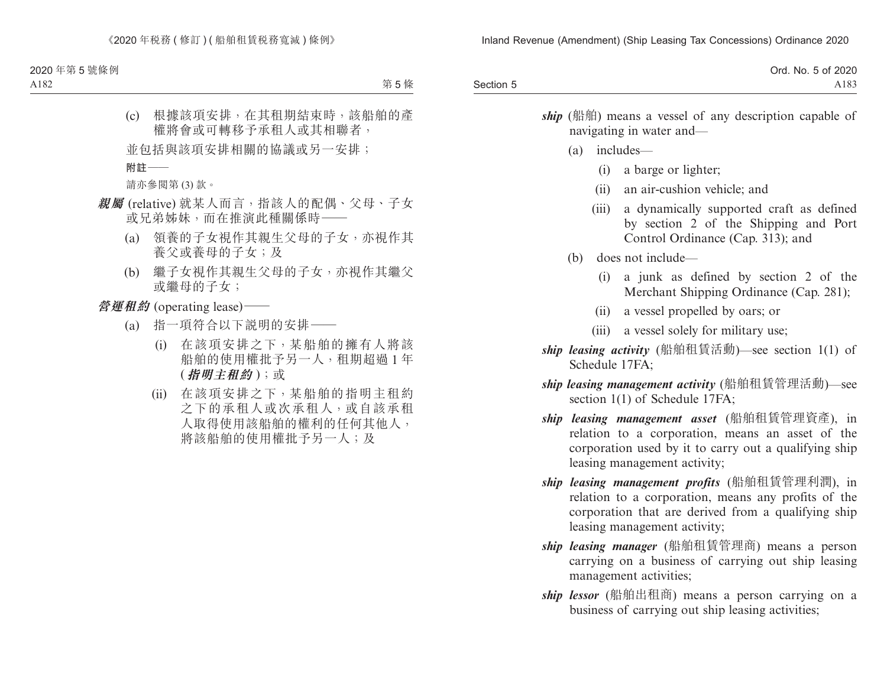(c) 根據該項安排，在其租期結束時，該船舶的產權將會或可轉移予承租人或其相聯者，

並包括與該項安排相關的協議或另一安排；

**附註——**

請亦參閱第 (3) 款。

***親屬*** (relative) 就某人而言，指該人的配偶、父母、子女或兄弟姊妹，而在推演此種關係時——

(a) 領養的子女視作其親生父母的子女，亦視作其養父或養母的子女；及

(b) 繼子女視作其親生父母的子女，亦視作其繼父或繼母的子女；

***營運租約*** (operating lease)——

(a) 指一項符合以下說明的安排——

(i) 在該項安排之下，某船舶的擁有人將該船舶的使用權批予另一人，租期超過 1 年 (***指明主租約***)；或

(ii) 在該項安排之下，某船舶的指明主租約之下的承租人或次承租人，或自該承租人取得使用該船舶的權利的任何其他人，將該船舶的使用權批予另一人；及

***ship*** (船舶) means a vessel of any description capable of navigating in water and—

(a) includes—

(i) a barge or lighter;

(ii) an air-cushion vehicle; and

(iii) a dynamically supported craft as defined by section 2 of the Shipping and Port Control Ordinance (Cap. 313); and

(b) does not include—

(i) a junk as defined by section 2 of the Merchant Shipping Ordinance (Cap. 281);

(ii) a vessel propelled by oars; or

(iii) a vessel solely for military use;

***ship leasing activity*** (船舶租賃活動)—see section 1(1) of Schedule 17FA;

***ship leasing management activity*** (船舶租賃管理活動)—see section 1(1) of Schedule 17FA;

***ship leasing management asset*** (船舶租賃管理資產), in relation to a corporation, means an asset of the corporation used by it to carry out a qualifying ship leasing management activity;

***ship leasing management profits*** (船舶租賃管理利潤), in relation to a corporation, means any profits of the corporation that are derived from a qualifying ship leasing management activity;

***ship leasing manager*** (船舶租賃管理商) means a person carrying on a business of carrying out ship leasing management activities;

***ship lessor*** (船舶出租商) means a person carrying on a business of carrying out ship leasing activities;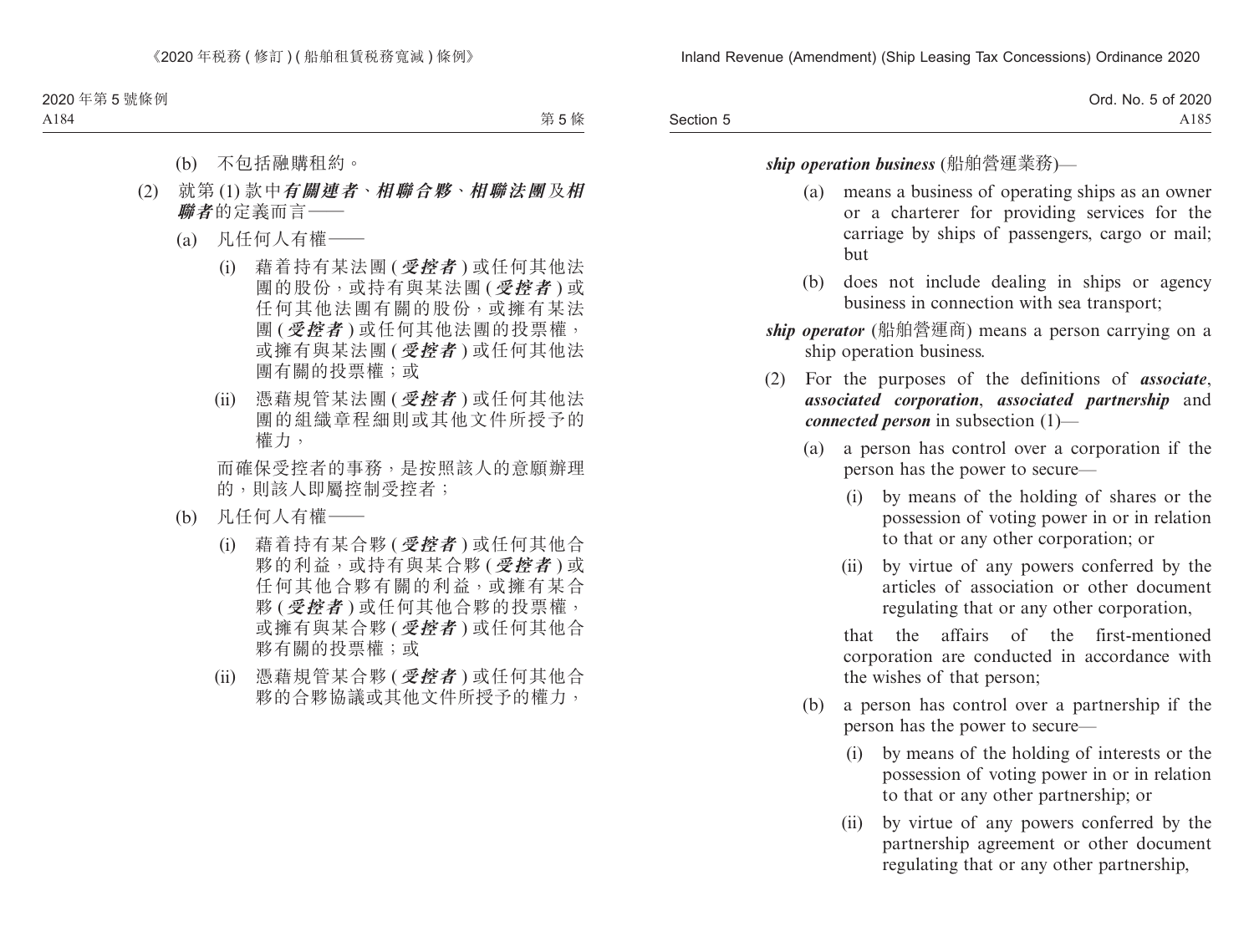(b) 不包括融購租約。

(2) 就第 (1) 款中***有關連者***、***相聯合夥***、***相聯法團***及***相聯者***的定義而言——

(a) 凡任何人有權——

(i) 藉着持有某法團 (***受控者***) 或任何其他法團的股份，或持有與某法團 (***受控者***) 或任何其他法團有關的股份，或擁有某法團 (***受控者***) 或任何其他法團的投票權，或擁有與某法團 (***受控者***) 或任何其他法團有關的投票權；或

(ii) 憑藉規管某法團 (***受控者***) 或任何其他法團的組織章程細則或其他文件所授予的權力，

而確保受控者的事務，是按照該人的意願辦理的，則該人即屬控制受控者；

(b) 凡任何人有權——

(i) 藉着持有某合夥 (***受控者***) 或任何其他合夥的利益，或持有與某合夥 (***受控者***) 或任何其他合夥有關的利益，或擁有某合夥 (***受控者***) 或任何其他合夥的投票權，或擁有與某合夥 (***受控者***) 或任何其他合夥有關的投票權；或

(ii) 憑藉規管某合夥 (***受控者***) 或任何其他合夥的合夥協議或其他文件所授予的權力，

***ship operation business*** (船舶營運業務)—

(a) means a business of operating ships as an owner or a charterer for providing services for the carriage by ships of passengers, cargo or mail; but

(b) does not include dealing in ships or agency business in connection with sea transport;

***ship operator*** (船舶營運商) means a person carrying on a ship operation business.

(2) For the purposes of the definitions of ***associate***, ***associated corporation***, ***associated partnership*** and ***connected person*** in subsection (1)—

(a) a person has control over a corporation if the person has the power to secure—

(i) by means of the holding of shares or the possession of voting power in or in relation to that or any other corporation; or

(ii) by virtue of any powers conferred by the articles of association or other document regulating that or any other corporation,

that the affairs of the first-mentioned corporation are conducted in accordance with the wishes of that person;

(b) a person has control over a partnership if the person has the power to secure—

(i) by means of the holding of interests or the possession of voting power in or in relation to that or any other partnership; or

(ii) by virtue of any powers conferred by the partnership agreement or other document regulating that or any other partnership,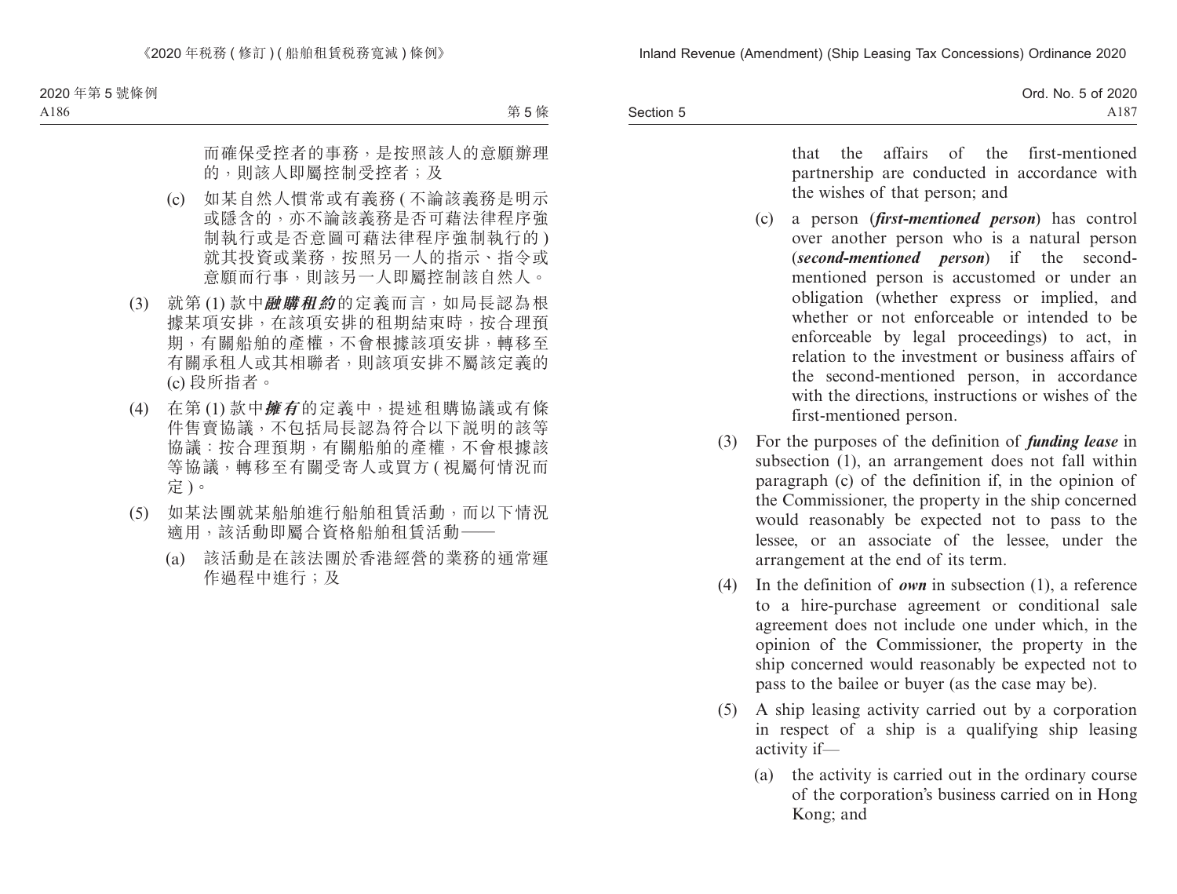而確保受控者的事務，是按照該人的意願辦理的，則該人即屬控制受控者；及

(c) 如某自然人慣常或有義務 ( 不論該義務是明示或隱含的，亦不論該義務是否可藉法律程序強制執行或是否意圖可藉法律程序強制執行的 ) 就其投資或業務，按照另一人的指示、指令或意願而行事，則該另一人即屬控制該自然人。

(3) 就第 (1) 款中***融購租約***的定義而言，如局長認為根據某項安排，在該項安排的租期結束時，按合理預期，有關船舶的產權，不會根據該項安排，轉移至有關承租人或其相聯者，則該項安排不屬該定義的 (c) 段所指者。

(4) 在第 (1) 款中***擁有***的定義中，提述租購協議或有條件售賣協議，不包括局長認為符合以下說明的該等協議：按合理預期，有關船舶的產權，不會根據該等協議，轉移至有關受寄人或買方 ( 視屬何情況而定 )。

(5) 如某法團就某船舶進行船舶租賃活動，而以下情況適用，該活動即屬合資格船舶租賃活動——

(a) 該活動是在該法團於香港經營的業務的通常運作過程中進行；及

that the affairs of the first-mentioned partnership are conducted in accordance with the wishes of that person; and

(c) a person (***first-mentioned person***) has control over another person who is a natural person (***second-mentioned person***) if the second-mentioned person is accustomed or under an obligation (whether express or implied, and whether or not enforceable or intended to be enforceable by legal proceedings) to act, in relation to the investment or business affairs of the second-mentioned person, in accordance with the directions, instructions or wishes of the first-mentioned person.

(3) For the purposes of the definition of ***funding lease*** in subsection (1), an arrangement does not fall within paragraph (c) of the definition if, in the opinion of the Commissioner, the property in the ship concerned would reasonably be expected not to pass to the lessee, or an associate of the lessee, under the arrangement at the end of its term.

(4) In the definition of ***own*** in subsection (1), a reference to a hire-purchase agreement or conditional sale agreement does not include one under which, in the opinion of the Commissioner, the property in the ship concerned would reasonably be expected not to pass to the bailee or buyer (as the case may be).

(5) A ship leasing activity carried out by a corporation in respect of a ship is a qualifying ship leasing activity if—

(a) the activity is carried out in the ordinary course of the corporation's business carried on in Hong Kong; and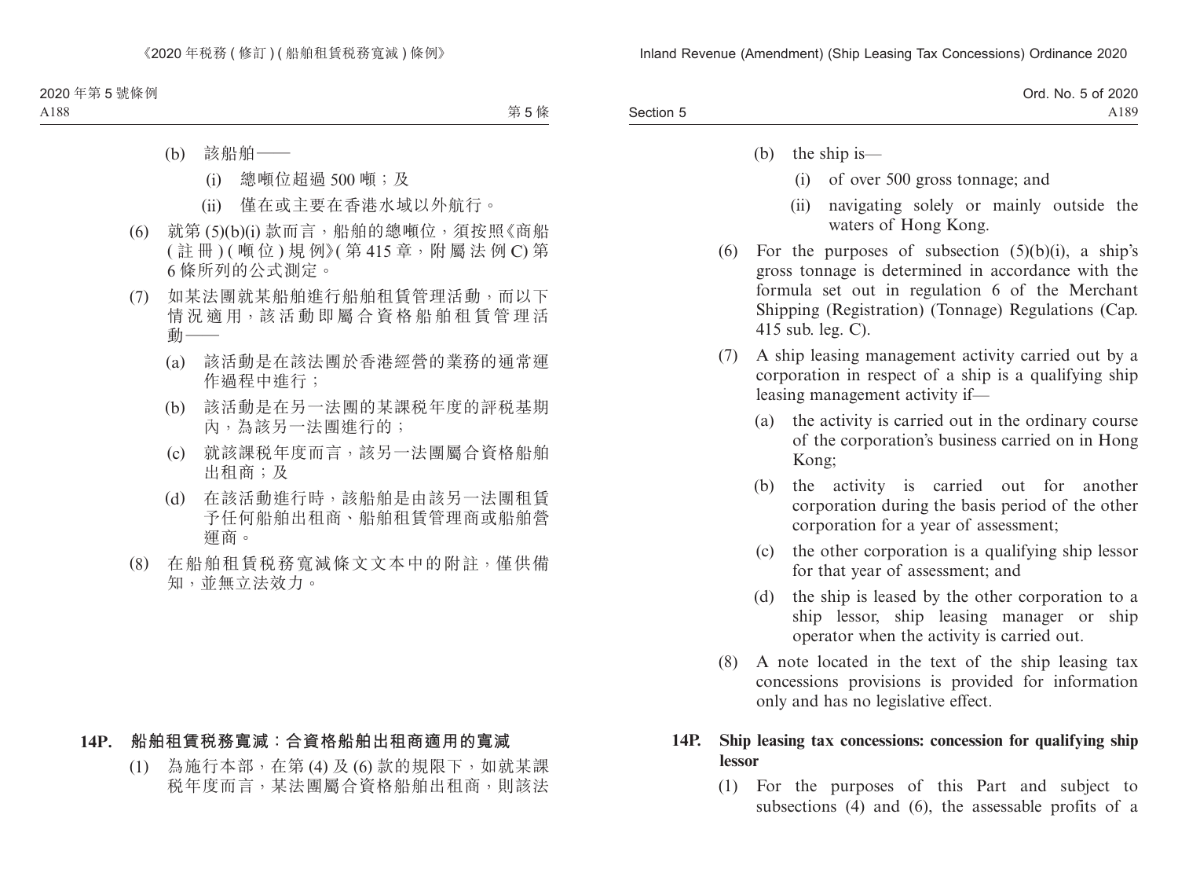(b) 該船舶——

(i) 總噸位超過 500 噸；及

(ii) 僅在或主要在香港水域以外航行。

(6) 就第 (5)(b)(i) 款而言，船舶的總噸位，須按照《商船 ( 註 冊 ) ( 噸 位 ) 規 例》( 第 415 章，附 屬 法 例 C) 第 6 條所列的公式測定。

(7) 如某法團就某船舶進行船舶租賃管理活動，而以下情 況 適 用，該 活 動 即 屬 合 資 格 船 舶 租 賃 管 理 活動——

(a) 該活動是在該法團於香港經營的業務的通常運作過程中進行；

(b) 該活動是在另一法團的某課稅年度的評稅基期內，為該另一法團進行的；

(c) 就該課稅年度而言，該另一法團屬合資格船舶出租商；及

(d) 在該活動進行時，該船舶是由該另一法團租賃予任何船舶出租商、船舶租賃管理商或船舶營運商。

(8) 在船舶租賃稅務寬減條文文本中的附註，僅供備知，並無立法效力。

**14P. 船舶租賃稅務寬減：合資格船舶出租商適用的寬減**

(1) 為施行本部，在第 (4) 及 (6) 款的規限下，如就某課稅年度而言，某法團屬合資格船舶出租商，則該法

(b) the ship is—

(i) of over 500 gross tonnage; and

(ii) navigating solely or mainly outside the waters of Hong Kong.

(6) For the purposes of subsection (5)(b)(i), a ship's gross tonnage is determined in accordance with the formula set out in regulation 6 of the Merchant Shipping (Registration) (Tonnage) Regulations (Cap. 415 sub. leg. C).

(7) A ship leasing management activity carried out by a corporation in respect of a ship is a qualifying ship leasing management activity if—

(a) the activity is carried out in the ordinary course of the corporation's business carried on in Hong Kong;

(b) the activity is carried out for another corporation during the basis period of the other corporation for a year of assessment;

(c) the other corporation is a qualifying ship lessor for that year of assessment; and

(d) the ship is leased by the other corporation to a ship lessor, ship leasing manager or ship operator when the activity is carried out.

(8) A note located in the text of the ship leasing tax concessions provisions is provided for information only and has no legislative effect.

**14P. Ship leasing tax concessions: concession for qualifying ship lessor**

(1) For the purposes of this Part and subject to subsections (4) and (6), the assessable profits of a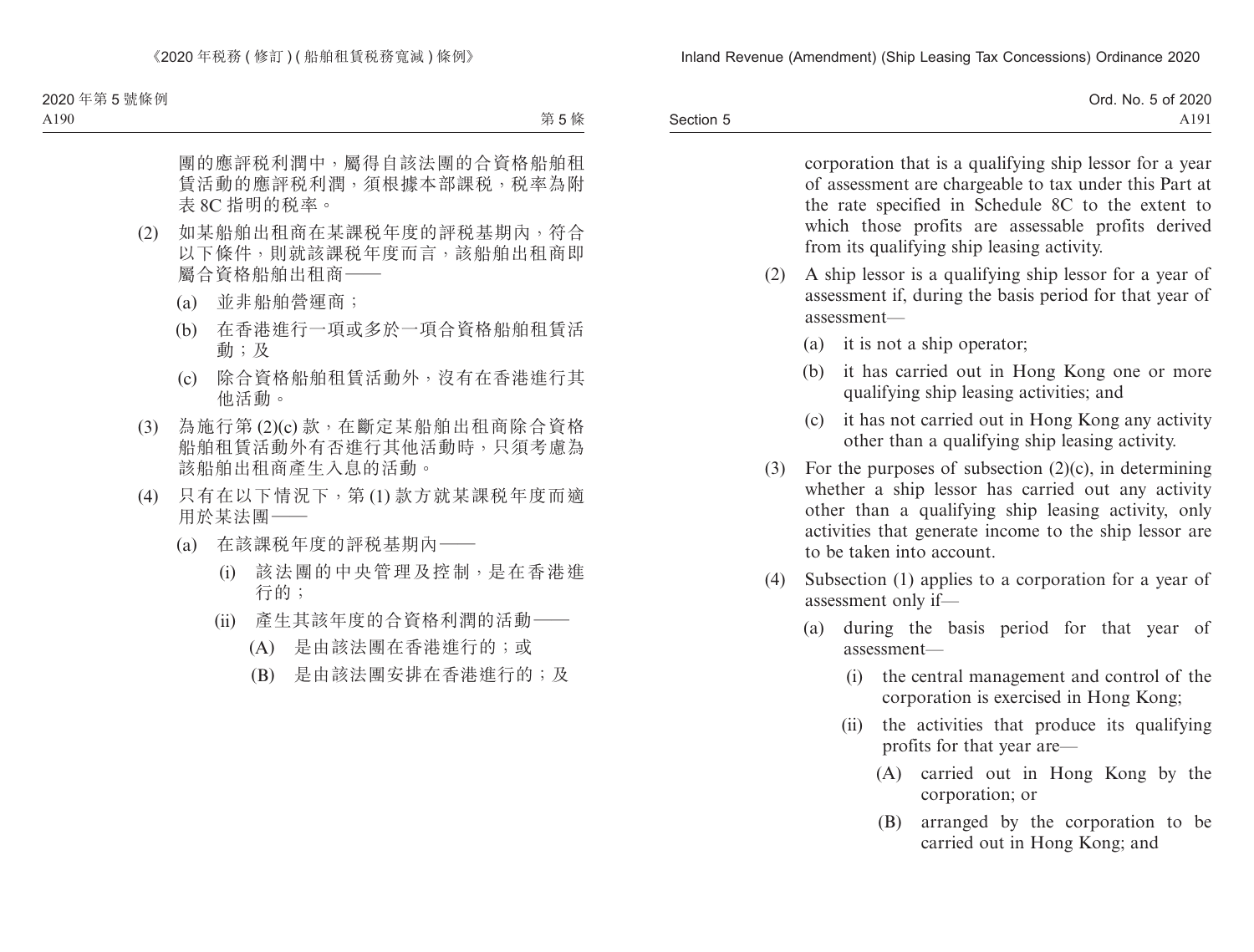團的應評稅利潤中，屬得自該法團的合資格船舶租賃活動的應評稅利潤，須根據本部課稅，稅率為附表 8C 指明的稅率。

(2) 如某船舶出租商在某課稅年度的評稅基期內，符合以下條件，則就該課稅年度而言，該船舶出租商即屬合資格船舶出租商——

(a) 並非船舶營運商；

(b) 在香港進行一項或多於一項合資格船舶租賃活動；及

(c) 除合資格船舶租賃活動外，沒有在香港進行其他活動。

(3) 為施行第 (2)(c) 款，在斷定某船舶出租商除合資格船舶租賃活動外有否進行其他活動時，只須考慮為該船舶出租商產生入息的活動。

(4) 只有在以下情況下，第 (1) 款方就某課稅年度而適用於某法團——

(a) 在該課稅年度的評稅基期內——

(i) 該法團的中央管理及控制，是在香港進行的；

(ii) 產生其該年度的合資格利潤的活動——

(A) 是由該法團在香港進行的；或

(B) 是由該法團安排在香港進行的；及

corporation that is a qualifying ship lessor for a year of assessment are chargeable to tax under this Part at the rate specified in Schedule 8C to the extent to which those profits are assessable profits derived from its qualifying ship leasing activity.

(2) A ship lessor is a qualifying ship lessor for a year of assessment if, during the basis period for that year of assessment—

(a) it is not a ship operator;

(b) it has carried out in Hong Kong one or more qualifying ship leasing activities; and

(c) it has not carried out in Hong Kong any activity other than a qualifying ship leasing activity.

(3) For the purposes of subsection (2)(c), in determining whether a ship lessor has carried out any activity other than a qualifying ship leasing activity, only activities that generate income to the ship lessor are to be taken into account.

(4) Subsection (1) applies to a corporation for a year of assessment only if—

(a) during the basis period for that year of assessment—

(i) the central management and control of the corporation is exercised in Hong Kong;

(ii) the activities that produce its qualifying profits for that year are—

(A) carried out in Hong Kong by the corporation; or

(B) arranged by the corporation to be carried out in Hong Kong; and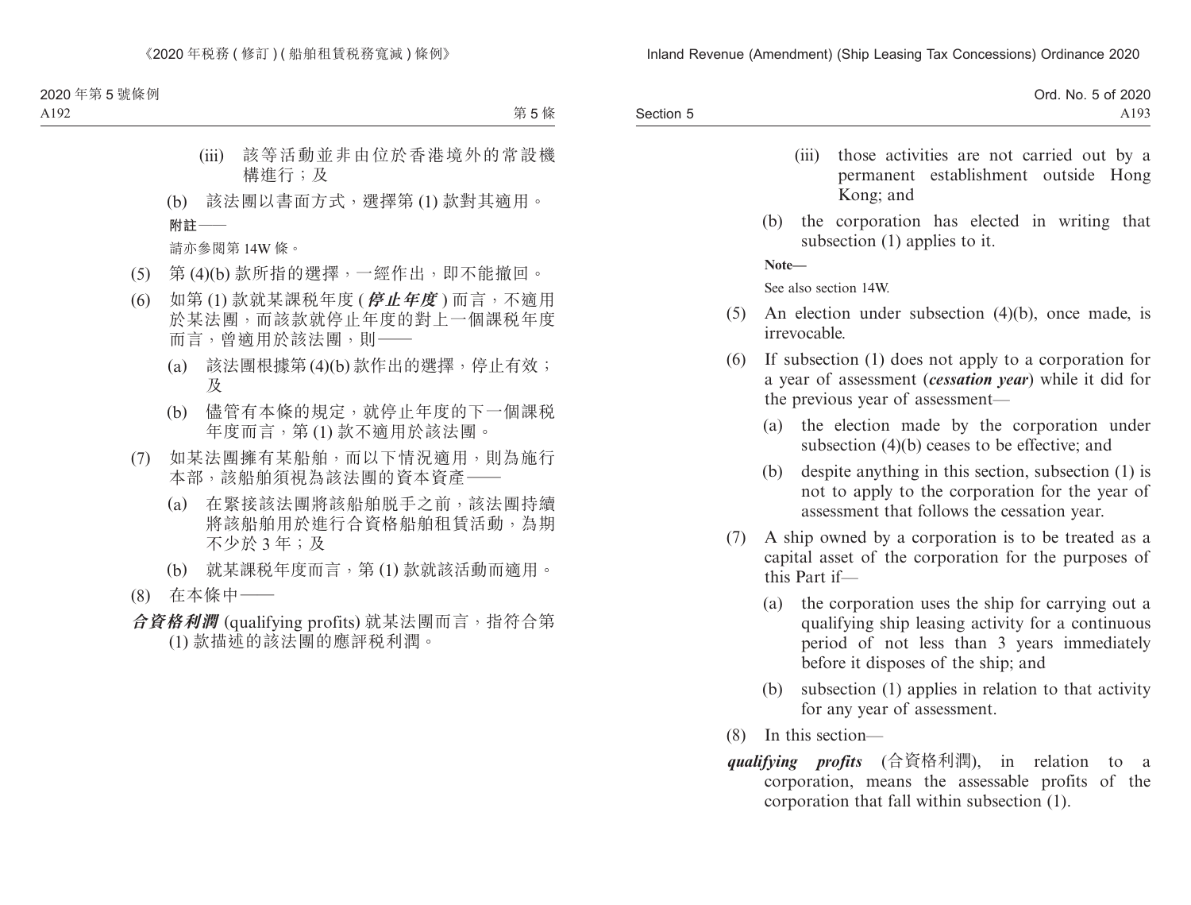(iii) 該等活動並非由位於香港境外的常設機構進行；及

(b) 該法團以書面方式，選擇第 (1) 款對其適用。

**附註——**

請亦參閱第 14W 條。

(5) 第 (4)(b) 款所指的選擇，一經作出，即不能撤回。

(6) 如第 (1) 款就某課稅年度 (***停止年度***) 而言，不適用於某法團，而該款就停止年度的對上一個課稅年度而言，曾適用於該法團，則——

(a) 該法團根據第 (4)(b) 款作出的選擇，停止有效；及

(b) 儘管有本條的規定，就停止年度的下一個課稅年度而言，第 (1) 款不適用於該法團。

(7) 如某法團擁有某船舶，而以下情況適用，則為施行本部，該船舶須視為該法團的資本資產——

(a) 在緊接該法團將該船舶脫手之前，該法團持續將該船舶用於進行合資格船舶租賃活動，為期不少於 3 年；及

(b) 就某課稅年度而言，第 (1) 款就該活動而適用。

(8) 在本條中——

***合資格利潤*** (qualifying profits) 就某法團而言，指符合第 (1) 款描述的該法團的應評稅利潤。

(iii) those activities are not carried out by a permanent establishment outside Hong Kong; and

(b) the corporation has elected in writing that subsection (1) applies to it.

**Note—**

See also section 14W.

(5) An election under subsection (4)(b), once made, is irrevocable.

(6) If subsection (1) does not apply to a corporation for a year of assessment (***cessation year***) while it did for the previous year of assessment—

(a) the election made by the corporation under subsection (4)(b) ceases to be effective; and

(b) despite anything in this section, subsection (1) is not to apply to the corporation for the year of assessment that follows the cessation year.

(7) A ship owned by a corporation is to be treated as a capital asset of the corporation for the purposes of this Part if—

(a) the corporation uses the ship for carrying out a qualifying ship leasing activity for a continuous period of not less than 3 years immediately before it disposes of the ship; and

(b) subsection (1) applies in relation to that activity for any year of assessment.

(8) In this section—

***qualifying profits*** (合資格利潤), in relation to a corporation, means the assessable profits of the corporation that fall within subsection (1).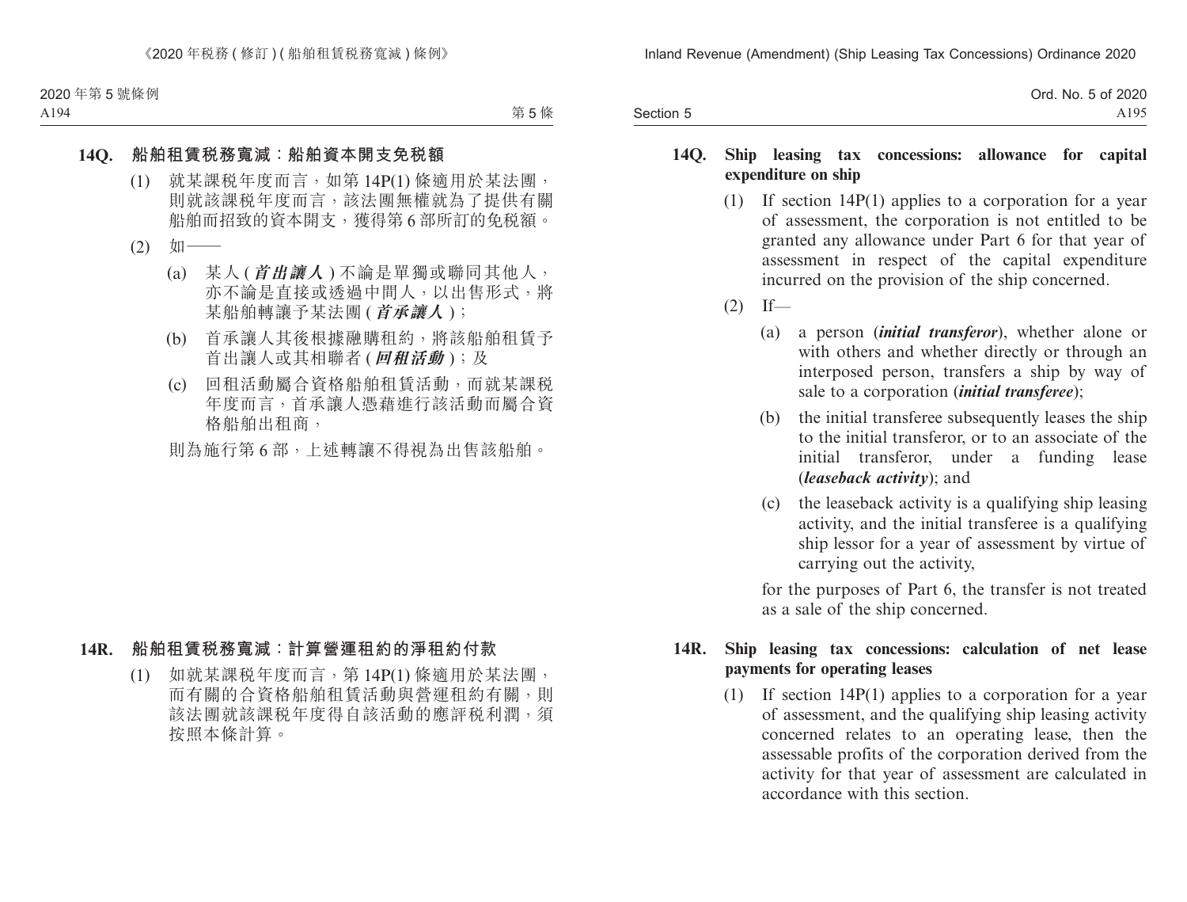## 14Q. 船舶租賃稅務寬減：船舶資本開支免稅額

(1) 就某課稅年度而言，如第 14P(1) 條適用於某法團，則就該課稅年度而言，該法團無權就為了提供有關船舶而招致的資本開支，獲得第 6 部所訂的免稅額。

(2) 如——

(a) 某人 (***首出讓人***) 不論是單獨或聯同其他人，亦不論是直接或透過中間人，以出售形式，將某船舶轉讓予某法團 (***首承讓人***)；

(b) 首承讓人其後根據融購租約，將該船舶租賃予首出讓人或其相聯者 (***回租活動***)；及

(c) 回租活動屬合資格船舶租賃活動，而就某課稅年度而言，首承讓人憑藉進行該活動而屬合資格船舶出租商，

則為施行第 6 部，上述轉讓不得視為出售該船舶。

## 14R. 船舶租賃稅務寬減：計算營運租約的淨租約付款

(1) 如就某課稅年度而言，第 14P(1) 條適用於某法團，而有關的合資格船舶租賃活動與營運租約有關，則該法團就該課稅年度得自該活動的應評稅利潤，須按照本條計算。

## 14Q. Ship leasing tax concessions: allowance for capital expenditure on ship

(1) If section 14P(1) applies to a corporation for a year of assessment, the corporation is not entitled to be granted any allowance under Part 6 for that year of assessment in respect of the capital expenditure incurred on the provision of the ship concerned.

(2) If—

(a) a person (***initial transferor***), whether alone or with others and whether directly or through an interposed person, transfers a ship by way of sale to a corporation (***initial transferee***);

(b) the initial transferee subsequently leases the ship to the initial transferor, or to an associate of the initial transferor, under a funding lease (***leaseback activity***); and

(c) the leaseback activity is a qualifying ship leasing activity, and the initial transferee is a qualifying ship lessor for a year of assessment by virtue of carrying out the activity,

for the purposes of Part 6, the transfer is not treated as a sale of the ship concerned.

## 14R. Ship leasing tax concessions: calculation of net lease payments for operating leases

(1) If section 14P(1) applies to a corporation for a year of assessment, and the qualifying ship leasing activity concerned relates to an operating lease, then the assessable profits of the corporation derived from the activity for that year of assessment are calculated in accordance with this section.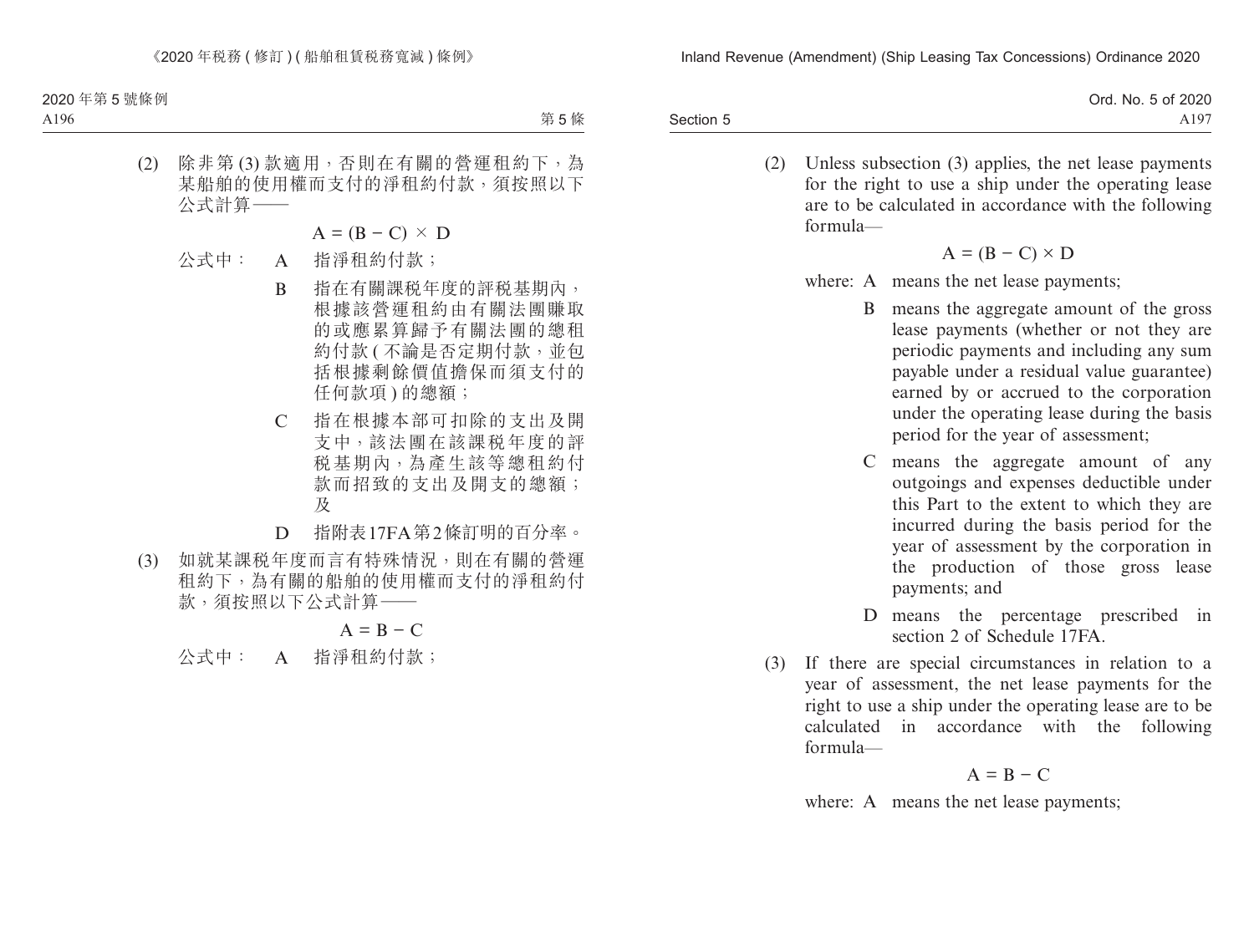(2) 除非第 (3) 款適用，否則在有關的營運租約下，為某船舶的使用權而支付的淨租約付款，須按照以下公式計算——

$$A = (B - C) \times D$$

公式中： A 指淨租約付款；

B 指在有關課稅年度的評稅基期內，根據該營運租約由有關法團賺取的或應累算歸予有關法團的總租約付款 ( 不論是否定期付款，並包括根據剩餘價值擔保而須支付的任何款項 ) 的總額；

C 指在根據本部可扣除的支出及開支中，該法團在該課稅年度的評稅基期內，為產生該等總租約付款而招致的支出及開支的總額；及

D 指附表17FA第2條訂明的百分率。

(3) 如就某課稅年度而言有特殊情況，則在有關的營運租約下，為有關的船舶的使用權而支付的淨租約付款，須按照以下公式計算——

$$A = B - C$$

公式中： A 指淨租約付款；

(2) Unless subsection (3) applies, the net lease payments for the right to use a ship under the operating lease are to be calculated in accordance with the following formula—

$$A = (B - C) \times D$$

where: A means the net lease payments;

B means the aggregate amount of the gross lease payments (whether or not they are periodic payments and including any sum payable under a residual value guarantee) earned by or accrued to the corporation under the operating lease during the basis period for the year of assessment;

C means the aggregate amount of any outgoings and expenses deductible under this Part to the extent to which they are incurred during the basis period for the year of assessment by the corporation in the production of those gross lease payments; and

D means the percentage prescribed in section 2 of Schedule 17FA.

(3) If there are special circumstances in relation to a year of assessment, the net lease payments for the right to use a ship under the operating lease are to be calculated in accordance with the following formula—

$$A = B - C$$

where: A means the net lease payments;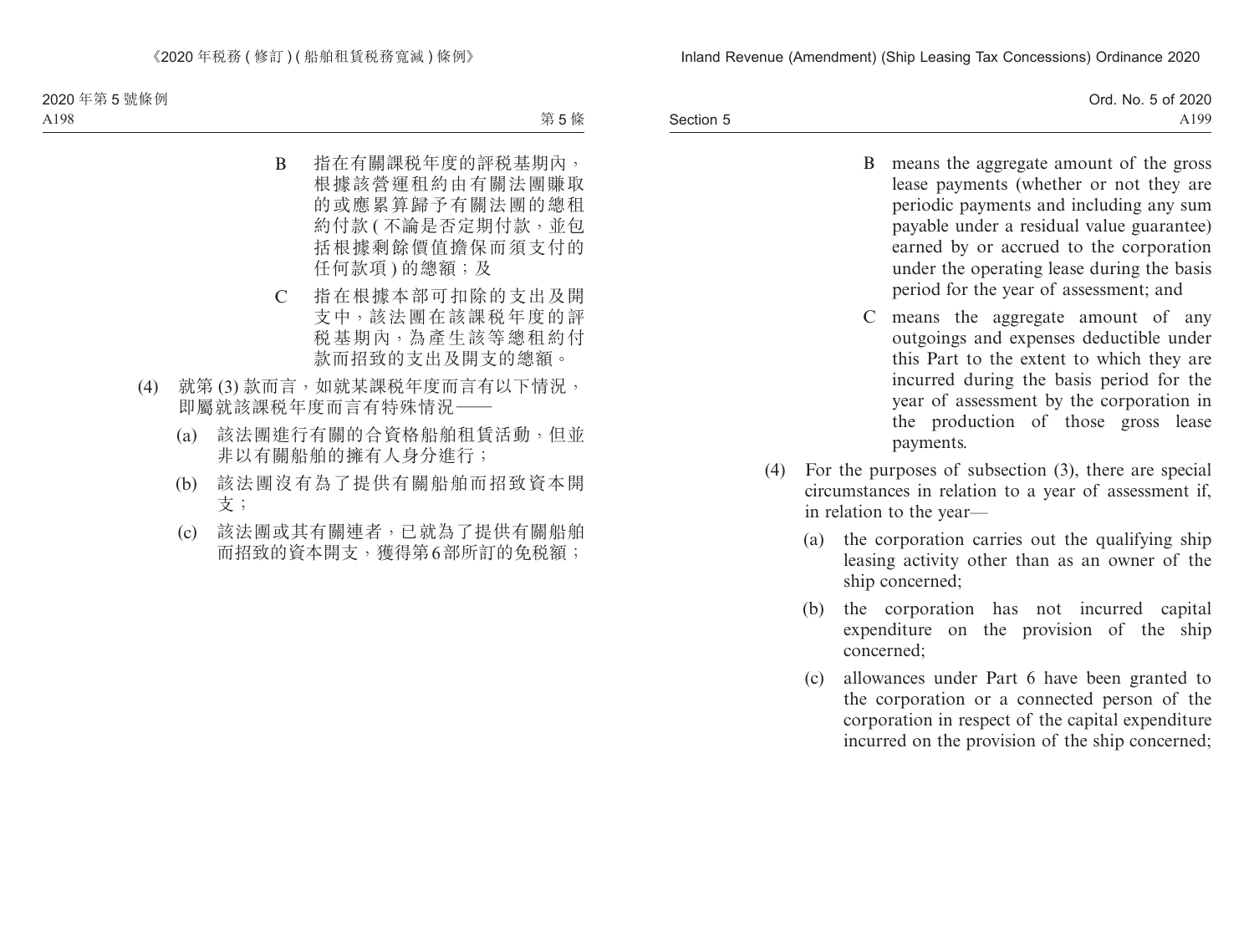B 指在有關課税年度的評税基期內，根據該營運租約由有關法團賺取的或應累算歸予有關法團的總租約付款 (不論是否定期付款，並包括根據剩餘價值擔保而須支付的任何款項) 的總額；及

C 指在根據本部可扣除的支出及開支中，該法團在該課税年度的評税基期內，為產生該等總租約付款而招致的支出及開支的總額。

(4) 就第 (3) 款而言，如就某課税年度而言有以下情況，即屬就該課税年度而言有特殊情況——

(a) 該法團進行有關的合資格船舶租賃活動，但並非以有關船舶的擁有人身分進行；

(b) 該法團沒有為了提供有關船舶而招致資本開支；

(c) 該法團或其有關連者，已就為了提供有關船舶而招致的資本開支，獲得第 6 部所訂的免税額；

B means the aggregate amount of the gross lease payments (whether or not they are periodic payments and including any sum payable under a residual value guarantee) earned by or accrued to the corporation under the operating lease during the basis period for the year of assessment; and

C means the aggregate amount of any outgoings and expenses deductible under this Part to the extent to which they are incurred during the basis period for the year of assessment by the corporation in the production of those gross lease payments.

(4) For the purposes of subsection (3), there are special circumstances in relation to a year of assessment if, in relation to the year—

(a) the corporation carries out the qualifying ship leasing activity other than as an owner of the ship concerned;

(b) the corporation has not incurred capital expenditure on the provision of the ship concerned;

(c) allowances under Part 6 have been granted to the corporation or a connected person of the corporation in respect of the capital expenditure incurred on the provision of the ship concerned;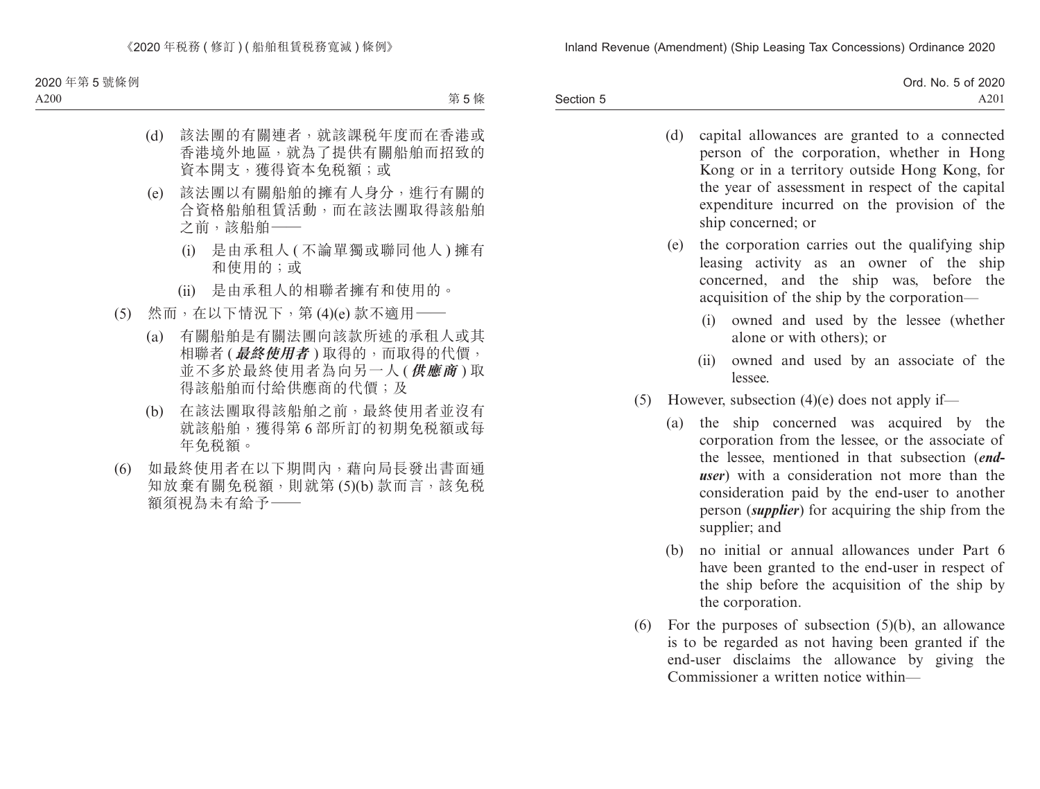(d) 該法團的有關連者，就該課稅年度而在香港或香港境外地區，就為了提供有關船舶而招致的資本開支，獲得資本免稅額；或

(e) 該法團以有關船舶的擁有人身分，進行有關的合資格船舶租賃活動，而在該法團取得該船舶之前，該船舶——

(i) 是由承租人 (不論單獨或聯同他人) 擁有和使用的；或

(ii) 是由承租人的相聯者擁有和使用的。

(5) 然而，在以下情況下，第 (4)(e) 款不適用——

(a) 有關船舶是有關法團向該款所述的承租人或其相聯者 (***最終使用者***) 取得的，而取得的代價，並不多於最終使用者為向另一人 (***供應商***) 取得該船舶而付給供應商的代價；及

(b) 在該法團取得該船舶之前，最終使用者並沒有就該船舶，獲得第 6 部所訂的初期免稅額或每年免稅額。

(6) 如最終使用者在以下期間內，藉向局長發出書面通知放棄有關免稅額，則就第 (5)(b) 款而言，該免稅額須視為未有給予——

(d) capital allowances are granted to a connected person of the corporation, whether in Hong Kong or in a territory outside Hong Kong, for the year of assessment in respect of the capital expenditure incurred on the provision of the ship concerned; or

(e) the corporation carries out the qualifying ship leasing activity as an owner of the ship concerned, and the ship was, before the acquisition of the ship by the corporation—

(i) owned and used by the lessee (whether alone or with others); or

(ii) owned and used by an associate of the lessee.

(5) However, subsection (4)(e) does not apply if—

(a) the ship concerned was acquired by the corporation from the lessee, or the associate of the lessee, mentioned in that subsection (***end-user***) with a consideration not more than the consideration paid by the end-user to another person (***supplier***) for acquiring the ship from the supplier; and

(b) no initial or annual allowances under Part 6 have been granted to the end-user in respect of the ship before the acquisition of the ship by the corporation.

(6) For the purposes of subsection (5)(b), an allowance is to be regarded as not having been granted if the end-user disclaims the allowance by giving the Commissioner a written notice within—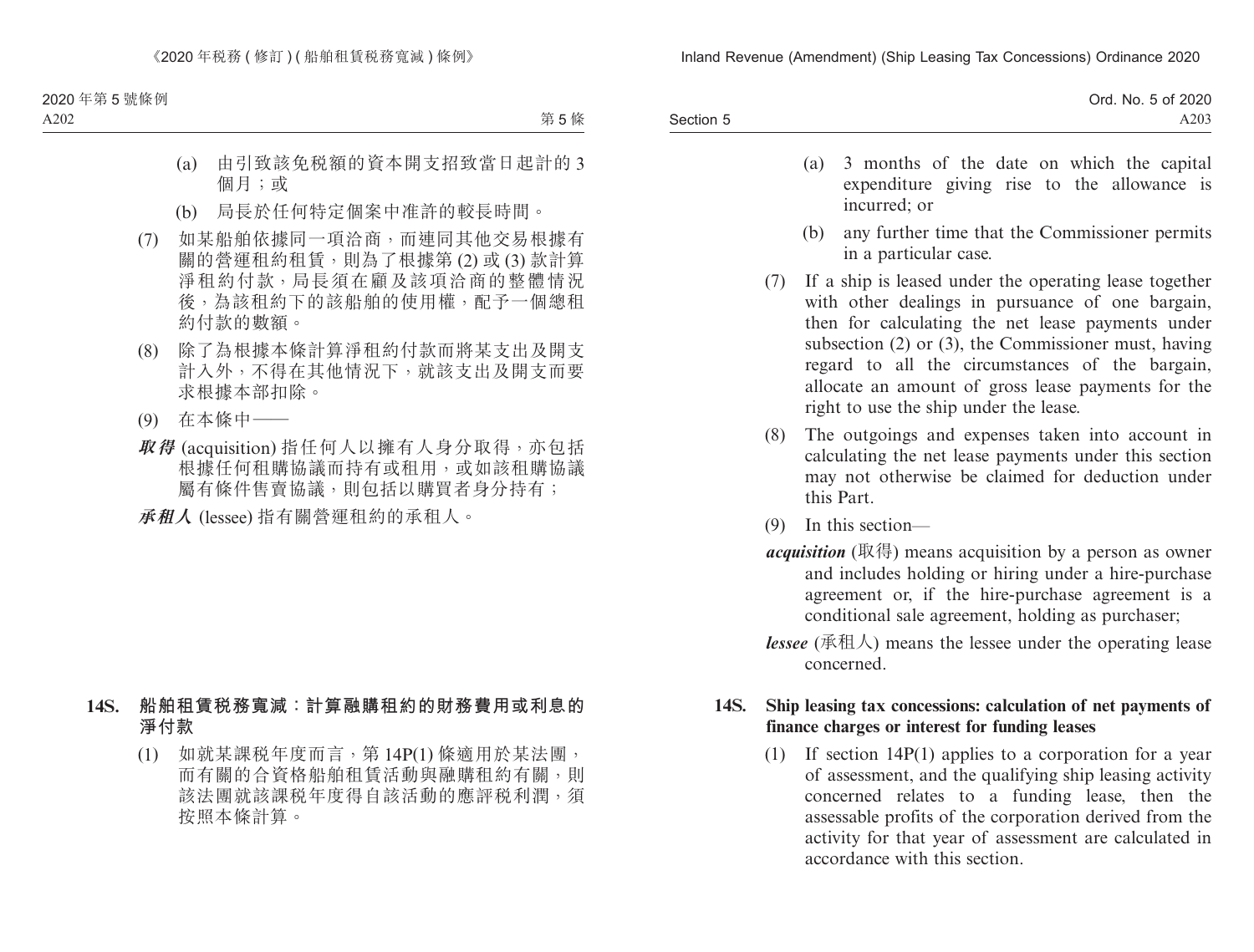(a) 由引致該免稅額的資本開支招致當日起計的 3 個月；或

(b) 局長於任何特定個案中准許的較長時間。

(7) 如某船舶依據同一項洽商，而連同其他交易根據有關的營運租約租賃，則為了根據第 (2) 或 (3) 款計算淨租約付款，局長須在顧及該項洽商的整體情況後，為該租約下的該船舶的使用權，配予一個總租約付款的數額。

(8) 除了為根據本條計算淨租約付款而將某支出及開支計入外，不得在其他情況下，就該支出及開支而要求根據本部扣除。

(9) 在本條中——

***取得*** (acquisition) 指任何人以擁有人身分取得，亦包括根據任何租購協議而持有或租用，或如該租購協議屬有條件售賣協議，則包括以購買者身分持有；

***承租人*** (lessee) 指有關營運租約的承租人。

### 14S. 船舶租賃稅務寬減：計算融購租約的財務費用或利息的淨付款

(1) 如就某課稅年度而言，第 14P(1) 條適用於某法團，而有關的合資格船舶租賃活動與融購租約有關，則該法團就該課稅年度得自該活動的應評稅利潤，須按照本條計算。

(a) 3 months of the date on which the capital expenditure giving rise to the allowance is incurred; or

(b) any further time that the Commissioner permits in a particular case.

(7) If a ship is leased under the operating lease together with other dealings in pursuance of one bargain, then for calculating the net lease payments under subsection (2) or (3), the Commissioner must, having regard to all the circumstances of the bargain, allocate an amount of gross lease payments for the right to use the ship under the lease.

(8) The outgoings and expenses taken into account in calculating the net lease payments under this section may not otherwise be claimed for deduction under this Part.

(9) In this section—

***acquisition*** (取得) means acquisition by a person as owner and includes holding or hiring under a hire-purchase agreement or, if the hire-purchase agreement is a conditional sale agreement, holding as purchaser;

***lessee*** (承租人) means the lessee under the operating lease concerned.

### 14S. Ship leasing tax concessions: calculation of net payments of finance charges or interest for funding leases

(1) If section 14P(1) applies to a corporation for a year of assessment, and the qualifying ship leasing activity concerned relates to a funding lease, then the assessable profits of the corporation derived from the activity for that year of assessment are calculated in accordance with this section.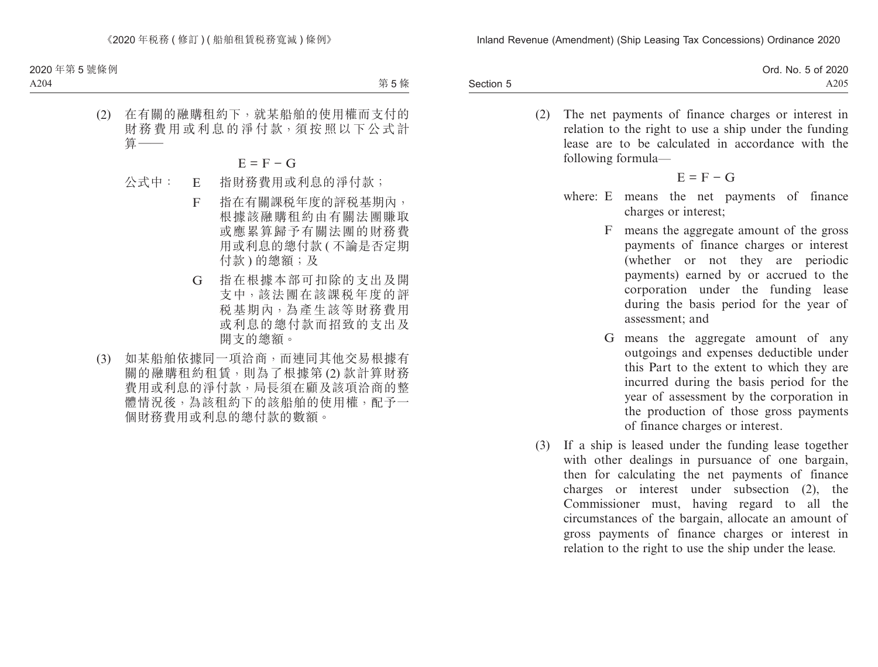(2) 在有關的融購租約下，就某船舶的使用權而支付的財務費用或利息的淨付款，須按照以下公式計算——

$$E = F - G$$

公式中： E 指財務費用或利息的淨付款；

F 指在有關課稅年度的評稅基期內，根據該融購租約由有關法團賺取或應累算歸予有關法團的財務費用或利息的總付款 (不論是否定期付款) 的總額；及

G 指在根據本部可扣除的支出及開支中，該法團在該課稅年度的評稅基期內，為產生該等財務費用或利息的總付款而招致的支出及開支的總額。

(3) 如某船舶依據同一項洽商，而連同其他交易根據有關的融購租約租賃，則為了根據第 (2) 款計算財務費用或利息的淨付款，局長須在顧及該項洽商的整體情況後，為該租約下的該船舶的使用權，配予一個財務費用或利息的總付款的數額。

(2) The net payments of finance charges or interest in relation to the right to use a ship under the funding lease are to be calculated in accordance with the following formula—

$$E = F - G$$

where: E means the net payments of finance charges or interest;

F means the aggregate amount of the gross payments of finance charges or interest (whether or not they are periodic payments) earned by or accrued to the corporation under the funding lease during the basis period for the year of assessment; and

G means the aggregate amount of any outgoings and expenses deductible under this Part to the extent to which they are incurred during the basis period for the year of assessment by the corporation in the production of those gross payments of finance charges or interest.

(3) If a ship is leased under the funding lease together with other dealings in pursuance of one bargain, then for calculating the net payments of finance charges or interest under subsection (2), the Commissioner must, having regard to all the circumstances of the bargain, allocate an amount of gross payments of finance charges or interest in relation to the right to use the ship under the lease.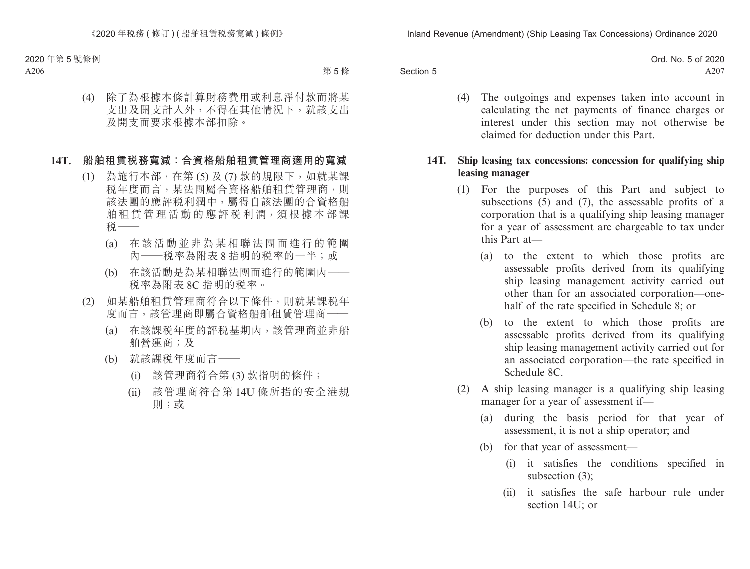(4) 除了為根據本條計算財務費用或利息淨付款而將某支出及開支計入外，不得在其他情況下，就該支出及開支而要求根據本部扣除。

**14T. 船舶租賃稅務寬減：合資格船舶租賃管理商適用的寬減**

(1) 為施行本部，在第 (5) 及 (7) 款的規限下，如就某課稅年度而言，某法團屬合資格船舶租賃管理商，則該法團的應評稅利潤中，屬得自該法團的合資格船舶租賃管理活動的應評稅利潤，須根據本部課稅——

(a) 在該活動並非為某相聯法團而進行的範圍內——稅率為附表 8 指明的稅率的一半；或

(b) 在該活動是為某相聯法團而進行的範圍內——稅率為附表 8C 指明的稅率。

(2) 如某船舶租賃管理商符合以下條件，則就某課稅年度而言，該管理商即屬合資格船舶租賃管理商——

(a) 在該課稅年度的評稅基期內，該管理商並非船舶營運商；及

(b) 就該課稅年度而言——

(i) 該管理商符合第 (3) 款指明的條件；

(ii) 該管理商符合第 14U 條所指的安全港規則；或

(4) The outgoings and expenses taken into account in calculating the net payments of finance charges or interest under this section may not otherwise be claimed for deduction under this Part.

**14T. Ship leasing tax concessions: concession for qualifying ship leasing manager**

(1) For the purposes of this Part and subject to subsections (5) and (7), the assessable profits of a corporation that is a qualifying ship leasing manager for a year of assessment are chargeable to tax under this Part at—

(a) to the extent to which those profits are assessable profits derived from its qualifying ship leasing management activity carried out other than for an associated corporation—one-half of the rate specified in Schedule 8; or

(b) to the extent to which those profits are assessable profits derived from its qualifying ship leasing management activity carried out for an associated corporation—the rate specified in Schedule 8C.

(2) A ship leasing manager is a qualifying ship leasing manager for a year of assessment if—

(a) during the basis period for that year of assessment, it is not a ship operator; and

(b) for that year of assessment—

(i) it satisfies the conditions specified in subsection (3);

(ii) it satisfies the safe harbour rule under section 14U; or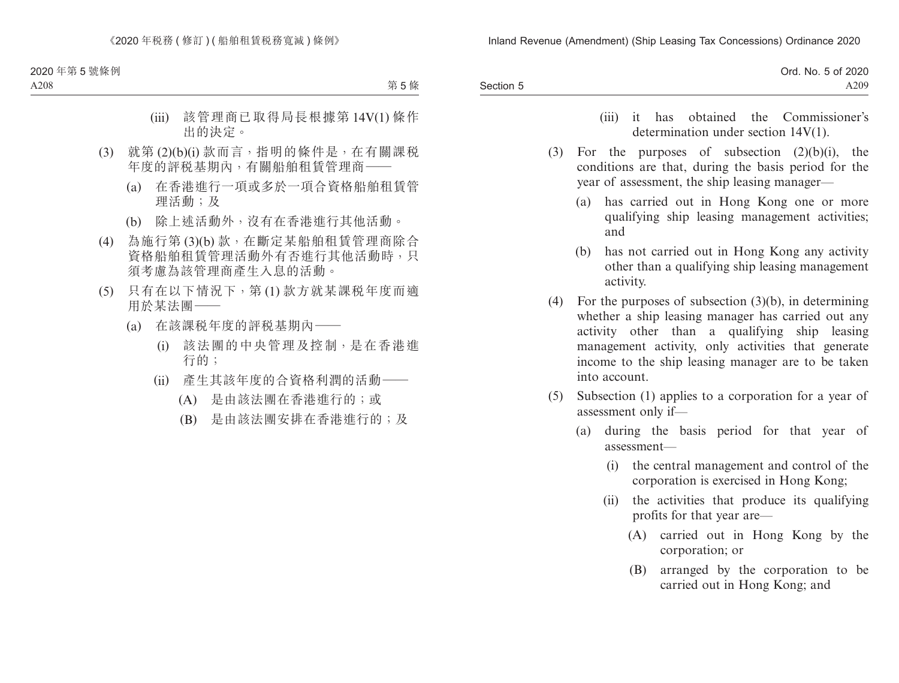(iii) 該管理商已取得局長根據第 14V(1) 條作出的決定。

(3) 就第 (2)(b)(i) 款而言，指明的條件是，在有關課稅年度的評稅基期內，有關船舶租賃管理商——

(a) 在香港進行一項或多於一項合資格船舶租賃管理活動；及

(b) 除上述活動外，沒有在香港進行其他活動。

(4) 為施行第 (3)(b) 款，在斷定某船舶租賃管理商除合資格船舶租賃管理活動外有否進行其他活動時，只須考慮為該管理商產生入息的活動。

(5) 只有在以下情況下，第 (1) 款方就某課稅年度而適用於某法團——

(a) 在該課稅年度的評稅基期內——

(i) 該法團的中央管理及控制，是在香港進行的；

(ii) 產生其該年度的合資格利潤的活動——

(A) 是由該法團在香港進行的；或

(B) 是由該法團安排在香港進行的；及

(iii) it has obtained the Commissioner's determination under section 14V(1).

(3) For the purposes of subsection (2)(b)(i), the conditions are that, during the basis period for the year of assessment, the ship leasing manager—

(a) has carried out in Hong Kong one or more qualifying ship leasing management activities; and

(b) has not carried out in Hong Kong any activity other than a qualifying ship leasing management activity.

(4) For the purposes of subsection (3)(b), in determining whether a ship leasing manager has carried out any activity other than a qualifying ship leasing management activity, only activities that generate income to the ship leasing manager are to be taken into account.

(5) Subsection (1) applies to a corporation for a year of assessment only if—

(a) during the basis period for that year of assessment—

(i) the central management and control of the corporation is exercised in Hong Kong;

(ii) the activities that produce its qualifying profits for that year are—

(A) carried out in Hong Kong by the corporation; or

(B) arranged by the corporation to be carried out in Hong Kong; and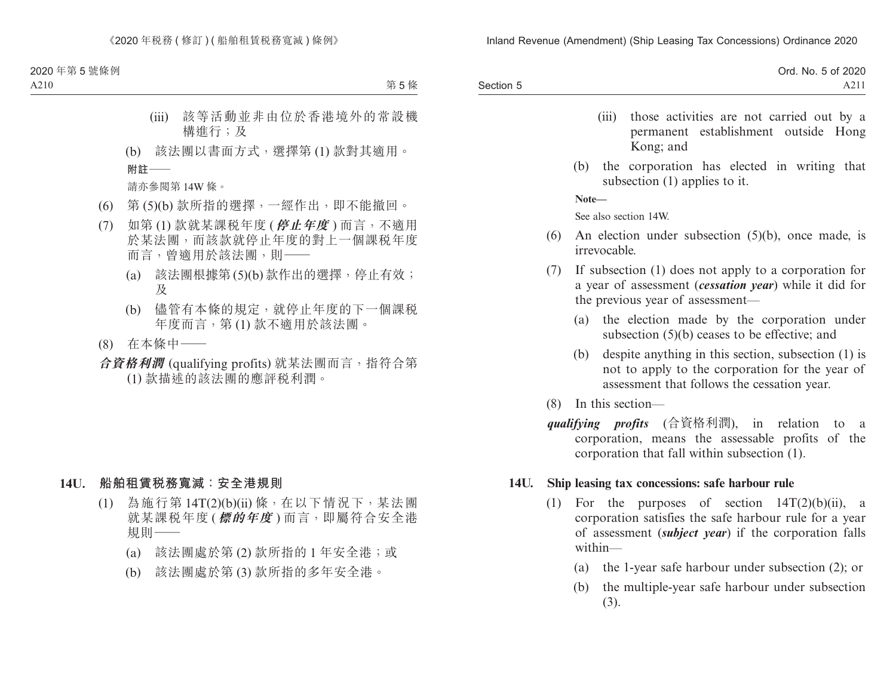(iii) 該等活動並非由位於香港境外的常設機構進行；及

(b) 該法團以書面方式，選擇第 (1) 款對其適用。

**附註——**

請亦參閱第 14W 條。

(6) 第 (5)(b) 款所指的選擇，一經作出，即不能撤回。

(7) 如第 (1) 款就某課稅年度 (***停止年度***) 而言，不適用於某法團，而該款就停止年度的對上一個課稅年度而言，曾適用於該法團，則——

(a) 該法團根據第 (5)(b) 款作出的選擇，停止有效；及

(b) 儘管有本條的規定，就停止年度的下一個課稅年度而言，第 (1) 款不適用於該法團。

(8) 在本條中——

***合資格利潤*** (qualifying profits) 就某法團而言，指符合第 (1) 款描述的該法團的應評稅利潤。

### 14U. 船舶租賃稅務寬減：安全港規則

(1) 為施行第 14T(2)(b)(ii) 條，在以下情況下，某法團就某課稅年度 (***標的年度***) 而言，即屬符合安全港規則——

(a) 該法團處於第 (2) 款所指的 1 年安全港；或

(b) 該法團處於第 (3) 款所指的多年安全港。

(iii) those activities are not carried out by a permanent establishment outside Hong Kong; and

(b) the corporation has elected in writing that subsection (1) applies to it.

**Note—**

See also section 14W.

(6) An election under subsection (5)(b), once made, is irrevocable.

(7) If subsection (1) does not apply to a corporation for a year of assessment (***cessation year***) while it did for the previous year of assessment—

(a) the election made by the corporation under subsection (5)(b) ceases to be effective; and

(b) despite anything in this section, subsection (1) is not to apply to the corporation for the year of assessment that follows the cessation year.

(8) In this section—

***qualifying profits*** (合資格利潤), in relation to a corporation, means the assessable profits of the corporation that fall within subsection (1).

### 14U. Ship leasing tax concessions: safe harbour rule

(1) For the purposes of section 14T(2)(b)(ii), a corporation satisfies the safe harbour rule for a year of assessment (***subject year***) if the corporation falls within—

(a) the 1-year safe harbour under subsection (2); or

(b) the multiple-year safe harbour under subsection (3).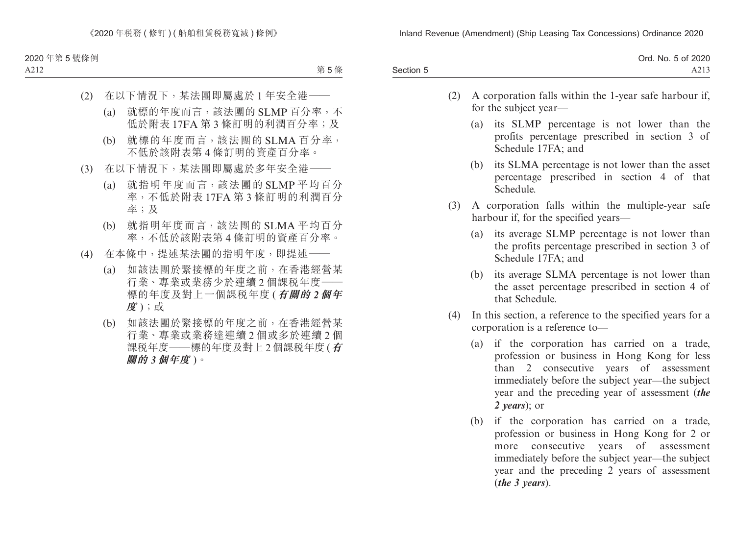(2) 在以下情況下，某法團即屬處於 1 年安全港——

(a) 就標的年度而言，該法團的 SLMP 百分率，不低於附表 17FA 第 3 條訂明的利潤百分率；及

(b) 就標的年度而言，該法團的 SLMA 百分率，不低於該附表第 4 條訂明的資產百分率。

(3) 在以下情況下，某法團即屬處於多年安全港——

(a) 就指明年度而言，該法團的 SLMP 平均百分率，不低於附表 17FA 第 3 條訂明的利潤百分率；及

(b) 就指明年度而言，該法團的 SLMA 平均百分率，不低於該附表第 4 條訂明的資產百分率。

(4) 在本條中，提述某法團的指明年度，即提述——

(a) 如該法團於緊接標的年度之前，在香港經營某行業、專業或業務少於連續 2 個課税年度——標的年度及對上一個課税年度 (***有關的 2 個年度***)；或

(b) 如該法團於緊接標的年度之前，在香港經營某行業、專業或業務達連續 2 個或多於連續 2 個課税年度——標的年度及對上 2 個課税年度 (***有關的 3 個年度***)。

(2) A corporation falls within the 1-year safe harbour if, for the subject year—

(a) its SLMP percentage is not lower than the profits percentage prescribed in section 3 of Schedule 17FA; and

(b) its SLMA percentage is not lower than the asset percentage prescribed in section 4 of that Schedule.

(3) A corporation falls within the multiple-year safe harbour if, for the specified years—

(a) its average SLMP percentage is not lower than the profits percentage prescribed in section 3 of Schedule 17FA; and

(b) its average SLMA percentage is not lower than the asset percentage prescribed in section 4 of that Schedule.

(4) In this section, a reference to the specified years for a corporation is a reference to—

(a) if the corporation has carried on a trade, profession or business in Hong Kong for less than 2 consecutive years of assessment immediately before the subject year—the subject year and the preceding year of assessment (***the 2 years***); or

(b) if the corporation has carried on a trade, profession or business in Hong Kong for 2 or more consecutive years of assessment immediately before the subject year—the subject year and the preceding 2 years of assessment (***the 3 years***).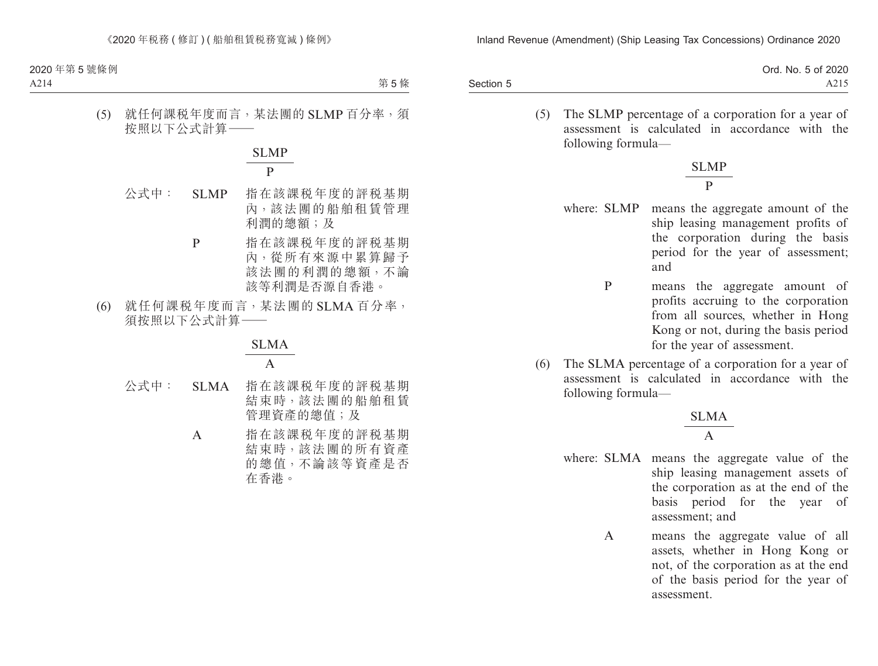(5) 就任何課税年度而言，某法團的 SLMP 百分率，須按照以下公式計算——

$$\frac{SLMP}{P}$$

公式中： SLMP 指在該課税年度的評税基期內，該法團的船舶租賃管理利潤的總額；及

P 指在該課税年度的評税基期內，從所有來源中累算歸予該法團的利潤的總額，不論該等利潤是否源自香港。

(6) 就任何課税年度而言，某法團的 SLMA 百分率，須按照以下公式計算——

$$\frac{SLMA}{A}$$

公式中： SLMA 指在該課税年度的評税基期結束時，該法團的船舶租賃管理資產的總值；及

A 指在該課税年度的評税基期結束時，該法團的所有資產的總值，不論該等資產是否在香港。

(5) The SLMP percentage of a corporation for a year of assessment is calculated in accordance with the following formula—

$$\frac{SLMP}{P}$$

where: SLMP means the aggregate amount of the ship leasing management profits of the corporation during the basis period for the year of assessment; and

P means the aggregate amount of profits accruing to the corporation from all sources, whether in Hong Kong or not, during the basis period for the year of assessment.

(6) The SLMA percentage of a corporation for a year of assessment is calculated in accordance with the following formula—

$$\frac{SLMA}{A}$$

where: SLMA means the aggregate value of the ship leasing management assets of the corporation as at the end of the basis period for the year of assessment; and

A means the aggregate value of all assets, whether in Hong Kong or not, of the corporation as at the end of the basis period for the year of assessment.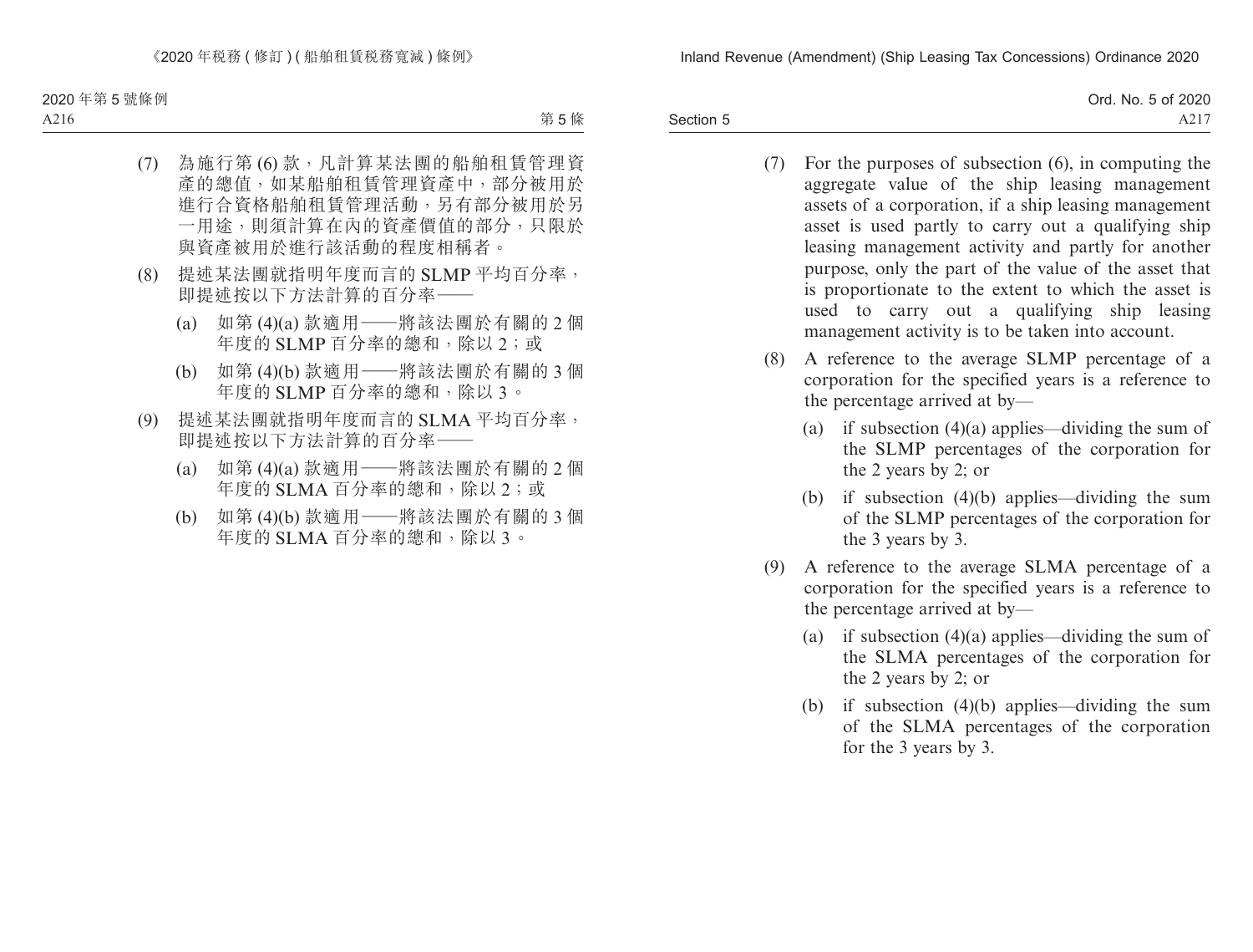(7) 為施行第 (6) 款，凡計算某法團的船舶租賃管理資產的總值，如某船舶租賃管理資產中，部分被用於進行合資格船舶租賃管理活動，另有部分被用於另一用途，則須計算在內的資產價值的部分，只限於與資產被用於進行該活動的程度相稱者。

(8) 提述某法團就指明年度而言的 SLMP 平均百分率，即提述按以下方法計算的百分率——

 (a) 如第 (4)(a) 款適用——將該法團於有關的 2 個年度的 SLMP 百分率的總和，除以 2；或

 (b) 如第 (4)(b) 款適用——將該法團於有關的 3 個年度的 SLMP 百分率的總和，除以 3。

(9) 提述某法團就指明年度而言的 SLMA 平均百分率，即提述按以下方法計算的百分率——

 (a) 如第 (4)(a) 款適用——將該法團於有關的 2 個年度的 SLMA 百分率的總和，除以 2；或

 (b) 如第 (4)(b) 款適用——將該法團於有關的 3 個年度的 SLMA 百分率的總和，除以 3。

(7) For the purposes of subsection (6), in computing the aggregate value of the ship leasing management assets of a corporation, if a ship leasing management asset is used partly to carry out a qualifying ship leasing management activity and partly for another purpose, only the part of the value of the asset that is proportionate to the extent to which the asset is used to carry out a qualifying ship leasing management activity is to be taken into account.

(8) A reference to the average SLMP percentage of a corporation for the specified years is a reference to the percentage arrived at by—

 (a) if subsection (4)(a) applies—dividing the sum of the SLMP percentages of the corporation for the 2 years by 2; or

 (b) if subsection (4)(b) applies—dividing the sum of the SLMP percentages of the corporation for the 3 years by 3.

(9) A reference to the average SLMA percentage of a corporation for the specified years is a reference to the percentage arrived at by—

 (a) if subsection (4)(a) applies—dividing the sum of the SLMA percentages of the corporation for the 2 years by 2; or

 (b) if subsection (4)(b) applies—dividing the sum of the SLMA percentages of the corporation for the 3 years by 3.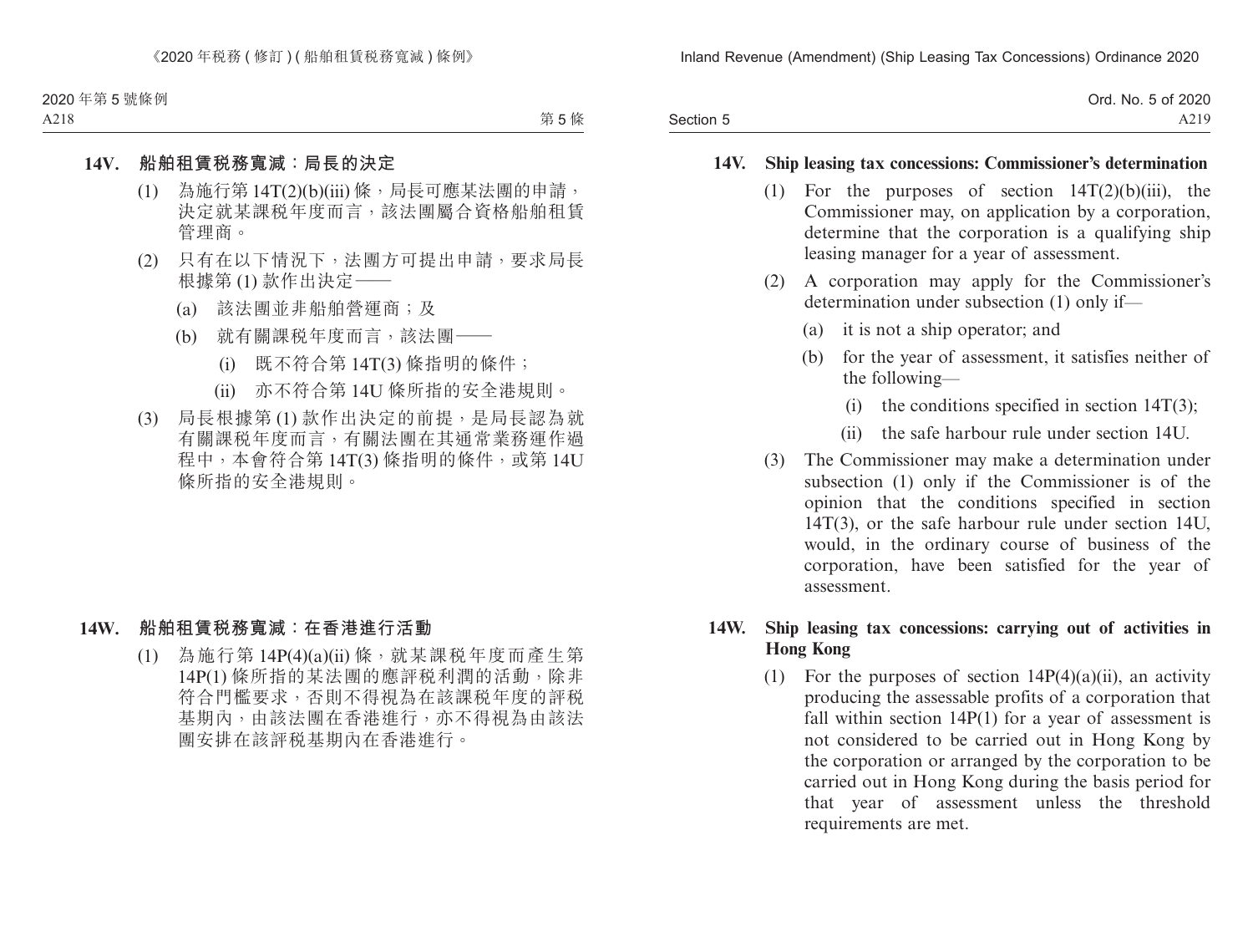## 14V. 船舶租賃稅務寬減：局長的決定

(1) 為施行第 14T(2)(b)(iii) 條，局長可應某法團的申請，決定就某課稅年度而言，該法團屬合資格船舶租賃管理商。

(2) 只有在以下情況下，法團方可提出申請，要求局長根據第 (1) 款作出決定——

(a) 該法團並非船舶營運商；及

(b) 就有關課稅年度而言，該法團——

(i) 既不符合第 14T(3) 條指明的條件；

(ii) 亦不符合第 14U 條所指的安全港規則。

(3) 局長根據第 (1) 款作出決定的前提，是局長認為就有關課稅年度而言，有關法團在其通常業務運作過程中，本會符合第 14T(3) 條指明的條件，或第 14U 條所指的安全港規則。

## 14W. 船舶租賃稅務寬減：在香港進行活動

(1) 為施行第 14P(4)(a)(ii) 條，就某課稅年度而產生第 14P(1) 條所指的某法團的應評稅利潤的活動，除非符合門檻要求，否則不得視為在該課稅年度的評稅基期內，由該法團在香港進行，亦不得視為由該法團安排在該評稅基期內在香港進行。

## 14V. Ship leasing tax concessions: Commissioner's determination

(1) For the purposes of section 14T(2)(b)(iii), the Commissioner may, on application by a corporation, determine that the corporation is a qualifying ship leasing manager for a year of assessment.

(2) A corporation may apply for the Commissioner's determination under subsection (1) only if—

(a) it is not a ship operator; and

(b) for the year of assessment, it satisfies neither of the following—

(i) the conditions specified in section 14T(3);

(ii) the safe harbour rule under section 14U.

(3) The Commissioner may make a determination under subsection (1) only if the Commissioner is of the opinion that the conditions specified in section 14T(3), or the safe harbour rule under section 14U, would, in the ordinary course of business of the corporation, have been satisfied for the year of assessment.

## 14W. Ship leasing tax concessions: carrying out of activities in Hong Kong

(1) For the purposes of section 14P(4)(a)(ii), an activity producing the assessable profits of a corporation that fall within section 14P(1) for a year of assessment is not considered to be carried out in Hong Kong by the corporation or arranged by the corporation to be carried out in Hong Kong during the basis period for that year of assessment unless the threshold requirements are met.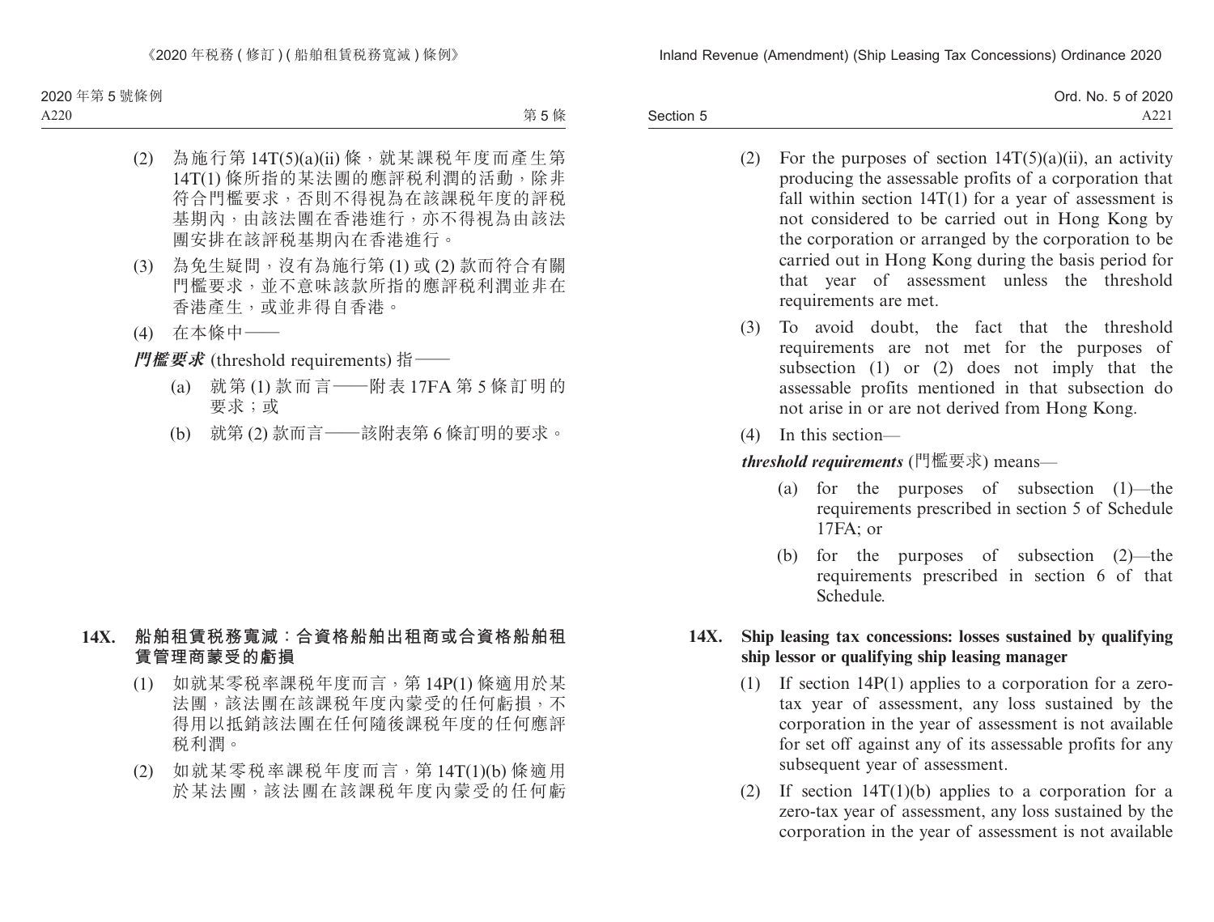(2) 為施行第 14T(5)(a)(ii) 條，就某課稅年度而產生第 14T(1) 條所指的某法團的應評稅利潤的活動，除非符合門檻要求，否則不得視為在該課稅年度的評稅基期內，由該法團在香港進行，亦不得視為由該法團安排在該評稅基期內在香港進行。

(3) 為免生疑問，沒有為施行第 (1) 或 (2) 款而符合有關門檻要求，並不意味該款所指的應評稅利潤並非在香港產生，或並非得自香港。

(4) 在本條中——

***門檻要求*** (threshold requirements) 指——

(a) 就第 (1) 款而言——附表 17FA 第 5 條訂明的要求；或

(b) 就第 (2) 款而言——該附表第 6 條訂明的要求。

**14X. 船舶租賃稅務寬減：合資格船舶出租商或合資格船舶租賃管理商蒙受的虧損**

(1) 如就某零稅率課稅年度而言，第 14P(1) 條適用於某法團，該法團在該課稅年度內蒙受的任何虧損，不得用以抵銷該法團在任何隨後課稅年度的任何應評稅利潤。

(2) 如就某零稅率課稅年度而言，第 14T(1)(b) 條適用於某法團，該法團在該課稅年度內蒙受的任何虧

(2) For the purposes of section 14T(5)(a)(ii), an activity producing the assessable profits of a corporation that fall within section 14T(1) for a year of assessment is not considered to be carried out in Hong Kong by the corporation or arranged by the corporation to be carried out in Hong Kong during the basis period for that year of assessment unless the threshold requirements are met.

(3) To avoid doubt, the fact that the threshold requirements are not met for the purposes of subsection (1) or (2) does not imply that the assessable profits mentioned in that subsection do not arise in or are not derived from Hong Kong.

(4) In this section—

***threshold requirements*** (門檻要求) means—

(a) for the purposes of subsection (1)—the requirements prescribed in section 5 of Schedule 17FA; or

(b) for the purposes of subsection (2)—the requirements prescribed in section 6 of that Schedule.

**14X. Ship leasing tax concessions: losses sustained by qualifying ship lessor or qualifying ship leasing manager**

(1) If section 14P(1) applies to a corporation for a zero-tax year of assessment, any loss sustained by the corporation in the year of assessment is not available for set off against any of its assessable profits for any subsequent year of assessment.

(2) If section 14T(1)(b) applies to a corporation for a zero-tax year of assessment, any loss sustained by the corporation in the year of assessment is not available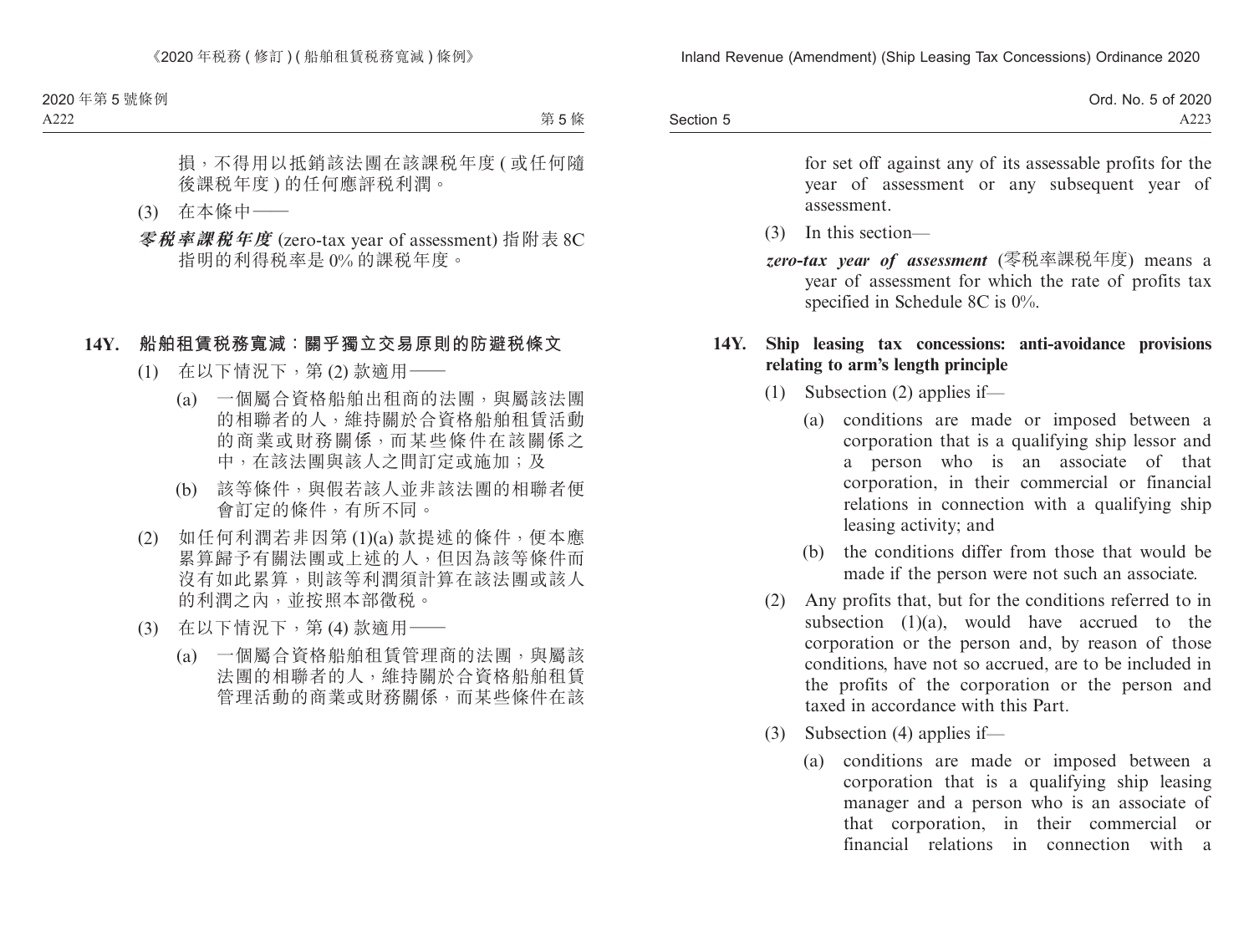損，不得用以抵銷該法團在該課稅年度 (或任何隨後課稅年度) 的任何應評稅利潤。

(3) 在本條中——

***零稅率課稅年度*** (zero-tax year of assessment) 指附表 8C 指明的利得稅率是 0% 的課稅年度。

**14Y. 船舶租賃稅務寬減：關乎獨立交易原則的防避稅條文**

(1) 在以下情況下，第 (2) 款適用——

(a) 一個屬合資格船舶出租商的法團，與屬該法團的相聯者的人，維持關於合資格船舶租賃活動的商業或財務關係，而某些條件在該關係之中，在該法團與該人之間訂定或施加；及

(b) 該等條件，與假若該人並非該法團的相聯者便會訂定的條件，有所不同。

(2) 如任何利潤若非因第 (1)(a) 款提述的條件，便本應累算歸予有關法團或上述的人，但因為該等條件而沒有如此累算，則該等利潤須計算在該法團或該人的利潤之內，並按照本部徵稅。

(3) 在以下情況下，第 (4) 款適用——

(a) 一個屬合資格船舶租賃管理商的法團，與屬該法團的相聯者的人，維持關於合資格船舶租賃管理活動的商業或財務關係，而某些條件在該

for set off against any of its assessable profits for the year of assessment or any subsequent year of assessment.

(3) In this section—

***zero-tax year of assessment*** (零稅率課稅年度) means a year of assessment for which the rate of profits tax specified in Schedule 8C is 0%.

**14Y. Ship leasing tax concessions: anti-avoidance provisions relating to arm's length principle**

(1) Subsection (2) applies if—

(a) conditions are made or imposed between a corporation that is a qualifying ship lessor and a person who is an associate of that corporation, in their commercial or financial relations in connection with a qualifying ship leasing activity; and

(b) the conditions differ from those that would be made if the person were not such an associate.

(2) Any profits that, but for the conditions referred to in subsection (1)(a), would have accrued to the corporation or the person and, by reason of those conditions, have not so accrued, are to be included in the profits of the corporation or the person and taxed in accordance with this Part.

(3) Subsection (4) applies if—

(a) conditions are made or imposed between a corporation that is a qualifying ship leasing manager and a person who is an associate of that corporation, in their commercial or financial relations in connection with a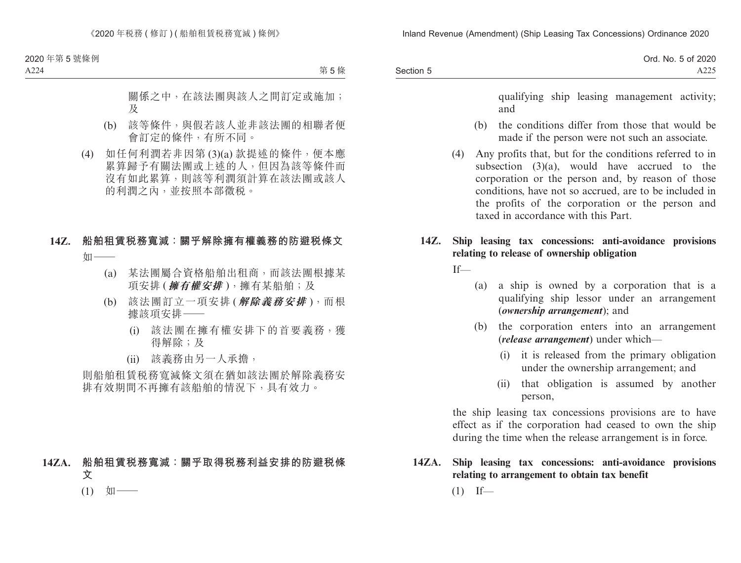關係之中，在該法團與該人之間訂定或施加；及

(b) 該等條件，與假若該人並非該法團的相聯者便會訂定的條件，有所不同。

(4) 如任何利潤若非因第 (3)(a) 款提述的條件，便本應累算歸予有關法團或上述的人，但因為該等條件而沒有如此累算，則該等利潤須計算在該法團或該人的利潤之內，並按照本部徵税。

### 14Z. 船舶租賃税務寬減：關乎解除擁有權義務的防避税條文

如——

(a) 某法團屬合資格船舶出租商，而該法團根據某項安排 (***擁有權安排***)，擁有某船舶；及

(b) 該法團訂立一項安排 (***解除義務安排***)，而根據該項安排——

(i) 該法團在擁有權安排下的首要義務，獲得解除；及

(ii) 該義務由另一人承擔，

則船舶租賃税務寬減條文須在猶如該法團於解除義務安排有效期間不再擁有該船舶的情況下，具有效力。

### 14ZA. 船舶租賃税務寬減：關乎取得税務利益安排的防避税條文

(1) 如——

---

qualifying ship leasing management activity; and

(b) the conditions differ from those that would be made if the person were not such an associate.

(4) Any profits that, but for the conditions referred to in subsection (3)(a), would have accrued to the corporation or the person and, by reason of those conditions, have not so accrued, are to be included in the profits of the corporation or the person and taxed in accordance with this Part.

### 14Z. Ship leasing tax concessions: anti-avoidance provisions relating to release of ownership obligation

If—

(a) a ship is owned by a corporation that is a qualifying ship lessor under an arrangement (***ownership arrangement***); and

(b) the corporation enters into an arrangement (***release arrangement***) under which—

(i) it is released from the primary obligation under the ownership arrangement; and

(ii) that obligation is assumed by another person,

the ship leasing tax concessions provisions are to have effect as if the corporation had ceased to own the ship during the time when the release arrangement is in force.

### 14ZA. Ship leasing tax concessions: anti-avoidance provisions relating to arrangement to obtain tax benefit

(1) If—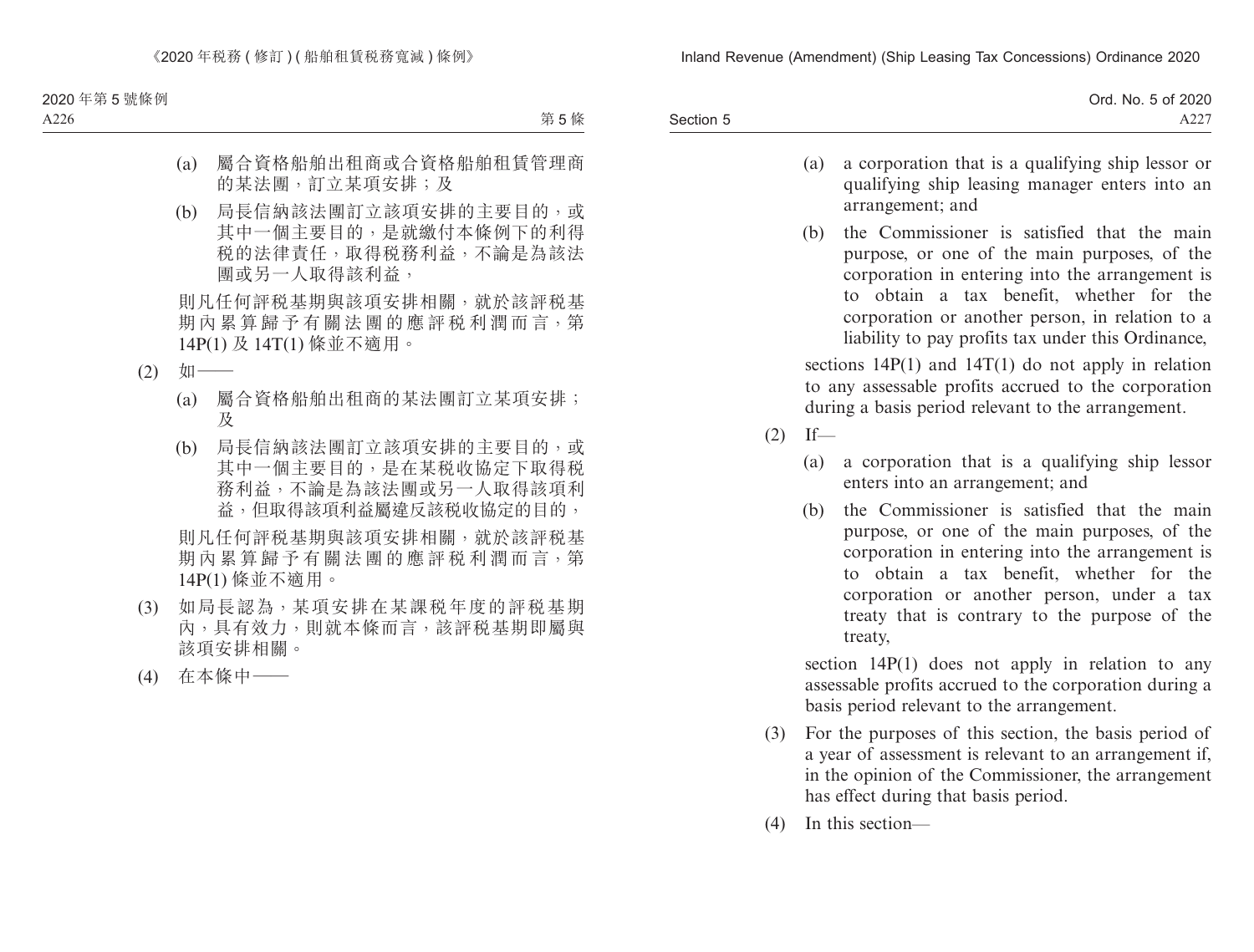(a) 屬合資格船舶出租商或合資格船舶租賃管理商的某法團，訂立某項安排；及

(b) 局長信納該法團訂立該項安排的主要目的，或其中一個主要目的，是就繳付本條例下的利得稅的法律責任，取得稅務利益，不論是為該法團或另一人取得該利益，

則凡任何評稅基期與該項安排相關，就於該評稅基期內累算歸予有關法團的應評稅利潤而言，第14P(1) 及 14T(1) 條並不適用。

(2) 如——

(a) 屬合資格船舶出租商的某法團訂立某項安排；及

(b) 局長信納該法團訂立該項安排的主要目的，或其中一個主要目的，是在某稅收協定下取得稅務利益，不論是為該法團或另一人取得該項利益，但取得該項利益屬違反該稅收協定的目的，

則凡任何評稅基期與該項安排相關，就於該評稅基期內累算歸予有關法團的應評稅利潤而言，第14P(1) 條並不適用。

(3) 如局長認為，某項安排在某課稅年度的評稅基期內，具有效力，則就本條而言，該評稅基期即屬與該項安排相關。

(4) 在本條中——

(a) a corporation that is a qualifying ship lessor or qualifying ship leasing manager enters into an arrangement; and

(b) the Commissioner is satisfied that the main purpose, or one of the main purposes, of the corporation in entering into the arrangement is to obtain a tax benefit, whether for the corporation or another person, in relation to a liability to pay profits tax under this Ordinance,

sections 14P(1) and 14T(1) do not apply in relation to any assessable profits accrued to the corporation during a basis period relevant to the arrangement.

(2) If—

(a) a corporation that is a qualifying ship lessor enters into an arrangement; and

(b) the Commissioner is satisfied that the main purpose, or one of the main purposes, of the corporation in entering into the arrangement is to obtain a tax benefit, whether for the corporation or another person, under a tax treaty that is contrary to the purpose of the treaty,

section 14P(1) does not apply in relation to any assessable profits accrued to the corporation during a basis period relevant to the arrangement.

(3) For the purposes of this section, the basis period of a year of assessment is relevant to an arrangement if, in the opinion of the Commissioner, the arrangement has effect during that basis period.

(4) In this section—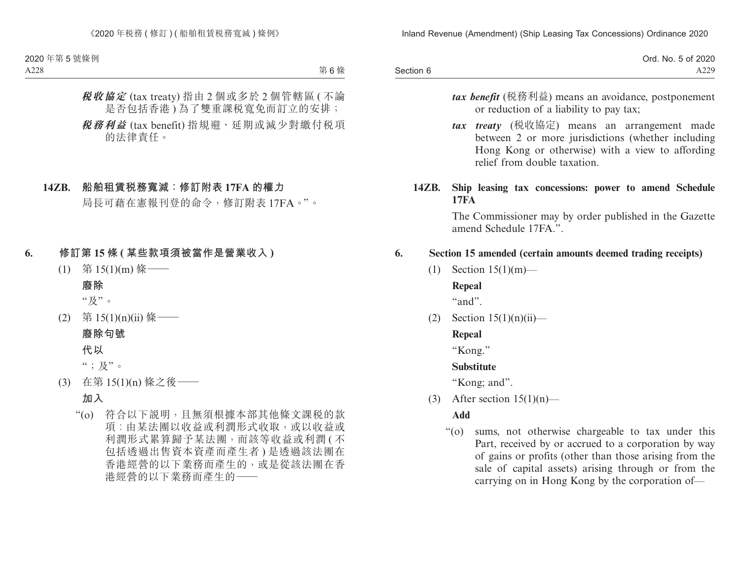***稅收協定*** (tax treaty) 指由 2 個或多於 2 個管轄區 ( 不論是否包括香港 ) 為了雙重課稅寬免而訂立的安排；

***稅務利益*** (tax benefit) 指規避、延期或減少對繳付稅項的法律責任。

**14ZB. 船舶租賃稅務寬減：修訂附表 17FA 的權力**

局長可藉在憲報刊登的命令，修訂附表 17FA。”。

**6. 修訂第 15 條 ( 某些款項須被當作是營業收入 )**

(1) 第 15(1)(m) 條——

**廢除**

“及”。

(2) 第 15(1)(n)(ii) 條——

**廢除句號**

**代以**

“；及”。

(3) 在第 15(1)(n) 條之後——

**加入**

“(o) 符合以下說明，且無須根據本部其他條文課稅的款項：由某法團以收益或利潤形式收取，或以收益或利潤形式累算歸予某法團，而該等收益或利潤 ( 不包括透過出售資本資產而產生者 ) 是透過該法團在香港經營的以下業務而產生的，或是從該法團在香港經營的以下業務而產生的——

***tax benefit*** (稅務利益) means an avoidance, postponement or reduction of a liability to pay tax;

***tax treaty*** (稅收協定) means an arrangement made between 2 or more jurisdictions (whether including Hong Kong or otherwise) with a view to affording relief from double taxation.

**14ZB. Ship leasing tax concessions: power to amend Schedule 17FA**

The Commissioner may by order published in the Gazette amend Schedule 17FA.”.

**6. Section 15 amended (certain amounts deemed trading receipts)**

(1) Section 15(1)(m)—

**Repeal**

“and”.

(2) Section 15(1)(n)(ii)—

**Repeal**

“Kong.”

**Substitute**

“Kong; and”.

(3) After section 15(1)(n)—

**Add**

“(o) sums, not otherwise chargeable to tax under this Part, received by or accrued to a corporation by way of gains or profits (other than those arising from the sale of capital assets) arising through or from the carrying on in Hong Kong by the corporation of—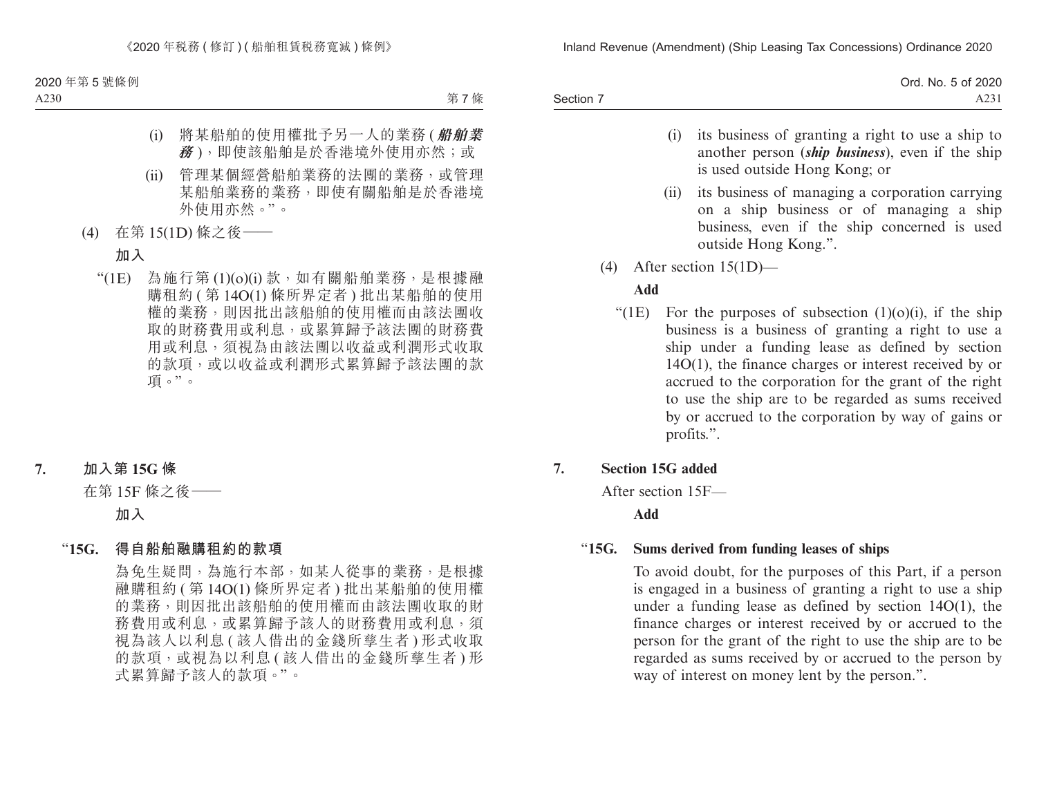(i) 將某船舶的使用權批予另一人的業務 (***船舶業務***)，即使該船舶是於香港境外使用亦然；或

(ii) 管理某個經營船舶業務的法團的業務，或管理某船舶業務的業務，即使有關船舶是於香港境外使用亦然。”。

(4) 在第 15(1D) 條之後——

**加入**

“(1E) 為施行第 (1)(o)(i) 款，如有關船舶業務，是根據融購租約 (第 14O(1) 條所界定者) 批出某船舶的使用權的業務，則因批出該船舶的使用權而由該法團收取的財務費用或利息，或累算歸予該法團的財務費用或利息，須視為由該法團以收益或利潤形式收取的款項，或以收益或利潤形式累算歸予該法團的款項。”。

## 7. 加入第 15G 條

在第 15F 條之後——

**加入**

### “15G. 得自船舶融購租約的款項

為免生疑問，為施行本部，如某人從事的業務，是根據融購租約 (第 14O(1) 條所界定者) 批出某船舶的使用權的業務，則因批出該船舶的使用權而由該法團收取的財務費用或利息，或累算歸予該人的財務費用或利息，須視為該人以利息 (該人借出的金錢所孳生者) 形式收取的款項，或視為以利息 (該人借出的金錢所孳生者) 形式累算歸予該人的款項。”。

(i) its business of granting a right to use a ship to another person (***ship business***), even if the ship is used outside Hong Kong; or

(ii) its business of managing a corporation carrying on a ship business or of managing a ship business, even if the ship concerned is used outside Hong Kong.”.

(4) After section 15(1D)—

**Add**

“(1E) For the purposes of subsection (1)(o)(i), if the ship business is a business of granting a right to use a ship under a funding lease as defined by section 14O(1), the finance charges or interest received by or accrued to the corporation for the grant of the right to use the ship are to be regarded as sums received by or accrued to the corporation by way of gains or profits.”.

## 7. Section 15G added

After section 15F—

**Add**

### “15G. Sums derived from funding leases of ships

To avoid doubt, for the purposes of this Part, if a person is engaged in a business of granting a right to use a ship under a funding lease as defined by section 14O(1), the finance charges or interest received by or accrued to the person for the grant of the right to use the ship are to be regarded as sums received by or accrued to the person by way of interest on money lent by the person.”.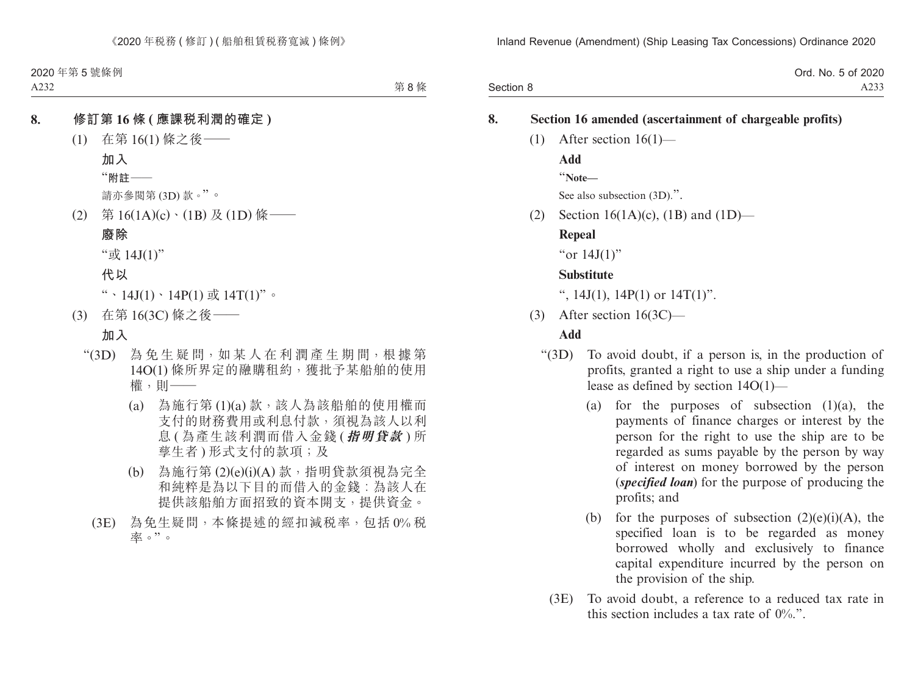## 8. 修訂第 16 條 (應課稅利潤的確定)

(1) 在第 16(1) 條之後——

**加入**

“**附註——**

請亦參閱第 (3D) 款。”。

(2) 第 16(1A)(c)、(1B) 及 (1D) 條——

**廢除**

“或 14J(1)”

**代以**

“、14J(1)、14P(1) 或 14T(1)”。

(3) 在第 16(3C) 條之後——

**加入**

“(3D) 為免生疑問，如某人在利潤產生期間，根據第 14O(1) 條所界定的融購租約，獲批予某船舶的使用權，則——

(a) 為施行第 (1)(a) 款，該人為該船舶的使用權而支付的財務費用或利息付款，須視為該人以利息 (為產生該利潤而借入金錢 (***指明貸款***) 所孳生者) 形式支付的款項；及

(b) 為施行第 (2)(e)(i)(A) 款，指明貸款須視為完全和純粹是為以下目的而借入的金錢：為該人在提供該船舶方面招致的資本開支，提供資金。

(3E) 為免生疑問，本條提述的經扣減稅率，包括 0% 稅率。”。

## 8. Section 16 amended (ascertainment of chargeable profits)

(1) After section 16(1)—

**Add**

“**Note—**

See also subsection (3D).”.

(2) Section 16(1A)(c), (1B) and (1D)—

**Repeal**

“or 14J(1)”

**Substitute**

“, 14J(1), 14P(1) or 14T(1)”.

(3) After section 16(3C)—

**Add**

“(3D) To avoid doubt, if a person is, in the production of profits, granted a right to use a ship under a funding lease as defined by section 14O(1)—

(a) for the purposes of subsection (1)(a), the payments of finance charges or interest by the person for the right to use the ship are to be regarded as sums payable by the person by way of interest on money borrowed by the person (***specified loan***) for the purpose of producing the profits; and

(b) for the purposes of subsection (2)(e)(i)(A), the specified loan is to be regarded as money borrowed wholly and exclusively to finance capital expenditure incurred by the person on the provision of the ship.

(3E) To avoid doubt, a reference to a reduced tax rate in this section includes a tax rate of 0%.”.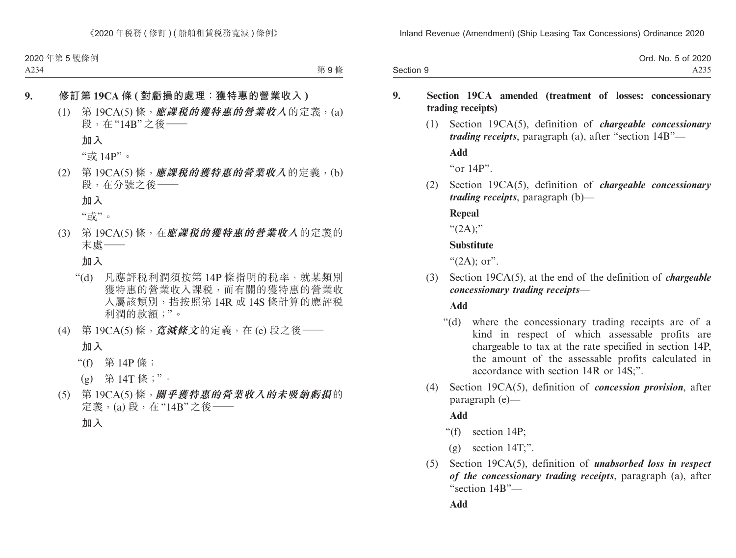## 9. 修訂第 19CA 條 (對虧損的處理：獲特惠的營業收入)

(1) 第 19CA(5) 條，***應課税的獲特惠的營業收入***的定義，(a) 段，在 "14B" 之後——

**加入**

"或 14P"。

(2) 第 19CA(5) 條，***應課税的獲特惠的營業收入***的定義，(b) 段，在分號之後——

**加入**

"或"。

(3) 第 19CA(5) 條，在***應課税的獲特惠的營業收入***的定義的末處——

**加入**

"(d) 凡應評税利潤須按第 14P 條指明的税率，就某類別獲特惠的營業收入課税，而有關的獲特惠的營業收入屬該類別，指按照第 14R 或 14S 條計算的應評税利潤的款額；"。

(4) 第 19CA(5) 條，***寬減條文***的定義，在 (e) 段之後——

**加入**

"(f) 第 14P 條；

(g) 第 14T 條；"。

(5) 第 19CA(5) 條，***關乎獲特惠的營業收入的未吸納虧損***的定義，(a) 段，在 "14B" 之後——

**加入**

## 9. Section 19CA amended (treatment of losses: concessionary trading receipts)

(1) Section 19CA(5), definition of ***chargeable concessionary trading receipts***, paragraph (a), after "section 14B"—

**Add**

"or 14P".

(2) Section 19CA(5), definition of ***chargeable concessionary trading receipts***, paragraph (b)—

**Repeal**

"(2A);"

**Substitute**

"(2A); or".

(3) Section 19CA(5), at the end of the definition of ***chargeable concessionary trading receipts***—

**Add**

"(d) where the concessionary trading receipts are of a kind in respect of which assessable profits are chargeable to tax at the rate specified in section 14P, the amount of the assessable profits calculated in accordance with section 14R or 14S;".

(4) Section 19CA(5), definition of ***concession provision***, after paragraph (e)—

**Add**

"(f) section 14P;

(g) section 14T;".

(5) Section 19CA(5), definition of ***unabsorbed loss in respect of the concessionary trading receipts***, paragraph (a), after "section 14B"—

**Add**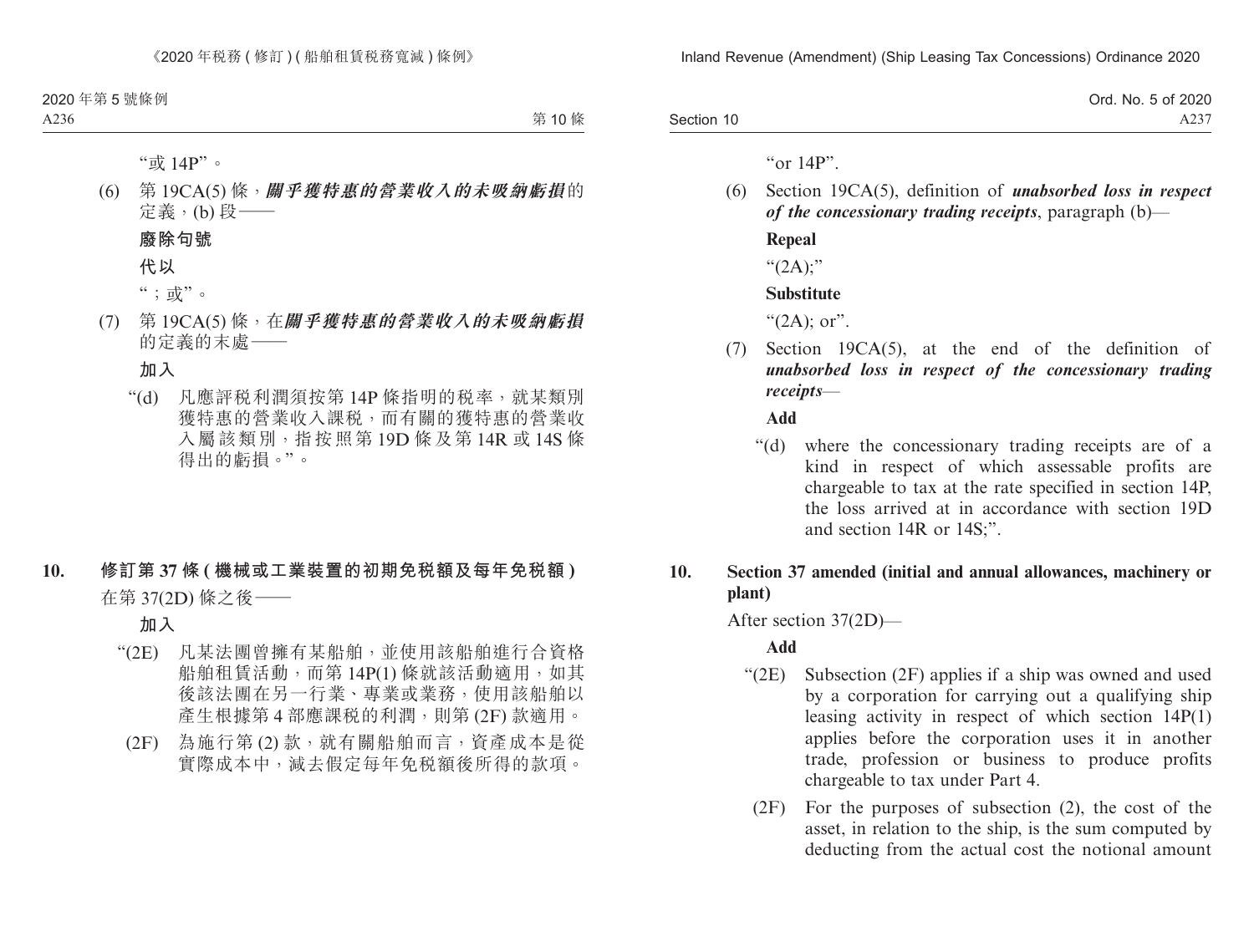"或 14P"。

(6) 第 19CA(5) 條，***關乎獲特惠的營業收入的未吸納虧損***的定義，(b) 段——

**廢除句號**

**代以**

"；或"。

(7) 第 19CA(5) 條，在***關乎獲特惠的營業收入的未吸納虧損***的定義的末處——

**加入**

"(d) 凡應評稅利潤須按第 14P 條指明的税率，就某類別獲特惠的營業收入課税，而有關的獲特惠的營業收入屬該類別，指按照第 19D 條及第 14R 或 14S 條得出的虧損。"。

## 10. 修訂第 37 條 (機械或工業裝置的初期免税額及每年免税額)

在第 37(2D) 條之後——

**加入**

"(2E) 凡某法團曾擁有某船舶，並使用該船舶進行合資格船舶租賃活動，而第 14P(1) 條就該活動適用，如其後該法團在另一行業、專業或業務，使用該船舶以產生根據第 4 部應課税的利潤，則第 (2F) 款適用。

(2F) 為施行第 (2) 款，就有關船舶而言，資產成本是從實際成本中，減去假定每年免税額後所得的款項。

"or 14P".

(6) Section 19CA(5), definition of ***unabsorbed loss in respect of the concessionary trading receipts***, paragraph (b)—

**Repeal**

"(2A);"

**Substitute**

"(2A); or".

(7) Section 19CA(5), at the end of the definition of ***unabsorbed loss in respect of the concessionary trading receipts***—

**Add**

"(d) where the concessionary trading receipts are of a kind in respect of which assessable profits are chargeable to tax at the rate specified in section 14P, the loss arrived at in accordance with section 19D and section 14R or 14S;".

## 10. Section 37 amended (initial and annual allowances, machinery or plant)

After section 37(2D)—

**Add**

"(2E) Subsection (2F) applies if a ship was owned and used by a corporation for carrying out a qualifying ship leasing activity in respect of which section 14P(1) applies before the corporation uses it in another trade, profession or business to produce profits chargeable to tax under Part 4.

(2F) For the purposes of subsection (2), the cost of the asset, in relation to the ship, is the sum computed by deducting from the actual cost the notional amount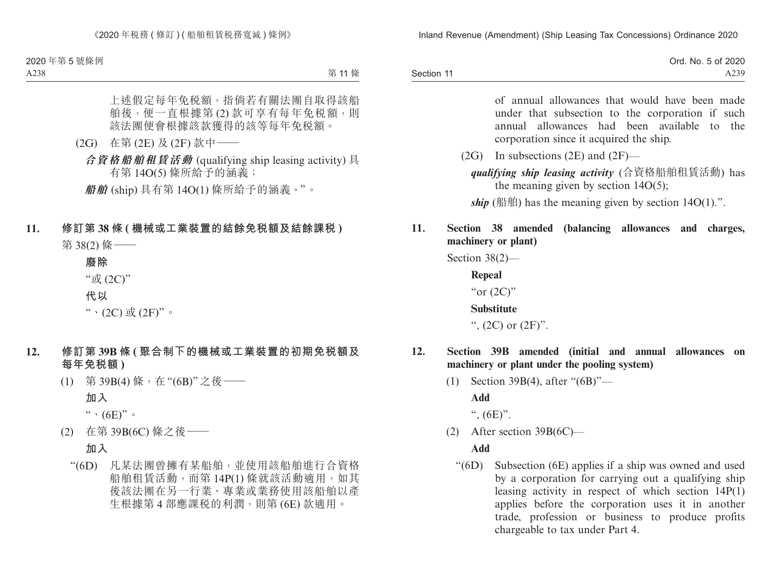上述假定每年免稅額，指倘若有關法團自取得該船舶後，便一直根據第 (2) 款可享有每年免稅額，則該法團便會根據該款獲得的該等每年免稅額。

(2G) 在第 (2E) 及 (2F) 款中——

***合資格船舶租賃活動*** (qualifying ship leasing activity) 具有第 14O(5) 條所給予的涵義；

***船舶*** (ship) 具有第 14O(1) 條所給予的涵義。”。

## 11. 修訂第 38 條 (機械或工業裝置的結餘免稅額及結餘課稅)

第 38(2) 條——

**廢除**

“或 (2C)”

**代以**

“、(2C) 或 (2F)”。

## 12. 修訂第 39B 條 (聚合制下的機械或工業裝置的初期免稅額及每年免稅額)

(1) 第 39B(4) 條，在 “(6B)” 之後——

**加入**

“、(6E)”。

(2) 在第 39B(6C) 條之後——

**加入**

“(6D) 凡某法團曾擁有某船舶，並使用該船舶進行合資格船舶租賃活動，而第 14P(1) 條就該活動適用，如其後該法團在另一行業、專業或業務使用該船舶以產生根據第 4 部應課稅的利潤，則第 (6E) 款適用。

---

of annual allowances that would have been made under that subsection to the corporation if such annual allowances had been available to the corporation since it acquired the ship.

(2G) In subsections (2E) and (2F)—

***qualifying ship leasing activity*** (合資格船舶租賃活動) has the meaning given by section 14O(5);

***ship*** (船舶) has the meaning given by section 14O(1).”.

## 11. Section 38 amended (balancing allowances and charges, machinery or plant)

Section 38(2)—

**Repeal**

“or (2C)”

**Substitute**

“, (2C) or (2F)”.

## 12. Section 39B amended (initial and annual allowances on machinery or plant under the pooling system)

(1) Section 39B(4), after “(6B)”—

**Add**

“, (6E)”.

(2) After section 39B(6C)—

**Add**

“(6D) Subsection (6E) applies if a ship was owned and used by a corporation for carrying out a qualifying ship leasing activity in respect of which section 14P(1) applies before the corporation uses it in another trade, profession or business to produce profits chargeable to tax under Part 4.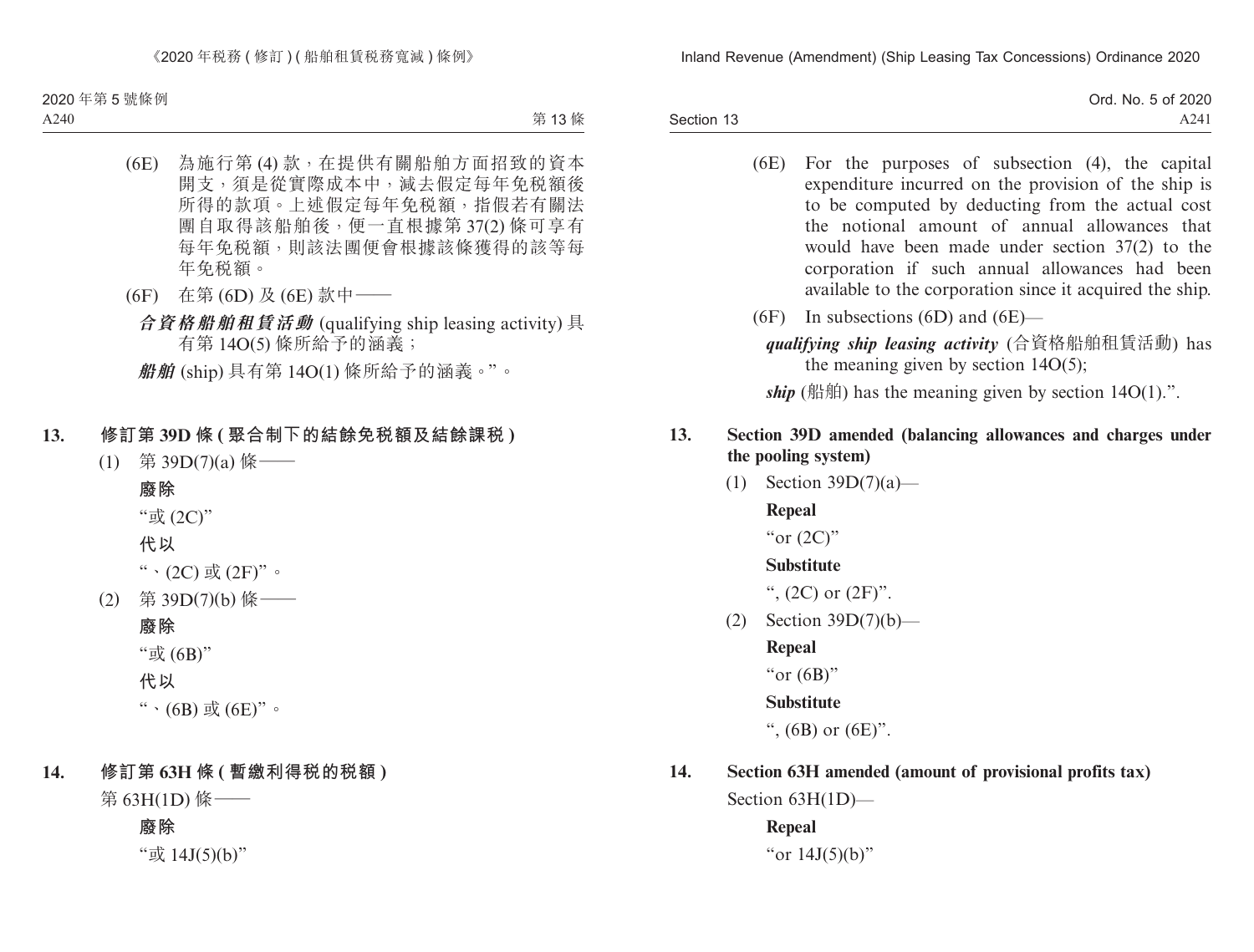(6E) 為施行第 (4) 款，在提供有關船舶方面招致的資本開支，須是從實際成本中，減去假定每年免稅額後所得的款項。上述假定每年免稅額，指假若有關法團自取得該船舶後，便一直根據第 37(2) 條可享有每年免稅額，則該法團便會根據該條獲得的該等每年免稅額。

(6F) 在第 (6D) 及 (6E) 款中——

***合資格船舶租賃活動*** (qualifying ship leasing activity) 具有第 14O(5) 條所給予的涵義；

***船舶*** (ship) 具有第 14O(1) 條所給予的涵義。”。

**13. 修訂第 39D 條 (聚合制下的結餘免稅額及結餘課稅)**

(1) 第 39D(7)(a) 條——

**廢除**

“或 (2C)”

**代以**

“、(2C) 或 (2F)”。

(2) 第 39D(7)(b) 條——

**廢除**

“或 (6B)”

**代以**

“、(6B) 或 (6E)”。

**14. 修訂第 63H 條 (暫繳利得稅的稅額)**

第 63H(1D) 條——

**廢除**

“或 14J(5)(b)”

(6E) For the purposes of subsection (4), the capital expenditure incurred on the provision of the ship is to be computed by deducting from the actual cost the notional amount of annual allowances that would have been made under section 37(2) to the corporation if such annual allowances had been available to the corporation since it acquired the ship.

(6F) In subsections (6D) and (6E)—

***qualifying ship leasing activity*** (合資格船舶租賃活動) has the meaning given by section 14O(5);

***ship*** (船舶) has the meaning given by section 14O(1).”.

**13. Section 39D amended (balancing allowances and charges under the pooling system)**

(1) Section 39D(7)(a)—

**Repeal**

“or (2C)”

**Substitute**

“, (2C) or (2F)”.

(2) Section 39D(7)(b)—

**Repeal**

“or (6B)”

**Substitute**

“, (6B) or (6E)”.

**14. Section 63H amended (amount of provisional profits tax)**

Section 63H(1D)—

**Repeal**

“or 14J(5)(b)”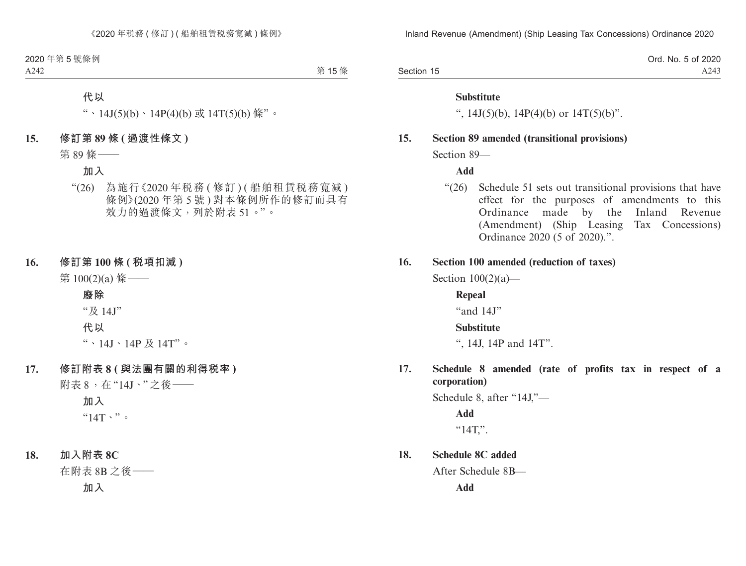**代以**

"、14J(5)(b)、14P(4)(b) 或 14T(5)(b) 條"。

**15. 修訂第 89 條 (過渡性條文)**

第 89 條——

**加入**

"(26) 為施行《2020 年稅務 (修訂) (船舶租賃稅務寬減) 條例》(2020 年第 5 號) 對本條例所作的修訂而具有效力的過渡條文，列於附表 51。"。

**16. 修訂第 100 條 (稅項扣減)**

第 100(2)(a) 條——

**廢除**

"及 14J"

**代以**

"、14J、14P 及 14T"。

**17. 修訂附表 8 (與法團有關的利得稅率)**

附表 8，在 "14J、" 之後——

**加入**

"14T、"。

**18. 加入附表 8C**

在附表 8B 之後——

**加入**

**Substitute**

", 14J(5)(b), 14P(4)(b) or 14T(5)(b)".

**15. Section 89 amended (transitional provisions)**

Section 89—

**Add**

"(26) Schedule 51 sets out transitional provisions that have effect for the purposes of amendments to this Ordinance made by the Inland Revenue (Amendment) (Ship Leasing Tax Concessions) Ordinance 2020 (5 of 2020).".

**16. Section 100 amended (reduction of taxes)**

Section 100(2)(a)—

**Repeal**

"and 14J"

**Substitute**

", 14J, 14P and 14T".

**17. Schedule 8 amended (rate of profits tax in respect of a corporation)**

Schedule 8, after "14J,"—

**Add**

"14T,".

**18. Schedule 8C added**

After Schedule 8B—

**Add**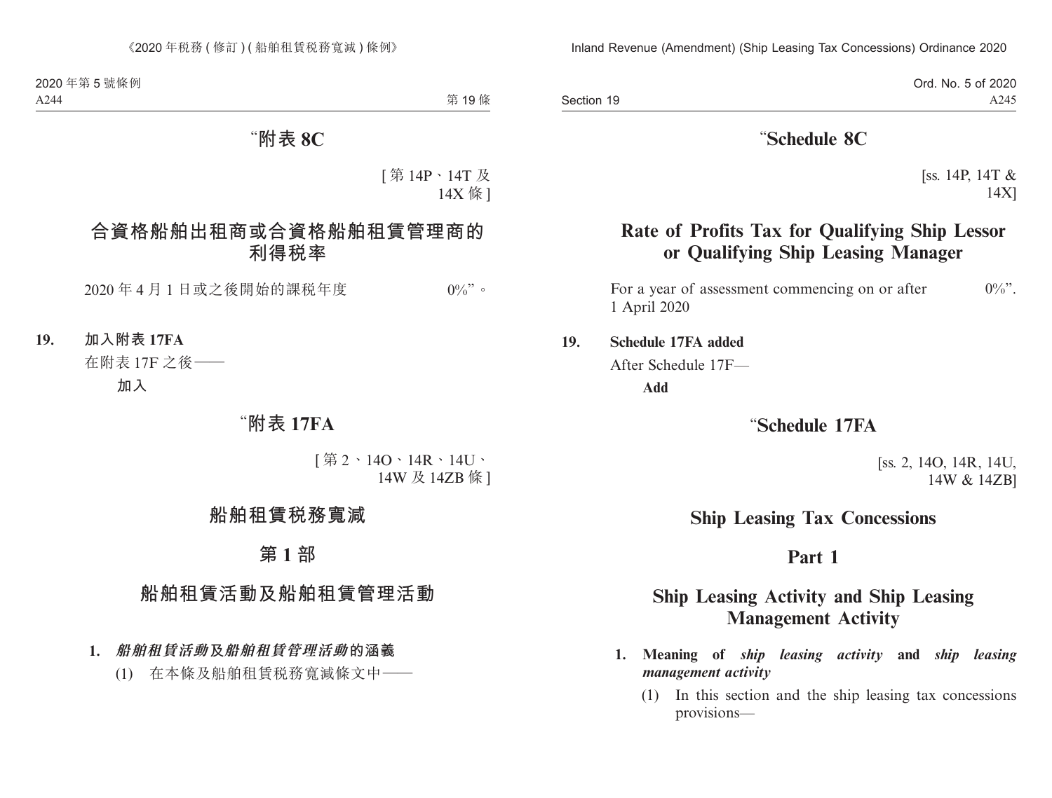# “附表 8C

[第 14P、14T 及 14X 條]

## 合資格船舶出租商或合資格船舶租賃管理商的利得稅率

2020 年 4 月 1 日或之後開始的課稅年度 0%”。

**19. 加入附表 17FA**

在附表 17F 之後——

**加入**

# “附表 17FA

[第 2、14O、14R、14U、14W 及 14ZB 條]

## 船舶租賃稅務寬減

## 第 1 部

## 船舶租賃活動及船舶租賃管理活動

**1. *船舶租賃活動*及*船舶租賃管理活動*的涵義**

(1) 在本條及船舶租賃稅務寬減條文中——

# “Schedule 8C

[ss. 14P, 14T & 14X]

## Rate of Profits Tax for Qualifying Ship Lessor or Qualifying Ship Leasing Manager

For a year of assessment commencing on or after 1 April 2020 0%”.

**19. Schedule 17FA added**

After Schedule 17F—

**Add**

# “Schedule 17FA

[ss. 2, 14O, 14R, 14U, 14W & 14ZB]

## Ship Leasing Tax Concessions

## Part 1

## Ship Leasing Activity and Ship Leasing Management Activity

**1. Meaning of *ship leasing activity* and *ship leasing management activity***

(1) In this section and the ship leasing tax concessions provisions—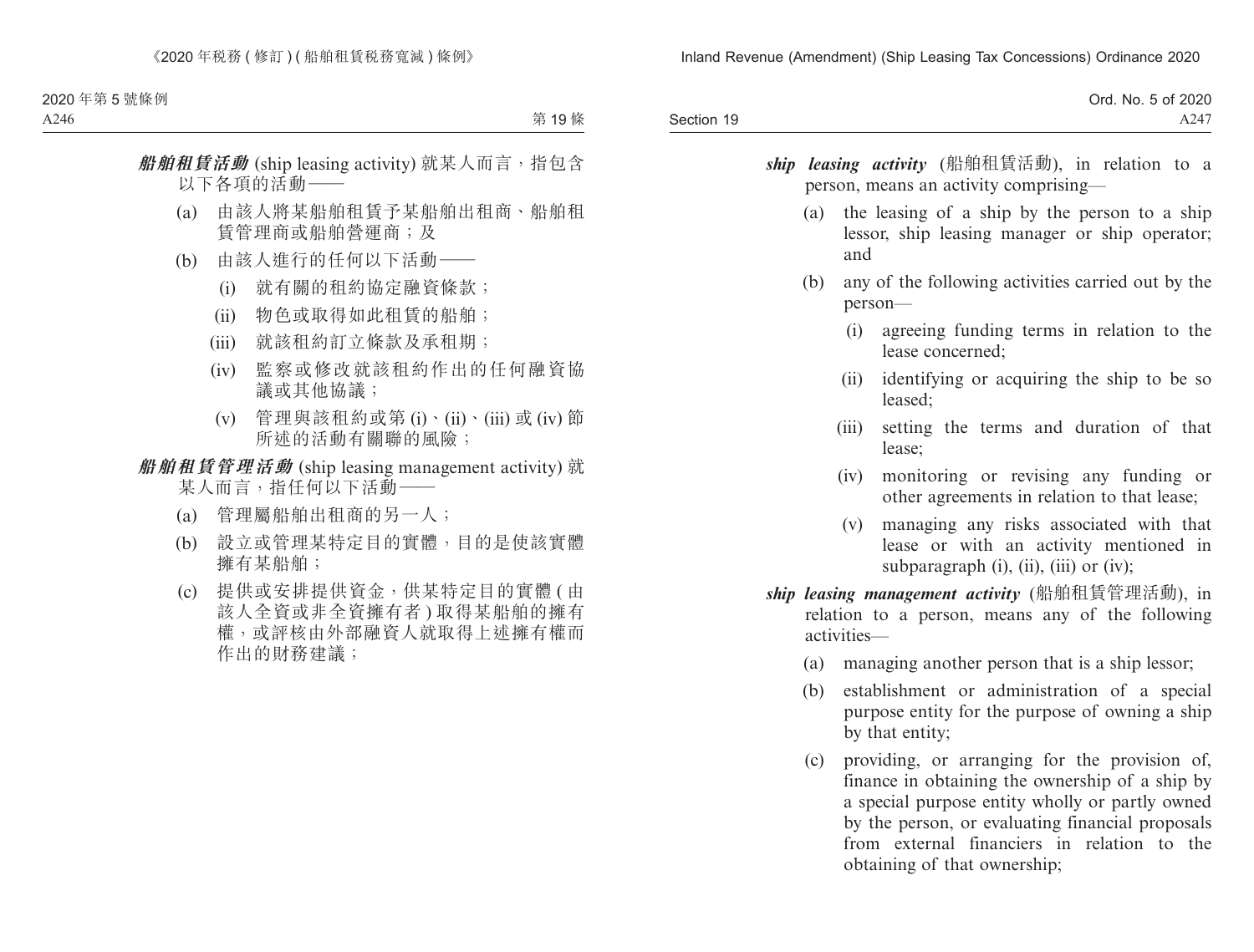***船舶租賃活動*** (ship leasing activity) 就某人而言，指包含以下各項的活動——

(a) 由該人將某船舶租賃予某船舶出租商、船舶租賃管理商或船舶營運商；及

(b) 由該人進行的任何以下活動——

(i) 就有關的租約協定融資條款；

(ii) 物色或取得如此租賃的船舶；

(iii) 就該租約訂立條款及承租期；

(iv) 監察或修改就該租約作出的任何融資協議或其他協議；

(v) 管理與該租約或第 (i)、(ii)、(iii) 或 (iv) 節所述的活動有關聯的風險；

***船舶租賃管理活動*** (ship leasing management activity) 就某人而言，指任何以下活動——

(a) 管理屬船舶出租商的另一人；

(b) 設立或管理某特定目的實體，目的是使該實體擁有某船舶；

(c) 提供或安排提供資金，供某特定目的實體 (由該人全資或非全資擁有者) 取得某船舶的擁有權，或評核由外部融資人就取得上述擁有權而作出的財務建議；

***ship leasing activity*** (船舶租賃活動), in relation to a person, means an activity comprising—

(a) the leasing of a ship by the person to a ship lessor, ship leasing manager or ship operator; and

(b) any of the following activities carried out by the person—

(i) agreeing funding terms in relation to the lease concerned;

(ii) identifying or acquiring the ship to be so leased;

(iii) setting the terms and duration of that lease;

(iv) monitoring or revising any funding or other agreements in relation to that lease;

(v) managing any risks associated with that lease or with an activity mentioned in subparagraph (i), (ii), (iii) or (iv);

***ship leasing management activity*** (船舶租賃管理活動), in relation to a person, means any of the following activities—

(a) managing another person that is a ship lessor;

(b) establishment or administration of a special purpose entity for the purpose of owning a ship by that entity;

(c) providing, or arranging for the provision of, finance in obtaining the ownership of a ship by a special purpose entity wholly or partly owned by the person, or evaluating financial proposals from external financiers in relation to the obtaining of that ownership;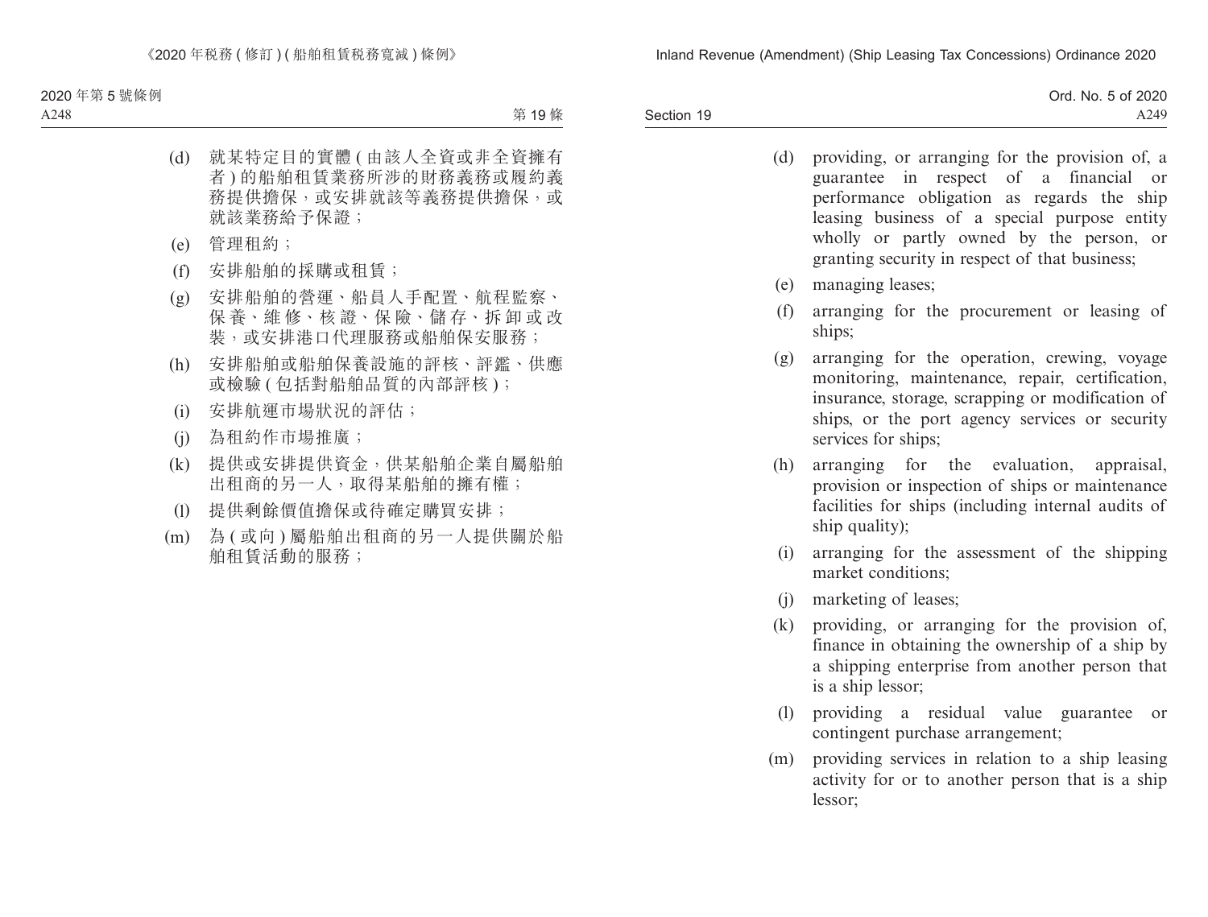(d) 就某特定目的實體 (由該人全資或非全資擁有者) 的船舶租賃業務所涉的財務義務或履約義務提供擔保，或安排就該等義務提供擔保，或就該業務給予保證；

(e) 管理租約；

(f) 安排船舶的採購或租賃；

(g) 安排船舶的營運、船員人手配置、航程監察、保養、維修、核證、保險、儲存、拆卸或改裝，或安排港口代理服務或船舶保安服務；

(h) 安排船舶或船舶保養設施的評核、評鑑、供應或檢驗 (包括對船舶品質的內部評核)；

(i) 安排航運市場狀況的評估；

(j) 為租約作市場推廣；

(k) 提供或安排提供資金，供某船舶企業自屬船舶出租商的另一人，取得某船舶的擁有權；

(l) 提供剩餘價值擔保或待確定購買安排；

(m) 為 (或向) 屬船舶出租商的另一人提供關於船舶租賃活動的服務；

(d) providing, or arranging for the provision of, a guarantee in respect of a financial or performance obligation as regards the ship leasing business of a special purpose entity wholly or partly owned by the person, or granting security in respect of that business;

(e) managing leases;

(f) arranging for the procurement or leasing of ships;

(g) arranging for the operation, crewing, voyage monitoring, maintenance, repair, certification, insurance, storage, scrapping or modification of ships, or the port agency services or security services for ships;

(h) arranging for the evaluation, appraisal, provision or inspection of ships or maintenance facilities for ships (including internal audits of ship quality);

(i) arranging for the assessment of the shipping market conditions;

(j) marketing of leases;

(k) providing, or arranging for the provision of, finance in obtaining the ownership of a ship by a shipping enterprise from another person that is a ship lessor;

(l) providing a residual value guarantee or contingent purchase arrangement;

(m) providing services in relation to a ship leasing activity for or to another person that is a ship lessor;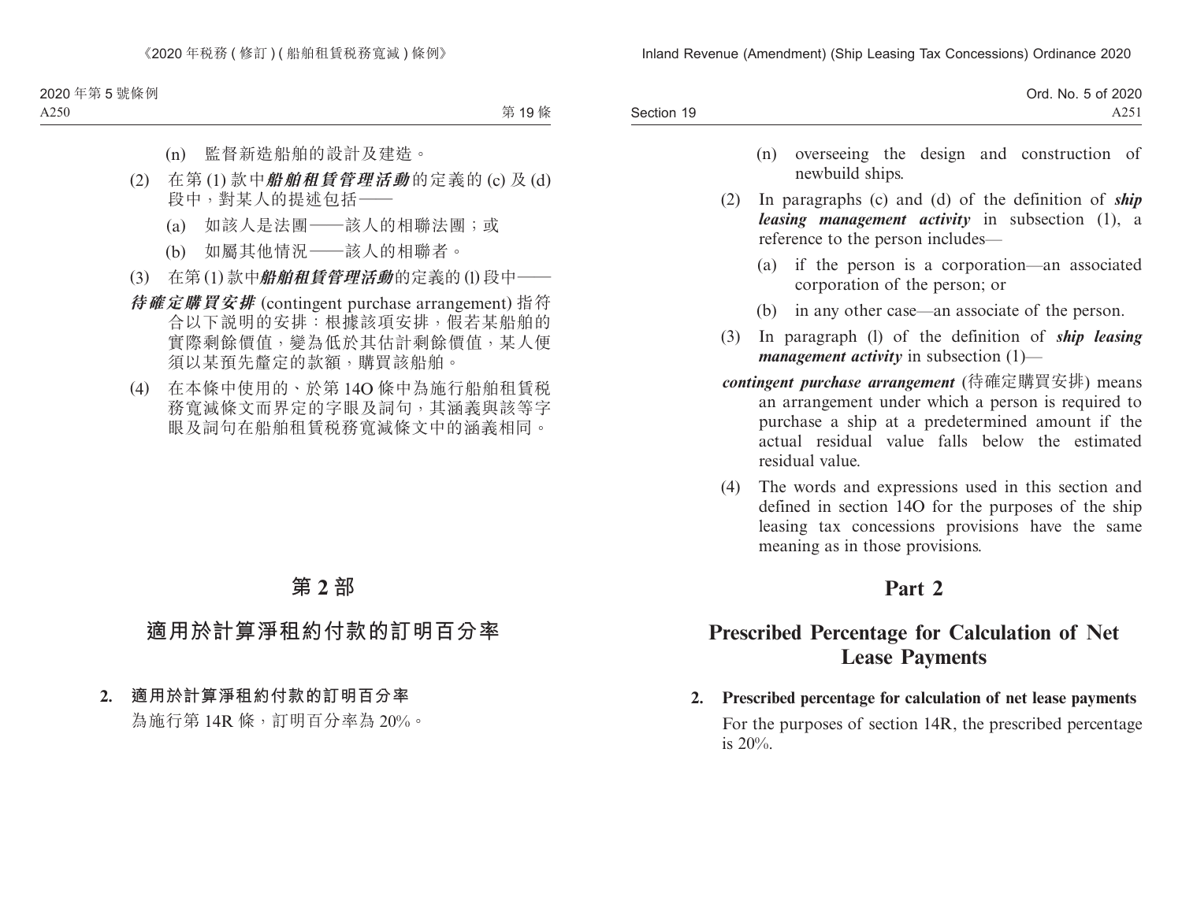(n) 監督新造船舶的設計及建造。

(2) 在第 (1) 款中***船舶租賃管理活動***的定義的 (c) 及 (d) 段中，對某人的提述包括——

(a) 如該人是法團——該人的相聯法團；或

(b) 如屬其他情況——該人的相聯者。

(3) 在第 (1) 款中***船舶租賃管理活動***的定義的 (l) 段中——

***待確定購買安排*** (contingent purchase arrangement) 指符合以下說明的安排：根據該項安排，假若某船舶的實際剩餘價值，變為低於其估計剩餘價值，某人便須以某預先釐定的款額，購買該船舶。

(4) 在本條中使用的、於第 14O 條中為施行船舶租賃稅務寬減條文而界定的字眼及詞句，其涵義與該等字眼及詞句在船舶租賃稅務寬減條文中的涵義相同。

# 第 2 部

## 適用於計算淨租約付款的訂明百分率

**2. 適用於計算淨租約付款的訂明百分率**

為施行第 14R 條，訂明百分率為 20%。

(n) overseeing the design and construction of newbuild ships.

(2) In paragraphs (c) and (d) of the definition of ***ship leasing management activity*** in subsection (1), a reference to the person includes—

(a) if the person is a corporation—an associated corporation of the person; or

(b) in any other case—an associate of the person.

(3) In paragraph (l) of the definition of ***ship leasing management activity*** in subsection (1)—

***contingent purchase arrangement*** (待確定購買安排) means an arrangement under which a person is required to purchase a ship at a predetermined amount if the actual residual value falls below the estimated residual value.

(4) The words and expressions used in this section and defined in section 14O for the purposes of the ship leasing tax concessions provisions have the same meaning as in those provisions.

# Part 2

## Prescribed Percentage for Calculation of Net Lease Payments

**2. Prescribed percentage for calculation of net lease payments**

For the purposes of section 14R, the prescribed percentage is 20%.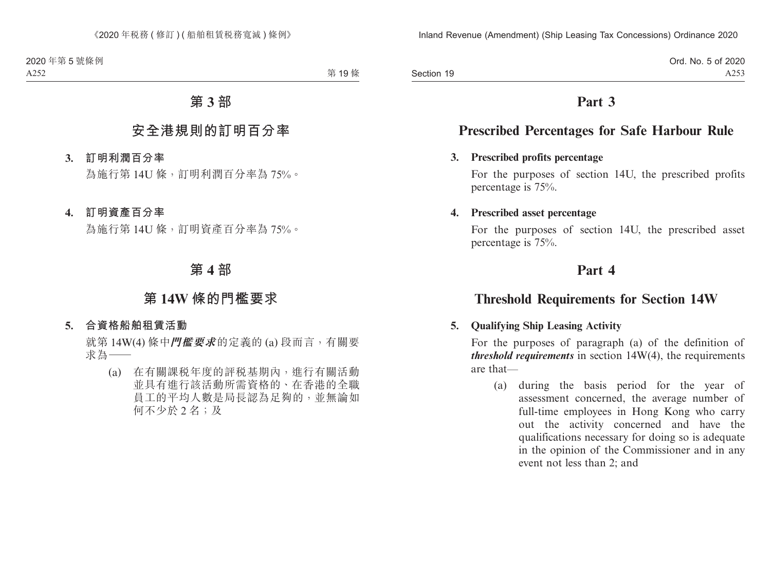# 第 3 部

## 安全港規則的訂明百分率

**3. 訂明利潤百分率**

為施行第 14U 條，訂明利潤百分率為 75%。

**4. 訂明資產百分率**

為施行第 14U 條，訂明資產百分率為 75%。

# 第 4 部

## 第 14W 條的門檻要求

**5. 合資格船舶租賃活動**

就第 14W(4) 條中***門檻要求***的定義的 (a) 段而言，有關要求為——

(a) 在有關課税年度的評税基期內，進行有關活動並具有進行該活動所需資格的、在香港的全職員工的平均人數是局長認為足夠的，並無論如何不少於 2 名；及

# Part 3

## Prescribed Percentages for Safe Harbour Rule

**3. Prescribed profits percentage**

For the purposes of section 14U, the prescribed profits percentage is 75%.

**4. Prescribed asset percentage**

For the purposes of section 14U, the prescribed asset percentage is 75%.

# Part 4

## Threshold Requirements for Section 14W

**5. Qualifying Ship Leasing Activity**

For the purposes of paragraph (a) of the definition of ***threshold requirements*** in section 14W(4), the requirements are that—

(a) during the basis period for the year of assessment concerned, the average number of full-time employees in Hong Kong who carry out the activity concerned and have the qualifications necessary for doing so is adequate in the opinion of the Commissioner and in any event not less than 2; and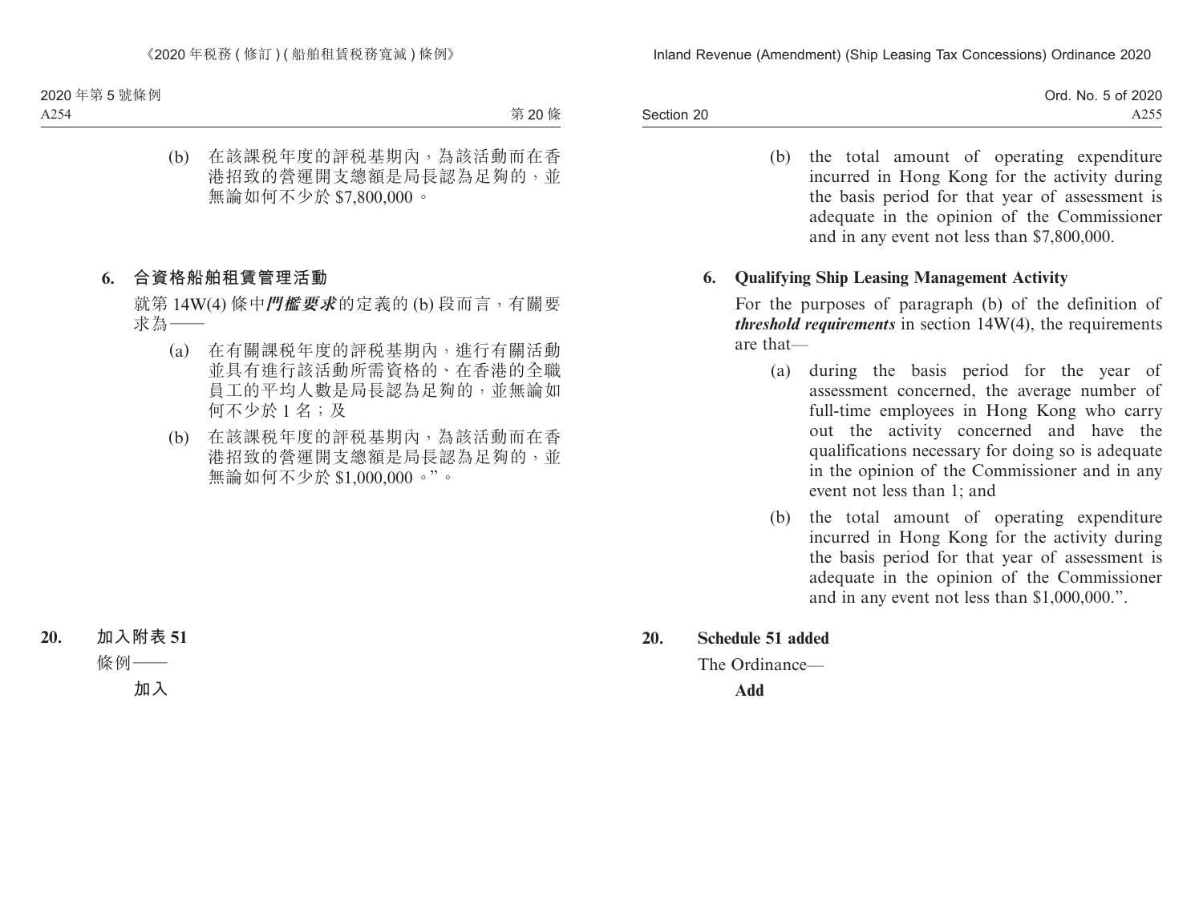(b) 在該課稅年度的評稅基期內，為該活動而在香港招致的營運開支總額是局長認為足夠的，並無論如何不少於 $7,800,000。

### 6. 合資格船舶租賃管理活動

就第 14W(4) 條中***門檻要求***的定義的 (b) 段而言，有關要求為——

(a) 在有關課稅年度的評稅基期內，進行有關活動並具有進行該活動所需資格的、在香港的全職員工的平均人數是局長認為足夠的，並無論如何不少於 1 名；及

(b) 在該課稅年度的評稅基期內，為該活動而在香港招致的營運開支總額是局長認為足夠的，並無論如何不少於 $1,000,000。”。

## 20. 加入附表 51

條例——

**加入**

(b) the total amount of operating expenditure incurred in Hong Kong for the activity during the basis period for that year of assessment is adequate in the opinion of the Commissioner and in any event not less than $7,800,000.

### 6. Qualifying Ship Leasing Management Activity

For the purposes of paragraph (b) of the definition of ***threshold requirements*** in section 14W(4), the requirements are that—

(a) during the basis period for the year of assessment concerned, the average number of full-time employees in Hong Kong who carry out the activity concerned and have the qualifications necessary for doing so is adequate in the opinion of the Commissioner and in any event not less than 1; and

(b) the total amount of operating expenditure incurred in Hong Kong for the activity during the basis period for that year of assessment is adequate in the opinion of the Commissioner and in any event not less than $1,000,000.”.

## 20. Schedule 51 added

The Ordinance—

**Add**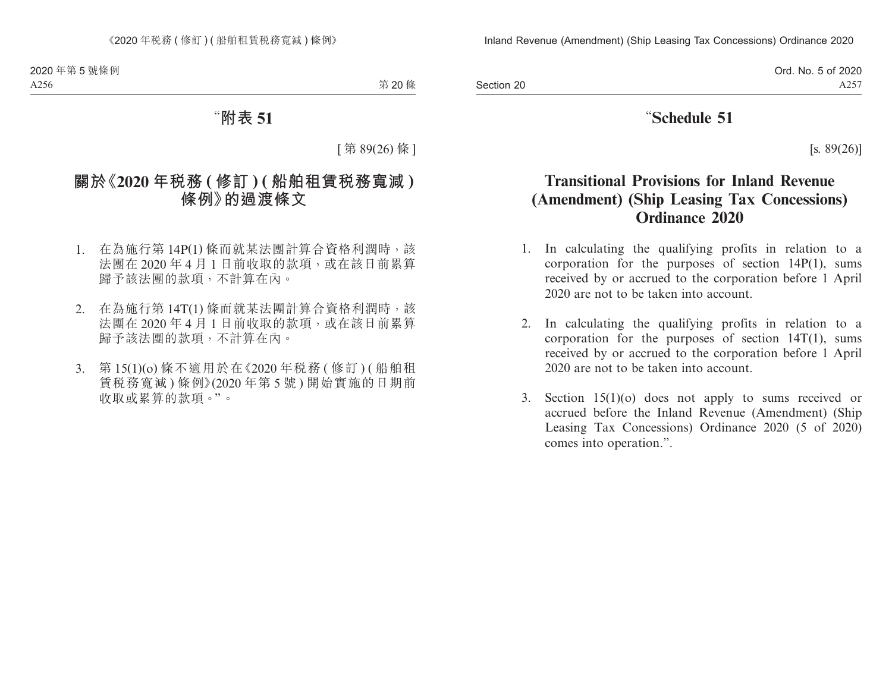# “附表 51

[ 第 89(26) 條 ]

## 關於《2020 年稅務 ( 修訂 ) ( 船舶租賃稅務寬減 ) 條例》的過渡條文

1. 在為施行第 14P(1) 條而就某法團計算合資格利潤時，該法團在 2020 年 4 月 1 日前收取的款項，或在該日前累算歸予該法團的款項，不計算在內。

2. 在為施行第 14T(1) 條而就某法團計算合資格利潤時，該法團在 2020 年 4 月 1 日前收取的款項，或在該日前累算歸予該法團的款項，不計算在內。

3. 第 15(1)(o) 條不適用於在《2020 年稅務 ( 修訂 ) ( 船舶租賃稅務寬減 ) 條例》(2020 年第 5 號 ) 開始實施的日期前收取或累算的款項。”。

# “Schedule 51

[s. 89(26)]

## Transitional Provisions for Inland Revenue (Amendment) (Ship Leasing Tax Concessions) Ordinance 2020

1. In calculating the qualifying profits in relation to a corporation for the purposes of section 14P(1), sums received by or accrued to the corporation before 1 April 2020 are not to be taken into account.

2. In calculating the qualifying profits in relation to a corporation for the purposes of section 14T(1), sums received by or accrued to the corporation before 1 April 2020 are not to be taken into account.

3. Section 15(1)(o) does not apply to sums received or accrued before the Inland Revenue (Amendment) (Ship Leasing Tax Concessions) Ordinance 2020 (5 of 2020) comes into operation.”.